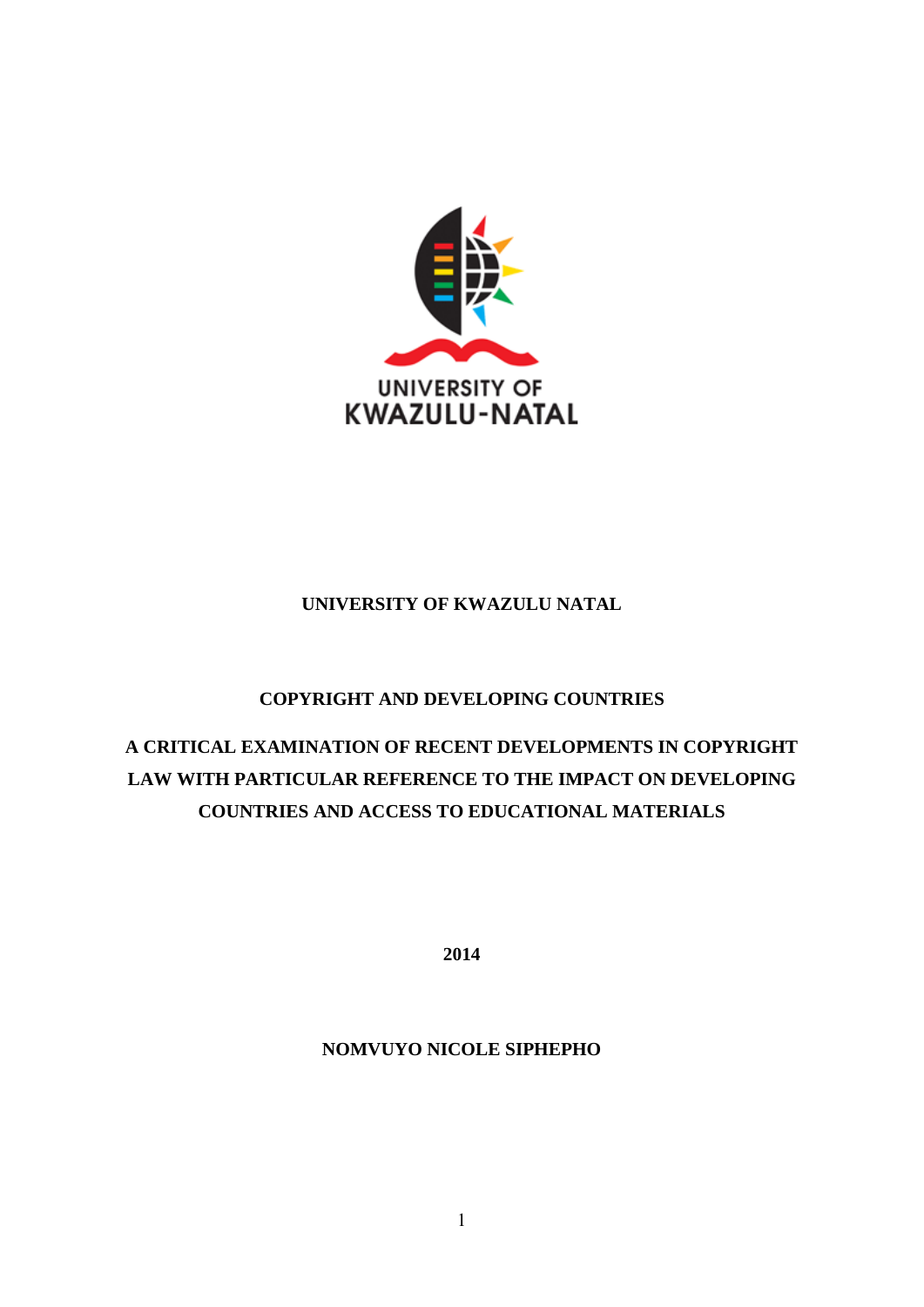**UNIVERSITY OF KWAZULU NATAL**

**COPYRIGHT AND DEVELOPING COUNTRIES**

**A CRITICAL EXAMINATION OF RECENT DEVELOPMENTS IN COPYRIGHT LAW WITH PARTICULAR REFERENCE TO THE IMPACT ON DEVELOPING COUNTRIES AND ACCESS TO EDUCATIONAL MATERIALS**

**2014**

**NOMVUYO NICOLE SIPHEPHO**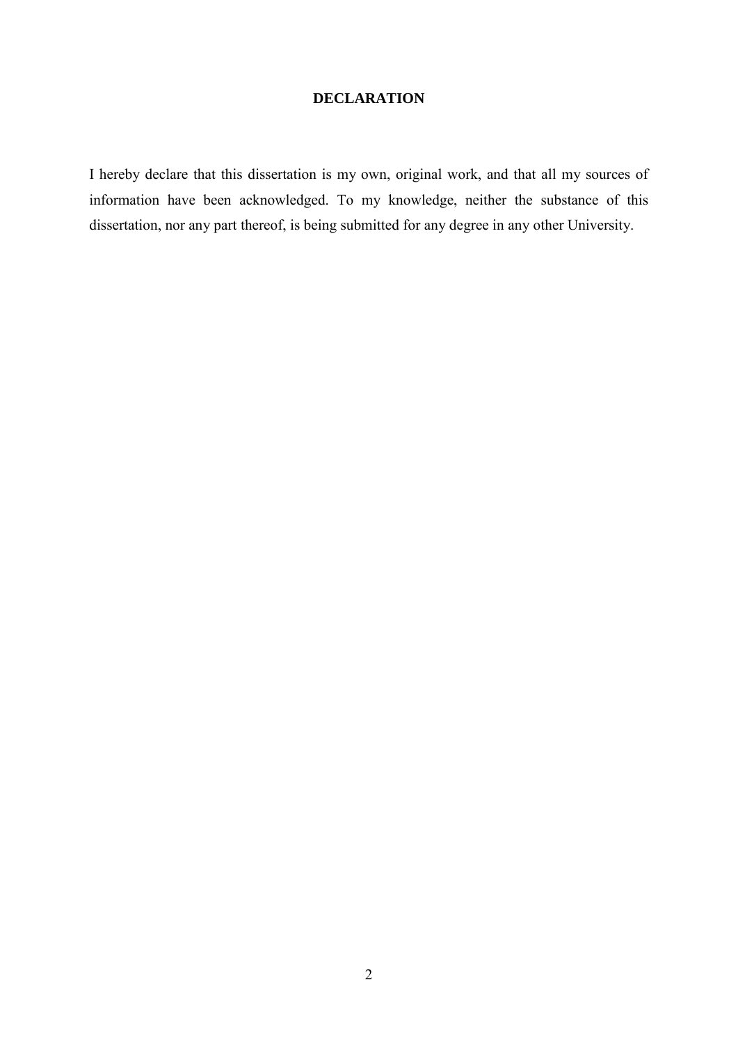# DECLARATION

I hereby declare that this dissertation is my own, original work, and that all my sources of information have been acknowledged. To my knowledge, neither the substance of this dissertation, nor any part thereof, is being submitted for any degree in any other University.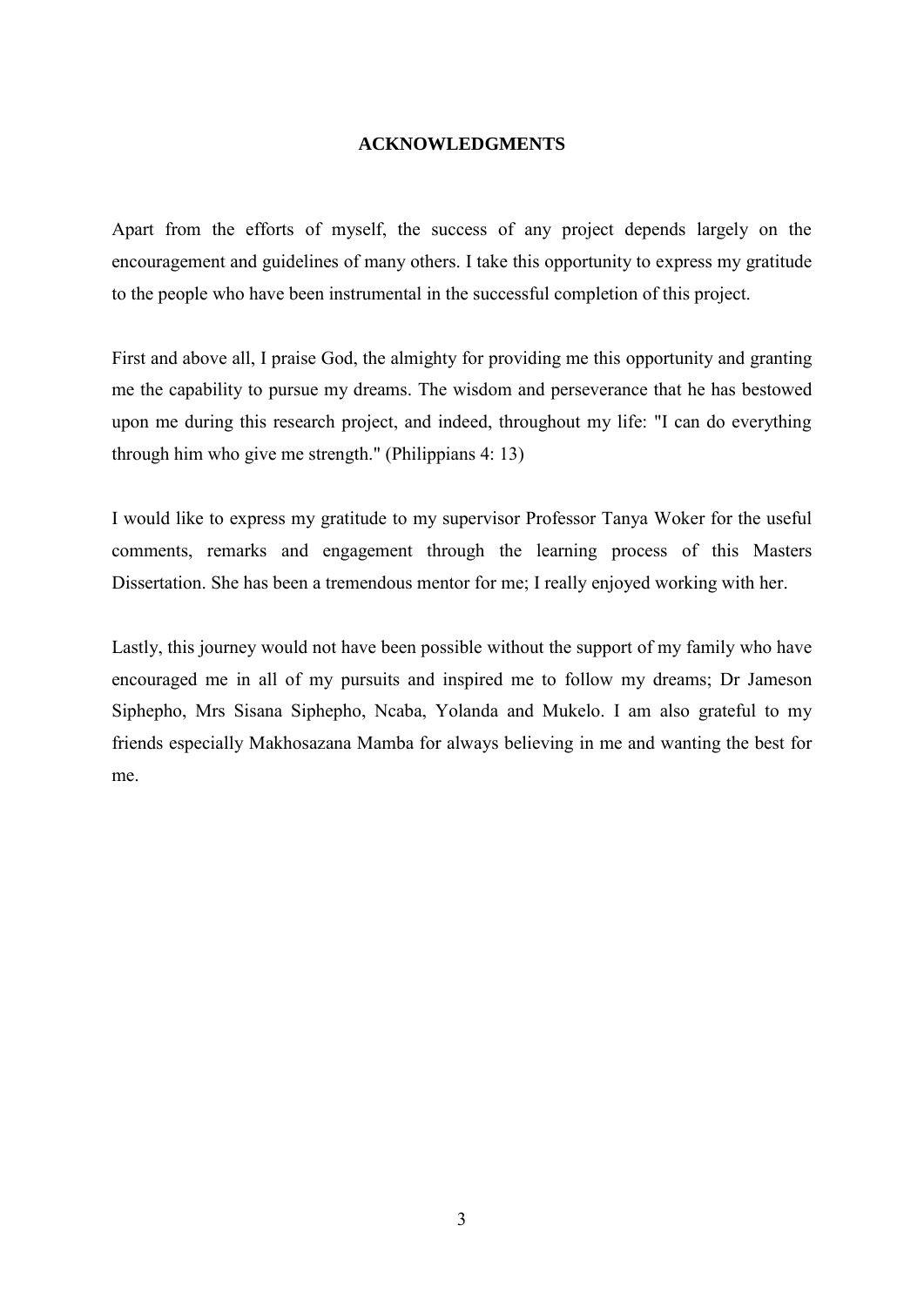# ACKNOWLEDGMENTS

Apart from the efforts of myself, the success of any project depends largely on the encouragement and guidelines of many others. I take this opportunity to express my gratitude to the people who have been instrumental in the successful completion of this project.

First and above all, I praise God, the almighty for providing me this opportunity and granting me the capability to pursue my dreams. The wisdom and perseverance that he has bestowed upon me during this research project, and indeed, throughout my life: "I can do everything through him who give me strength." (Philippians 4: 13)

I would like to express my gratitude to my supervisor Professor Tanya Woker for the useful comments, remarks and engagement through the learning process of this Masters Dissertation. She has been a tremendous mentor for me; I really enjoyed working with her.

Lastly, this journey would not have been possible without the support of my family who have encouraged me in all of my pursuits and inspired me to follow my dreams; Dr Jameson Siphepho, Mrs Sisana Siphepho, Ncaba, Yolanda and Mukelo. I am also grateful to my friends especially Makhosazana Mamba for always believing in me and wanting the best for me.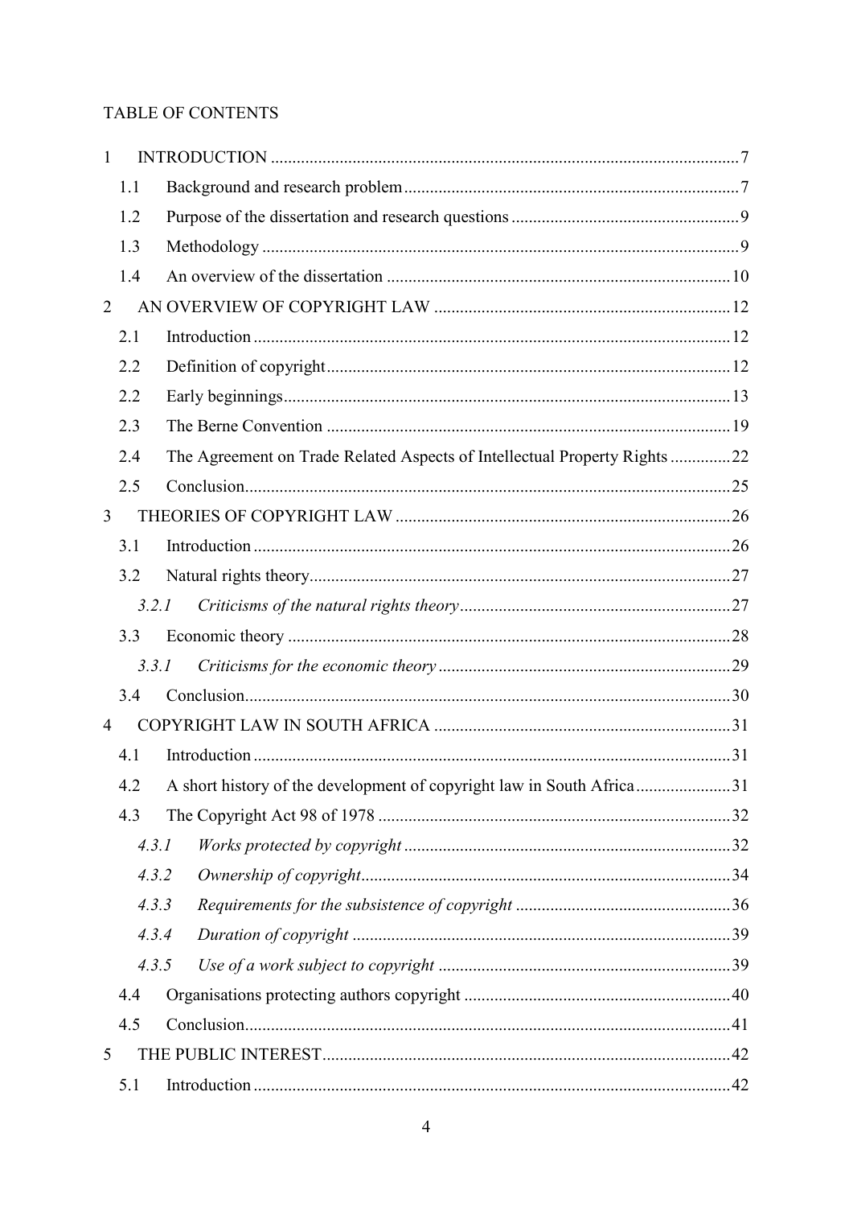TABLE OF CONTENTS

1 INTRODUCTION .......... 7
  1.1 Background and research problem .......... 7
  1.2 Purpose of the dissertation and research questions .......... 9
  1.3 Methodology .......... 9
  1.4 An overview of the dissertation .......... 10
2 AN OVERVIEW OF COPYRIGHT LAW .......... 12
  2.1 Introduction .......... 12
  2.2 Definition of copyright .......... 12
  2.2 Early beginnings .......... 13
  2.3 The Berne Convention .......... 19
  2.4 The Agreement on Trade Related Aspects of Intellectual Property Rights .......... 22
  2.5 Conclusion .......... 25
3 THEORIES OF COPYRIGHT LAW .......... 26
  3.1 Introduction .......... 26
  3.2 Natural rights theory .......... 27
    *3.2.1 Criticisms of the natural rights theory* .......... 27
  3.3 Economic theory .......... 28
    *3.3.1 Criticisms for the economic theory* .......... 29
  3.4 Conclusion .......... 30
4 COPYRIGHT LAW IN SOUTH AFRICA .......... 31
  4.1 Introduction .......... 31
  4.2 A short history of the development of copyright law in South Africa .......... 31
  4.3 The Copyright Act 98 of 1978 .......... 32
    *4.3.1 Works protected by copyright* .......... 32
    *4.3.2 Ownership of copyright* .......... 34
    *4.3.3 Requirements for the subsistence of copyright* .......... 36
    *4.3.4 Duration of copyright* .......... 39
    *4.3.5 Use of a work subject to copyright* .......... 39
  4.4 Organisations protecting authors copyright .......... 40
  4.5 Conclusion .......... 41
5 THE PUBLIC INTEREST .......... 42
  5.1 Introduction .......... 42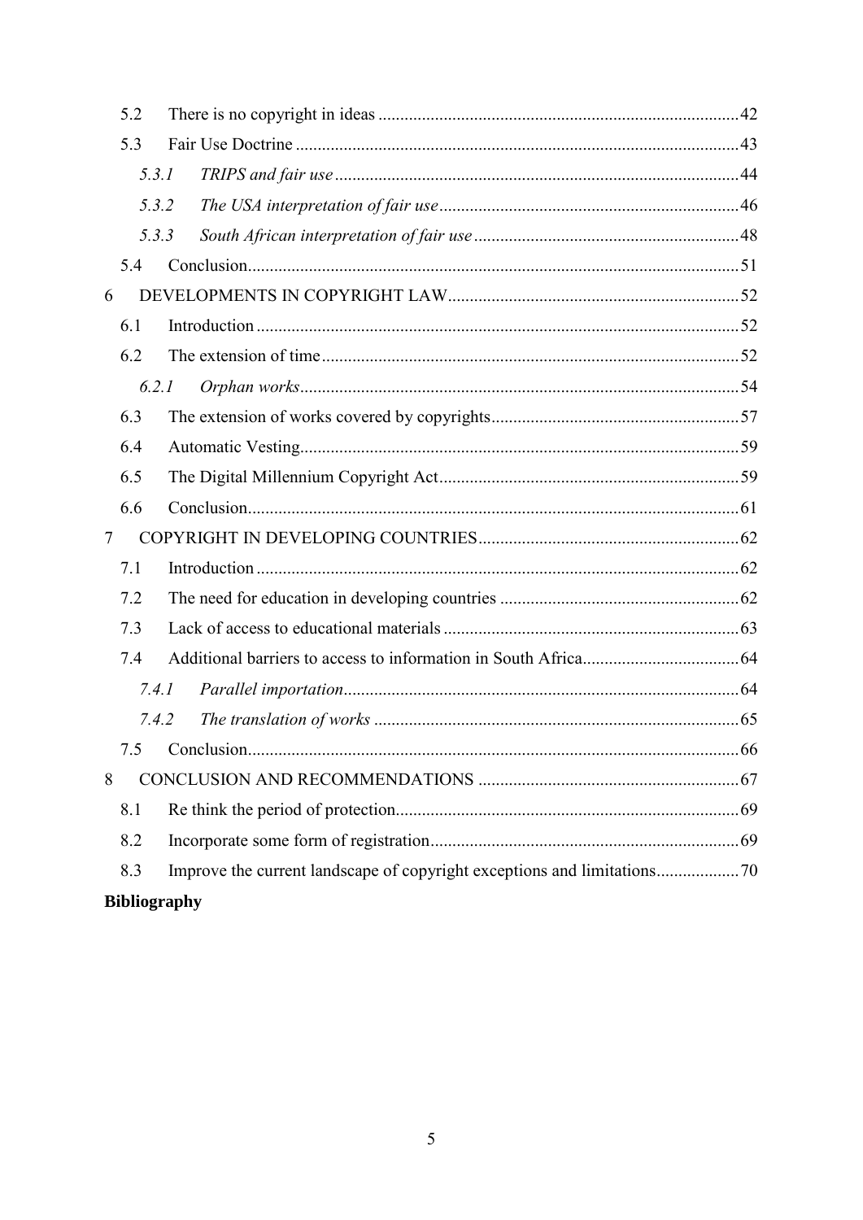- 5.2 There is no copyright in ideas ..... 42
- 5.3 Fair Use Doctrine ..... 43
  - *5.3.1 TRIPS and fair use* ..... 44
  - *5.3.2 The USA interpretation of fair use* ..... 46
  - *5.3.3 South African interpretation of fair use* ..... 48
- 5.4 Conclusion ..... 51

6 DEVELOPMENTS IN COPYRIGHT LAW ..... 52

- 6.1 Introduction ..... 52
- 6.2 The extension of time ..... 52
  - *6.2.1 Orphan works* ..... 54
- 6.3 The extension of works covered by copyrights ..... 57
- 6.4 Automatic Vesting ..... 59
- 6.5 The Digital Millennium Copyright Act ..... 59
- 6.6 Conclusion ..... 61

7 COPYRIGHT IN DEVELOPING COUNTRIES ..... 62

- 7.1 Introduction ..... 62
- 7.2 The need for education in developing countries ..... 62
- 7.3 Lack of access to educational materials ..... 63
- 7.4 Additional barriers to access to information in South Africa ..... 64
  - *7.4.1 Parallel importation* ..... 64
  - *7.4.2 The translation of works* ..... 65
- 7.5 Conclusion ..... 66

8 CONCLUSION AND RECOMMENDATIONS ..... 67

- 8.1 Re think the period of protection ..... 69
- 8.2 Incorporate some form of registration ..... 69
- 8.3 Improve the current landscape of copyright exceptions and limitations ..... 70

**Bibliography**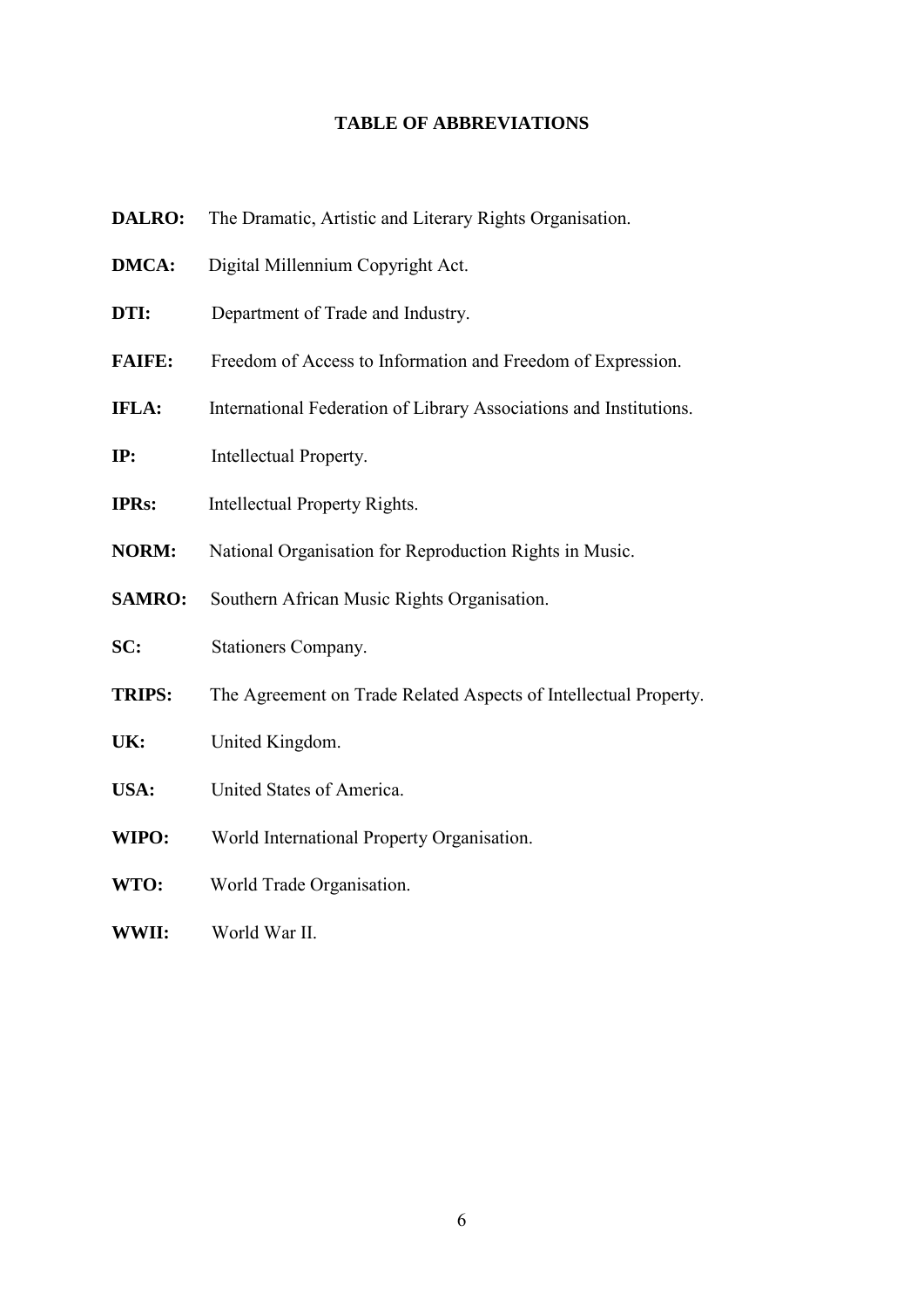# TABLE OF ABBREVIATIONS

**DALRO:** The Dramatic, Artistic and Literary Rights Organisation.

**DMCA:** Digital Millennium Copyright Act.

**DTI:** Department of Trade and Industry.

**FAIFE:** Freedom of Access to Information and Freedom of Expression.

**IFLA:** International Federation of Library Associations and Institutions.

**IP:** Intellectual Property.

**IPRs:** Intellectual Property Rights.

**NORM:** National Organisation for Reproduction Rights in Music.

**SAMRO:** Southern African Music Rights Organisation.

**SC:** Stationers Company.

**TRIPS:** The Agreement on Trade Related Aspects of Intellectual Property.

**UK:** United Kingdom.

**USA:** United States of America.

**WIPO:** World International Property Organisation.

**WTO:** World Trade Organisation.

**WWII:** World War II.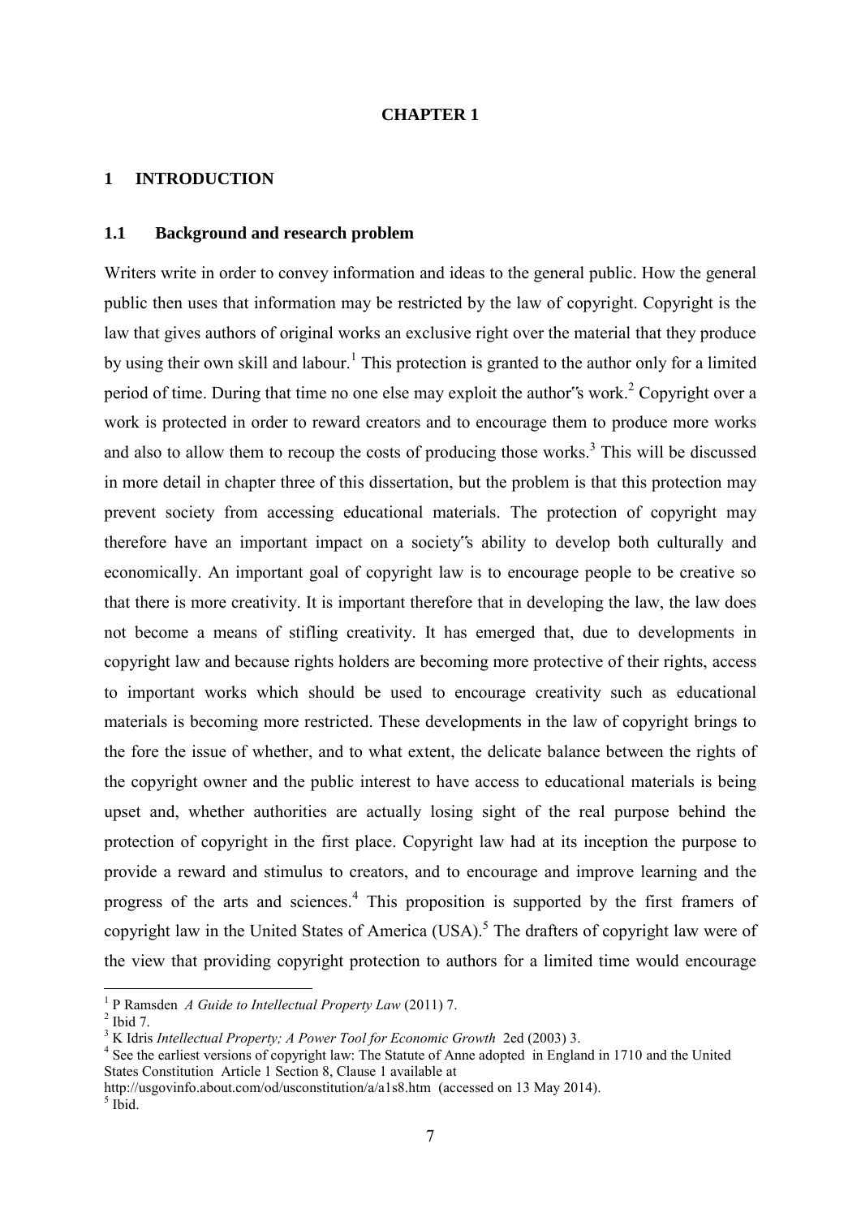# CHAPTER 1

## 1 INTRODUCTION

### 1.1 Background and research problem

Writers write in order to convey information and ideas to the general public. How the general public then uses that information may be restricted by the law of copyright. Copyright is the law that gives authors of original works an exclusive right over the material that they produce by using their own skill and labour.[1] This protection is granted to the author only for a limited period of time. During that time no one else may exploit the author‟s work.[2] Copyright over a work is protected in order to reward creators and to encourage them to produce more works and also to allow them to recoup the costs of producing those works.[3] This will be discussed in more detail in chapter three of this dissertation, but the problem is that this protection may prevent society from accessing educational materials. The protection of copyright may therefore have an important impact on a society‟s ability to develop both culturally and economically. An important goal of copyright law is to encourage people to be creative so that there is more creativity. It is important therefore that in developing the law, the law does not become a means of stifling creativity. It has emerged that, due to developments in copyright law and because rights holders are becoming more protective of their rights, access to important works which should be used to encourage creativity such as educational materials is becoming more restricted. These developments in the law of copyright brings to the fore the issue of whether, and to what extent, the delicate balance between the rights of the copyright owner and the public interest to have access to educational materials is being upset and, whether authorities are actually losing sight of the real purpose behind the protection of copyright in the first place. Copyright law had at its inception the purpose to provide a reward and stimulus to creators, and to encourage and improve learning and the progress of the arts and sciences.[4] This proposition is supported by the first framers of copyright law in the United States of America (USA).[5] The drafters of copyright law were of the view that providing copyright protection to authors for a limited time would encourage

---

[1] P Ramsden *A Guide to Intellectual Property Law* (2011) 7.

[2] Ibid 7.

[3] K Idris *Intellectual Property; A Power Tool for Economic Growth* 2ed (2003) 3.

[4] See the earliest versions of copyright law: The Statute of Anne adopted in England in 1710 and the United States Constitution Article 1 Section 8, Clause 1 available at http://usgovinfo.about.com/od/usconstitution/a/a1s8.htm (accessed on 13 May 2014).

[5] Ibid.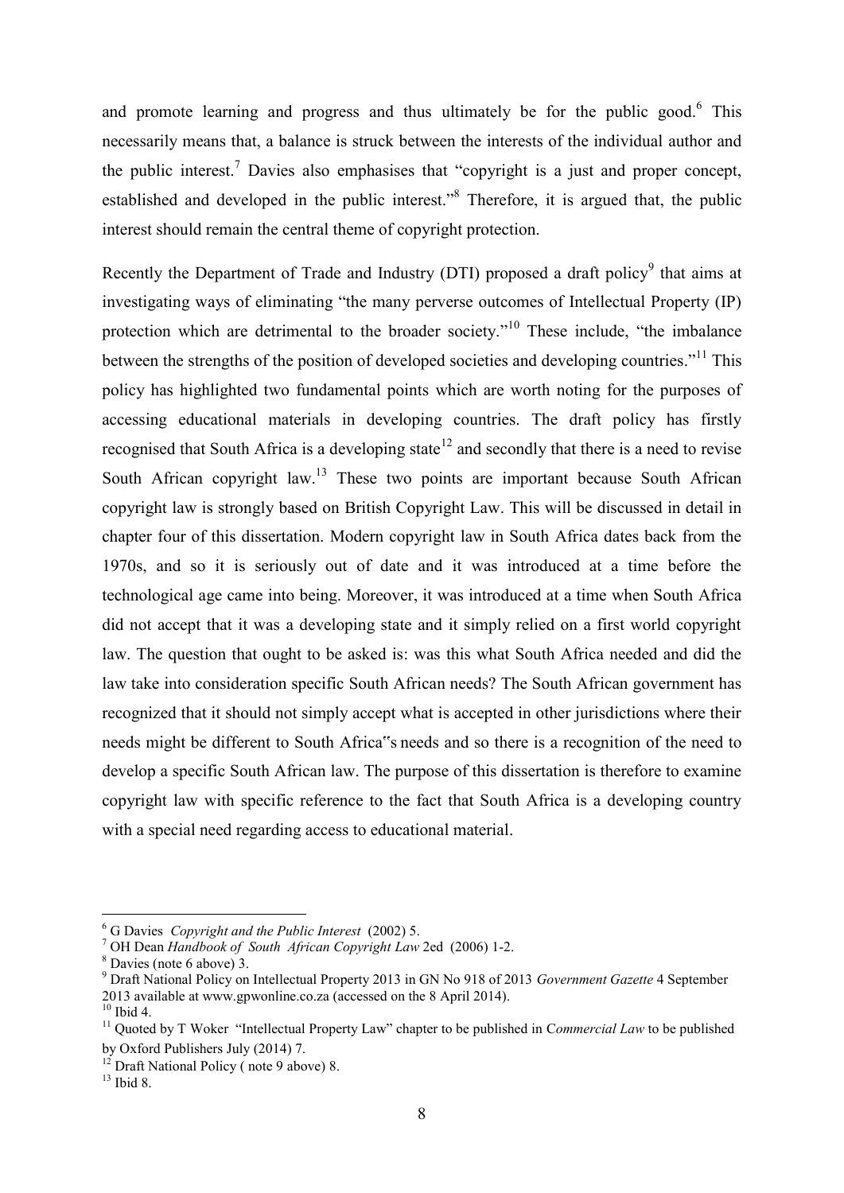and promote learning and progress and thus ultimately be for the public good.[6] This necessarily means that, a balance is struck between the interests of the individual author and the public interest.[7] Davies also emphasises that "copyright is a just and proper concept, established and developed in the public interest."[8] Therefore, it is argued that, the public interest should remain the central theme of copyright protection.

Recently the Department of Trade and Industry (DTI) proposed a draft policy[9] that aims at investigating ways of eliminating "the many perverse outcomes of Intellectual Property (IP) protection which are detrimental to the broader society."[10] These include, "the imbalance between the strengths of the position of developed societies and developing countries."[11] This policy has highlighted two fundamental points which are worth noting for the purposes of accessing educational materials in developing countries. The draft policy has firstly recognised that South Africa is a developing state[12] and secondly that there is a need to revise South African copyright law.[13] These two points are important because South African copyright law is strongly based on British Copyright Law. This will be discussed in detail in chapter four of this dissertation. Modern copyright law in South Africa dates back from the 1970s, and so it is seriously out of date and it was introduced at a time before the technological age came into being. Moreover, it was introduced at a time when South Africa did not accept that it was a developing state and it simply relied on a first world copyright law. The question that ought to be asked is: was this what South Africa needed and did the law take into consideration specific South African needs? The South African government has recognized that it should not simply accept what is accepted in other jurisdictions where their needs might be different to South Africa"s needs and so there is a recognition of the need to develop a specific South African law. The purpose of this dissertation is therefore to examine copyright law with specific reference to the fact that South Africa is a developing country with a special need regarding access to educational material.

---

[6] G Davies *Copyright and the Public Interest* (2002) 5.

[7] OH Dean *Handbook of South African Copyright Law* 2ed (2006) 1-2.

[8] Davies (note 6 above) 3.

[9] Draft National Policy on Intellectual Property 2013 in GN No 918 of 2013 *Government Gazette* 4 September 2013 available at www.gpwonline.co.za (accessed on the 8 April 2014).

[10] Ibid 4.

[11] Quoted by T Woker "Intellectual Property Law" chapter to be published in C*ommercial Law* to be published by Oxford Publishers July (2014) 7.

[12] Draft National Policy ( note 9 above) 8.

[13] Ibid 8.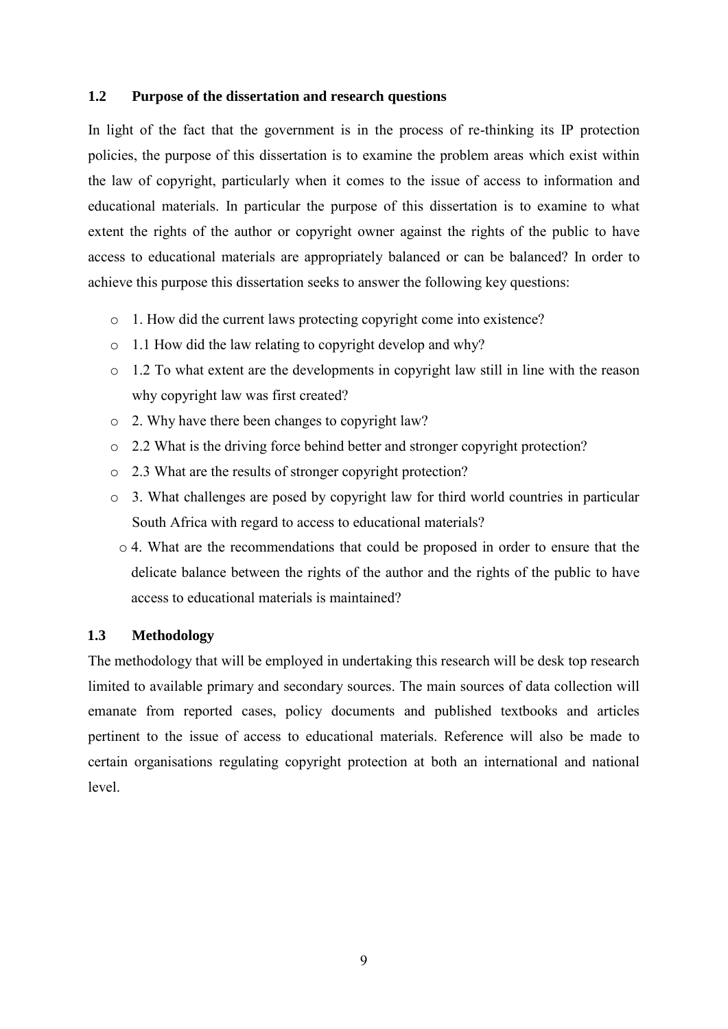### 1.2 Purpose of the dissertation and research questions

In light of the fact that the government is in the process of re-thinking its IP protection policies, the purpose of this dissertation is to examine the problem areas which exist within the law of copyright, particularly when it comes to the issue of access to information and educational materials. In particular the purpose of this dissertation is to examine to what extent the rights of the author or copyright owner against the rights of the public to have access to educational materials are appropriately balanced or can be balanced? In order to achieve this purpose this dissertation seeks to answer the following key questions:

- 1. How did the current laws protecting copyright come into existence?
- 1.1 How did the law relating to copyright develop and why?
- 1.2 To what extent are the developments in copyright law still in line with the reason why copyright law was first created?
- 2. Why have there been changes to copyright law?
- 2.2 What is the driving force behind better and stronger copyright protection?
- 2.3 What are the results of stronger copyright protection?
- 3. What challenges are posed by copyright law for third world countries in particular South Africa with regard to access to educational materials?
- 4. What are the recommendations that could be proposed in order to ensure that the delicate balance between the rights of the author and the rights of the public to have access to educational materials is maintained?

### 1.3 Methodology

The methodology that will be employed in undertaking this research will be desk top research limited to available primary and secondary sources. The main sources of data collection will emanate from reported cases, policy documents and published textbooks and articles pertinent to the issue of access to educational materials. Reference will also be made to certain organisations regulating copyright protection at both an international and national level.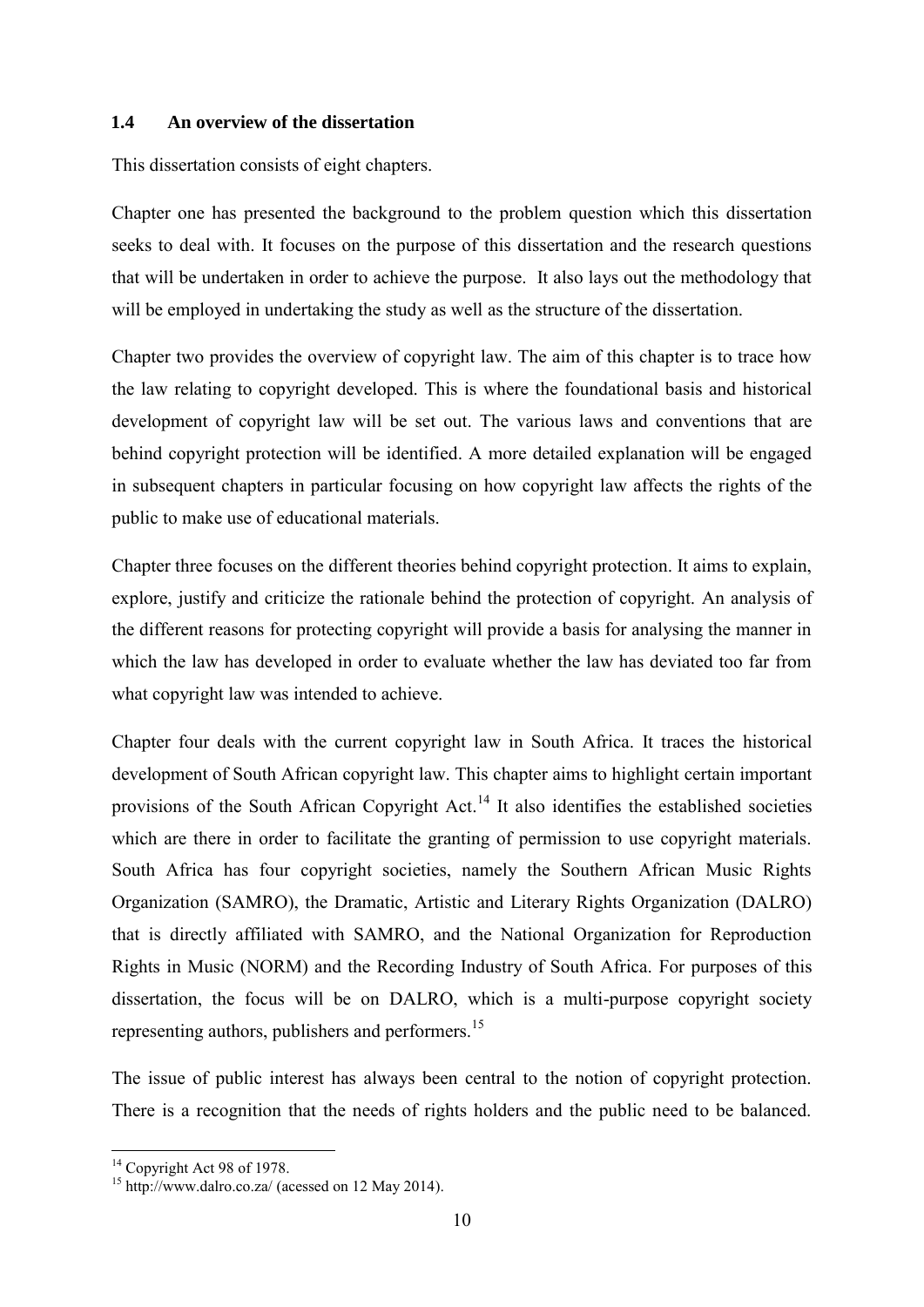### 1.4 An overview of the dissertation

This dissertation consists of eight chapters.

Chapter one has presented the background to the problem question which this dissertation seeks to deal with. It focuses on the purpose of this dissertation and the research questions that will be undertaken in order to achieve the purpose. It also lays out the methodology that will be employed in undertaking the study as well as the structure of the dissertation.

Chapter two provides the overview of copyright law. The aim of this chapter is to trace how the law relating to copyright developed. This is where the foundational basis and historical development of copyright law will be set out. The various laws and conventions that are behind copyright protection will be identified. A more detailed explanation will be engaged in subsequent chapters in particular focusing on how copyright law affects the rights of the public to make use of educational materials.

Chapter three focuses on the different theories behind copyright protection. It aims to explain, explore, justify and criticize the rationale behind the protection of copyright. An analysis of the different reasons for protecting copyright will provide a basis for analysing the manner in which the law has developed in order to evaluate whether the law has deviated too far from what copyright law was intended to achieve.

Chapter four deals with the current copyright law in South Africa. It traces the historical development of South African copyright law. This chapter aims to highlight certain important provisions of the South African Copyright Act.[14] It also identifies the established societies which are there in order to facilitate the granting of permission to use copyright materials. South Africa has four copyright societies, namely the Southern African Music Rights Organization (SAMRO), the Dramatic, Artistic and Literary Rights Organization (DALRO) that is directly affiliated with SAMRO, and the National Organization for Reproduction Rights in Music (NORM) and the Recording Industry of South Africa. For purposes of this dissertation, the focus will be on DALRO, which is a multi-purpose copyright society representing authors, publishers and performers.[15]

The issue of public interest has always been central to the notion of copyright protection. There is a recognition that the needs of rights holders and the public need to be balanced.

[14] Copyright Act 98 of 1978.

[15] http://www.dalro.co.za/ (acessed on 12 May 2014).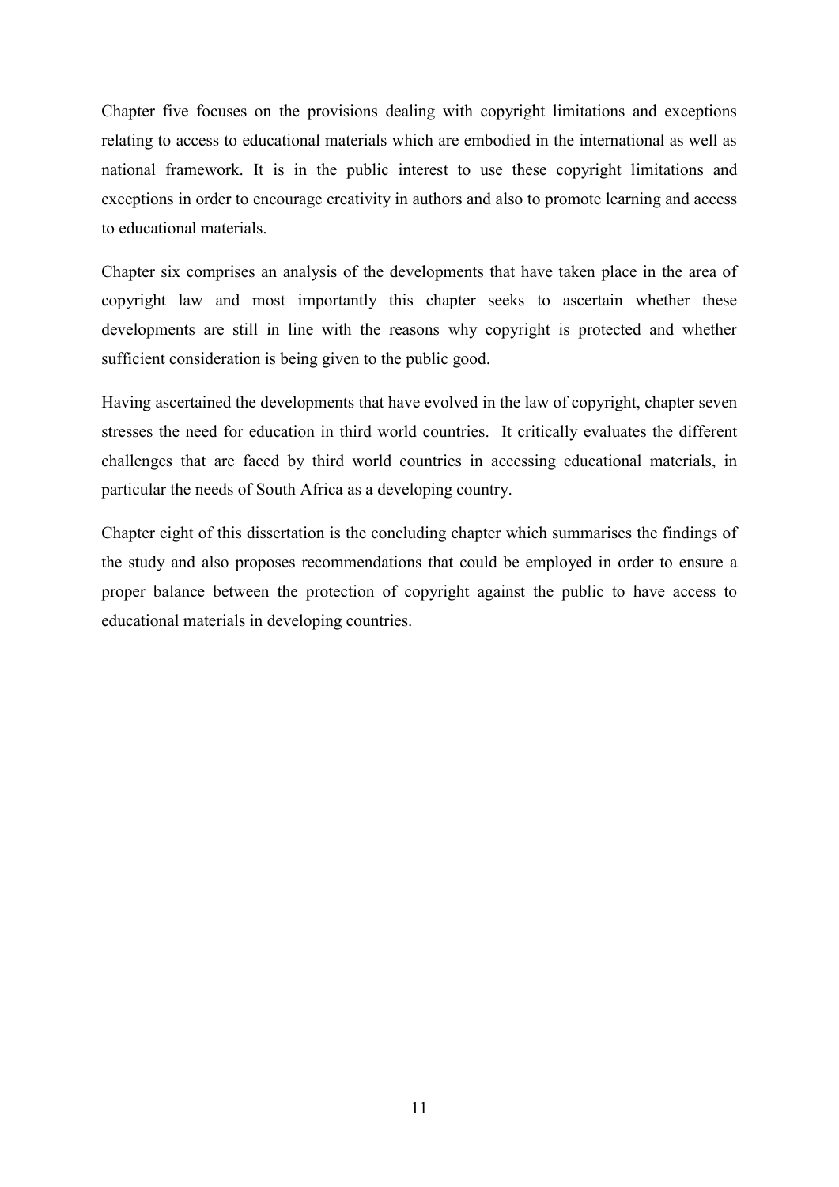Chapter five focuses on the provisions dealing with copyright limitations and exceptions relating to access to educational materials which are embodied in the international as well as national framework. It is in the public interest to use these copyright limitations and exceptions in order to encourage creativity in authors and also to promote learning and access to educational materials.

Chapter six comprises an analysis of the developments that have taken place in the area of copyright law and most importantly this chapter seeks to ascertain whether these developments are still in line with the reasons why copyright is protected and whether sufficient consideration is being given to the public good.

Having ascertained the developments that have evolved in the law of copyright, chapter seven stresses the need for education in third world countries. It critically evaluates the different challenges that are faced by third world countries in accessing educational materials, in particular the needs of South Africa as a developing country.

Chapter eight of this dissertation is the concluding chapter which summarises the findings of the study and also proposes recommendations that could be employed in order to ensure a proper balance between the protection of copyright against the public to have access to educational materials in developing countries.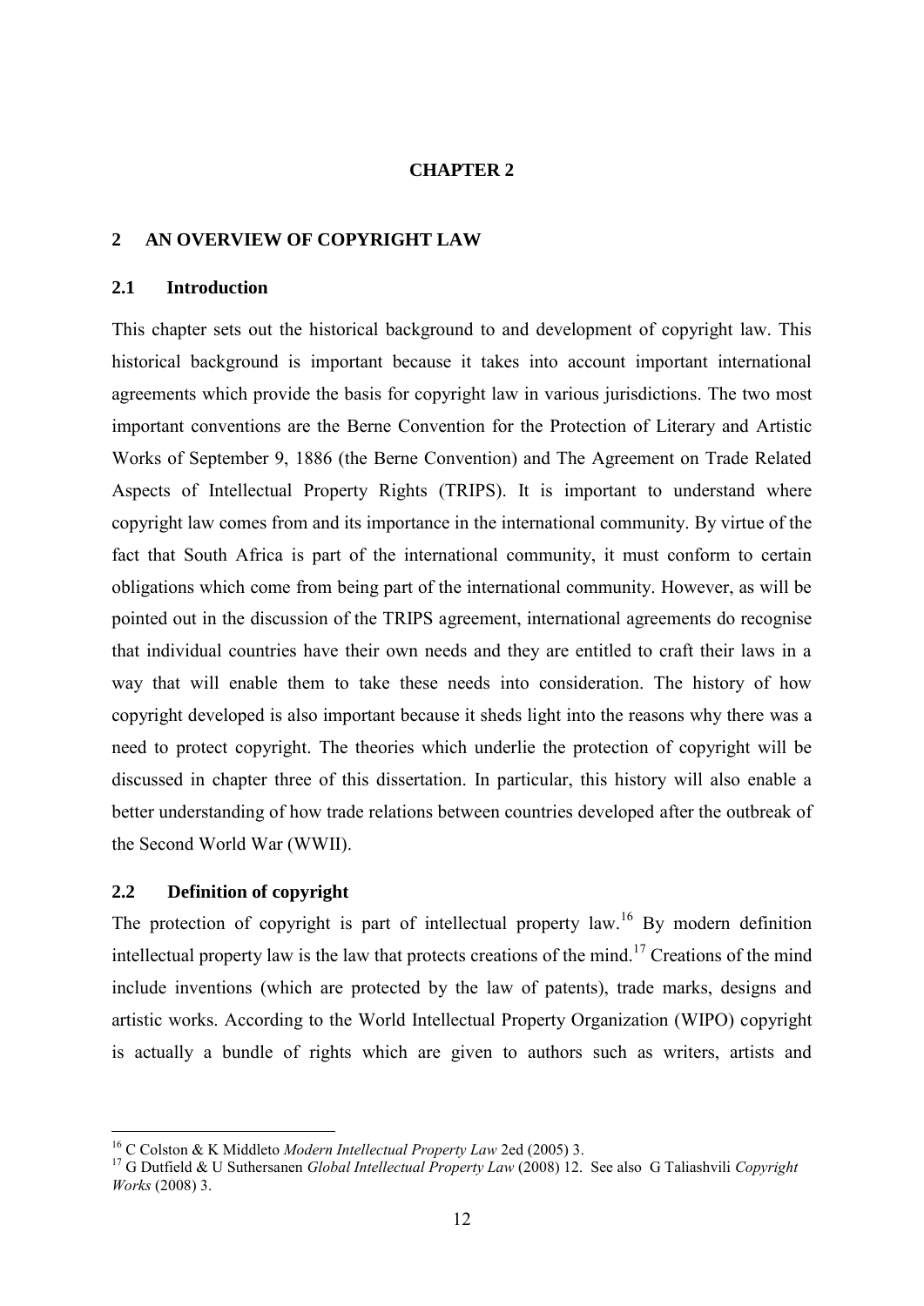**CHAPTER 2**

## 2 AN OVERVIEW OF COPYRIGHT LAW

### 2.1 Introduction

This chapter sets out the historical background to and development of copyright law. This historical background is important because it takes into account important international agreements which provide the basis for copyright law in various jurisdictions. The two most important conventions are the Berne Convention for the Protection of Literary and Artistic Works of September 9, 1886 (the Berne Convention) and The Agreement on Trade Related Aspects of Intellectual Property Rights (TRIPS). It is important to understand where copyright law comes from and its importance in the international community. By virtue of the fact that South Africa is part of the international community, it must conform to certain obligations which come from being part of the international community. However, as will be pointed out in the discussion of the TRIPS agreement, international agreements do recognise that individual countries have their own needs and they are entitled to craft their laws in a way that will enable them to take these needs into consideration. The history of how copyright developed is also important because it sheds light into the reasons why there was a need to protect copyright. The theories which underlie the protection of copyright will be discussed in chapter three of this dissertation. In particular, this history will also enable a better understanding of how trade relations between countries developed after the outbreak of the Second World War (WWII).

### 2.2 Definition of copyright

The protection of copyright is part of intellectual property law.[16] By modern definition intellectual property law is the law that protects creations of the mind.[17] Creations of the mind include inventions (which are protected by the law of patents), trade marks, designs and artistic works. According to the World Intellectual Property Organization (WIPO) copyright is actually a bundle of rights which are given to authors such as writers, artists and

---

[16] C Colston & K Middleto *Modern Intellectual Property Law* 2ed (2005) 3.

[17] G Dutfield & U Suthersanen *Global Intellectual Property Law* (2008) 12. See also G Taliashvili *Copyright Works* (2008) 3.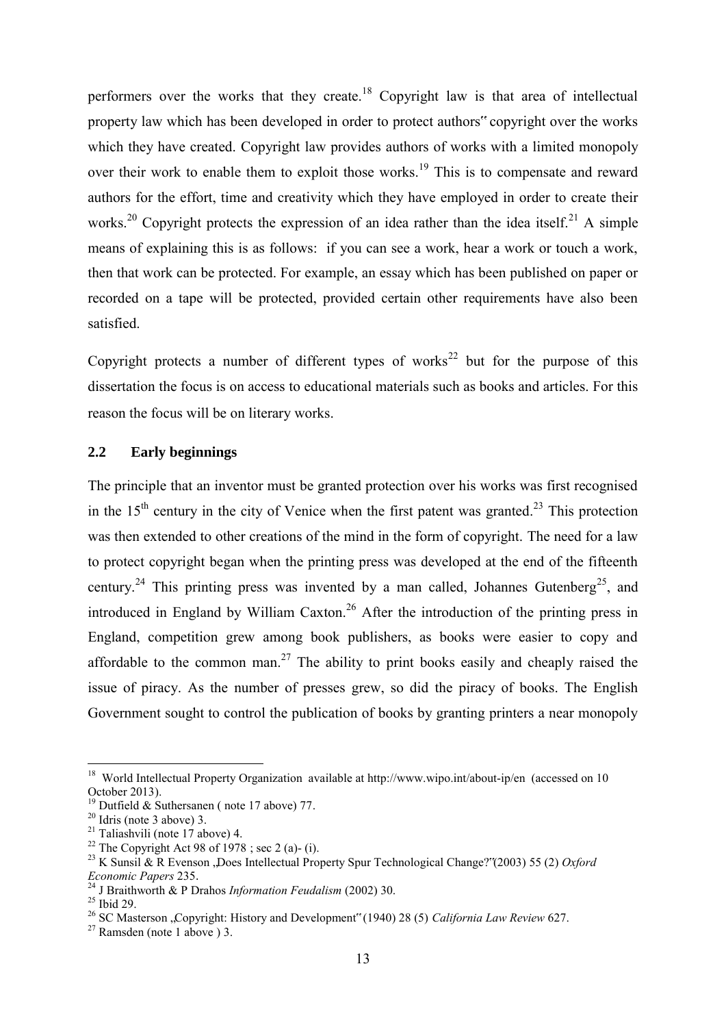performers over the works that they create.[18] Copyright law is that area of intellectual property law which has been developed in order to protect authors" copyright over the works which they have created. Copyright law provides authors of works with a limited monopoly over their work to enable them to exploit those works.[19] This is to compensate and reward authors for the effort, time and creativity which they have employed in order to create their works.[20] Copyright protects the expression of an idea rather than the idea itself.[21] A simple means of explaining this is as follows: if you can see a work, hear a work or touch a work, then that work can be protected. For example, an essay which has been published on paper or recorded on a tape will be protected, provided certain other requirements have also been satisfied.

Copyright protects a number of different types of works[22] but for the purpose of this dissertation the focus is on access to educational materials such as books and articles. For this reason the focus will be on literary works.

## 2.2 Early beginnings

The principle that an inventor must be granted protection over his works was first recognised in the 15th century in the city of Venice when the first patent was granted.[23] This protection was then extended to other creations of the mind in the form of copyright. The need for a law to protect copyright began when the printing press was developed at the end of the fifteenth century.[24] This printing press was invented by a man called, Johannes Gutenberg[25], and introduced in England by William Caxton.[26] After the introduction of the printing press in England, competition grew among book publishers, as books were easier to copy and affordable to the common man.[27] The ability to print books easily and cheaply raised the issue of piracy. As the number of presses grew, so did the piracy of books. The English Government sought to control the publication of books by granting printers a near monopoly

---

[18] World Intellectual Property Organization available at http://www.wipo.int/about-ip/en (accessed on 10 October 2013).

[19] Dutfield & Suthersanen ( note 17 above) 77.

[20] Idris (note 3 above) 3.

[21] Taliashvili (note 17 above) 4.

[22] The Copyright Act 98 of 1978 ; sec 2 (a)- (i).

[23] K Sunsil & R Evenson „Does Intellectual Property Spur Technological Change?"(2003) 55 (2) *Oxford Economic Papers* 235.

[24] J Braithworth & P Drahos *Information Feudalism* (2002) 30.

[25] Ibid 29.

[26] SC Masterson „Copyright: History and Development" (1940) 28 (5) *California Law Review* 627.

[27] Ramsden (note 1 above ) 3.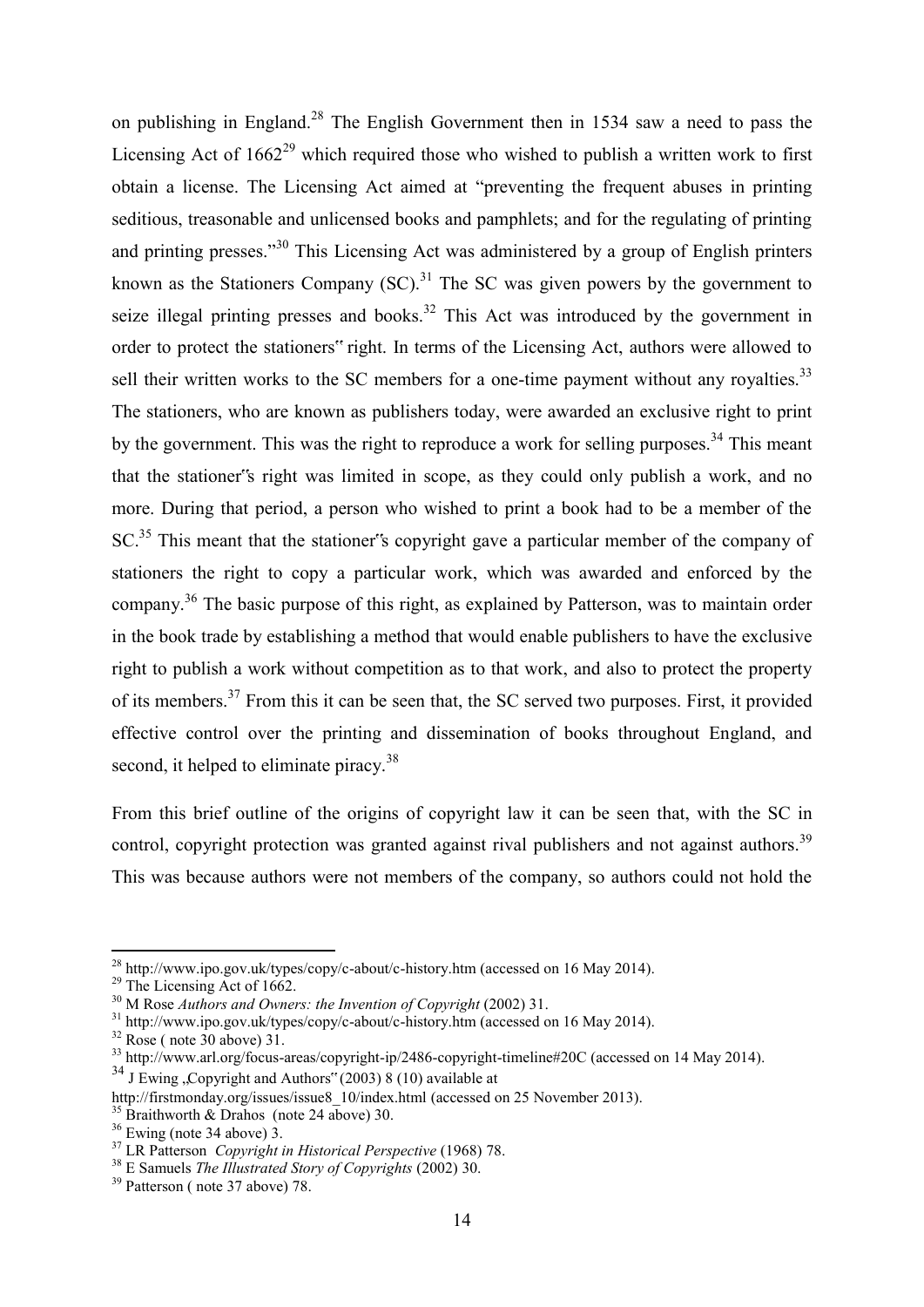on publishing in England.[28] The English Government then in 1534 saw a need to pass the Licensing Act of 1662[29] which required those who wished to publish a written work to first obtain a license. The Licensing Act aimed at "preventing the frequent abuses in printing seditious, treasonable and unlicensed books and pamphlets; and for the regulating of printing and printing presses."[30] This Licensing Act was administered by a group of English printers known as the Stationers Company (SC).[31] The SC was given powers by the government to seize illegal printing presses and books.[32] This Act was introduced by the government in order to protect the stationers" right. In terms of the Licensing Act, authors were allowed to sell their written works to the SC members for a one-time payment without any royalties.[33] The stationers, who are known as publishers today, were awarded an exclusive right to print by the government. This was the right to reproduce a work for selling purposes.[34] This meant that the stationer"s right was limited in scope, as they could only publish a work, and no more. During that period, a person who wished to print a book had to be a member of the SC.[35] This meant that the stationer"s copyright gave a particular member of the company of stationers the right to copy a particular work, which was awarded and enforced by the company.[36] The basic purpose of this right, as explained by Patterson, was to maintain order in the book trade by establishing a method that would enable publishers to have the exclusive right to publish a work without competition as to that work, and also to protect the property of its members.[37] From this it can be seen that, the SC served two purposes. First, it provided effective control over the printing and dissemination of books throughout England, and second, it helped to eliminate piracy.[38]

From this brief outline of the origins of copyright law it can be seen that, with the SC in control, copyright protection was granted against rival publishers and not against authors.[39] This was because authors were not members of the company, so authors could not hold the

---

[28] http://www.ipo.gov.uk/types/copy/c-about/c-history.htm (accessed on 16 May 2014).

[29] The Licensing Act of 1662.

[30] M Rose *Authors and Owners: the Invention of Copyright* (2002) 31.

[31] http://www.ipo.gov.uk/types/copy/c-about/c-history.htm (accessed on 16 May 2014).

[32] Rose ( note 30 above) 31.

[33] http://www.arl.org/focus-areas/copyright-ip/2486-copyright-timeline#20C (accessed on 14 May 2014).

[34] J Ewing „Copyright and Authors" (2003) 8 (10) available at http://firstmonday.org/issues/issue8_10/index.html (accessed on 25 November 2013).

[35] Braithworth & Drahos (note 24 above) 30.

[36] Ewing (note 34 above) 3.

[37] LR Patterson *Copyright in Historical Perspective* (1968) 78.

[38] E Samuels *The Illustrated Story of Copyrights* (2002) 30.

[39] Patterson ( note 37 above) 78.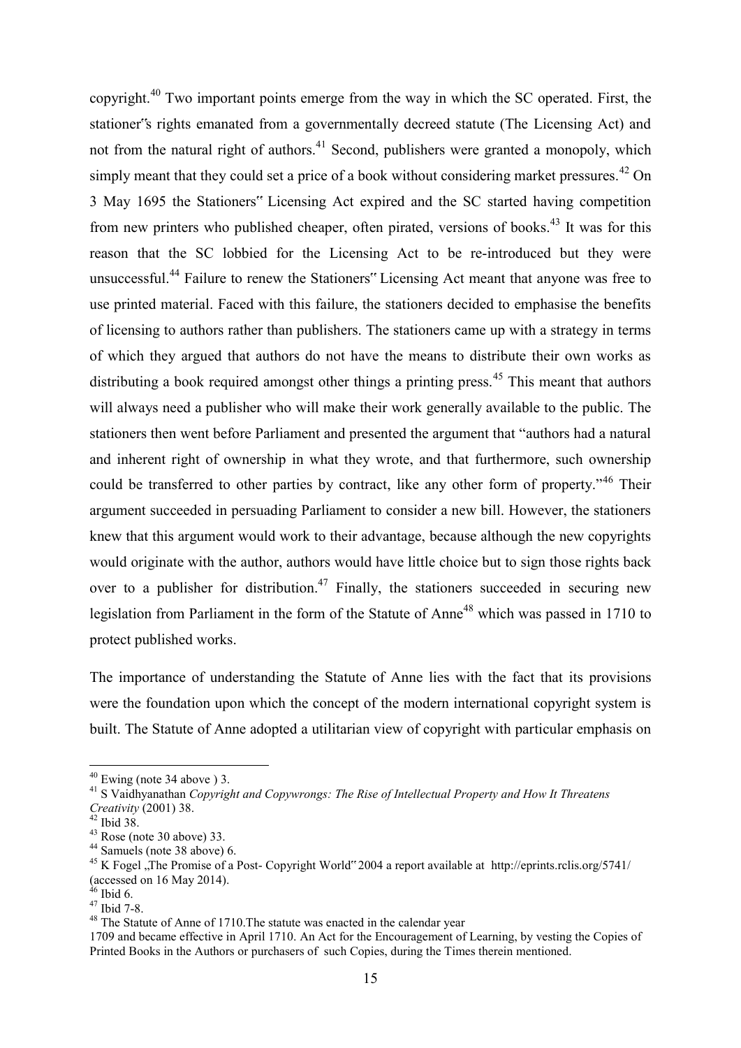copyright.[40] Two important points emerge from the way in which the SC operated. First, the stationer"s rights emanated from a governmentally decreed statute (The Licensing Act) and not from the natural right of authors.[41] Second, publishers were granted a monopoly, which simply meant that they could set a price of a book without considering market pressures.[42] On 3 May 1695 the Stationers" Licensing Act expired and the SC started having competition from new printers who published cheaper, often pirated, versions of books.[43] It was for this reason that the SC lobbied for the Licensing Act to be re-introduced but they were unsuccessful.[44] Failure to renew the Stationers" Licensing Act meant that anyone was free to use printed material. Faced with this failure, the stationers decided to emphasise the benefits of licensing to authors rather than publishers. The stationers came up with a strategy in terms of which they argued that authors do not have the means to distribute their own works as distributing a book required amongst other things a printing press.[45] This meant that authors will always need a publisher who will make their work generally available to the public. The stationers then went before Parliament and presented the argument that "authors had a natural and inherent right of ownership in what they wrote, and that furthermore, such ownership could be transferred to other parties by contract, like any other form of property."[46] Their argument succeeded in persuading Parliament to consider a new bill. However, the stationers knew that this argument would work to their advantage, because although the new copyrights would originate with the author, authors would have little choice but to sign those rights back over to a publisher for distribution.[47] Finally, the stationers succeeded in securing new legislation from Parliament in the form of the Statute of Anne[48] which was passed in 1710 to protect published works.

The importance of understanding the Statute of Anne lies with the fact that its provisions were the foundation upon which the concept of the modern international copyright system is built. The Statute of Anne adopted a utilitarian view of copyright with particular emphasis on

---

[40] Ewing (note 34 above ) 3.

[41] S Vaidhyanathan *Copyright and Copywrongs: The Rise of Intellectual Property and How It Threatens Creativity* (2001) 38.

[42] Ibid 38.

[43] Rose (note 30 above) 33.

[44] Samuels (note 38 above) 6.

[45] K Fogel „The Promise of a Post- Copyright World" 2004 a report available at http://eprints.rclis.org/5741/ (accessed on 16 May 2014).

[46] Ibid 6.

[47] Ibid 7-8.

[48] The Statute of Anne of 1710.The statute was enacted in the calendar year 1709 and became effective in April 1710. An Act for the Encouragement of Learning, by vesting the Copies of Printed Books in the Authors or purchasers of such Copies, during the Times therein mentioned.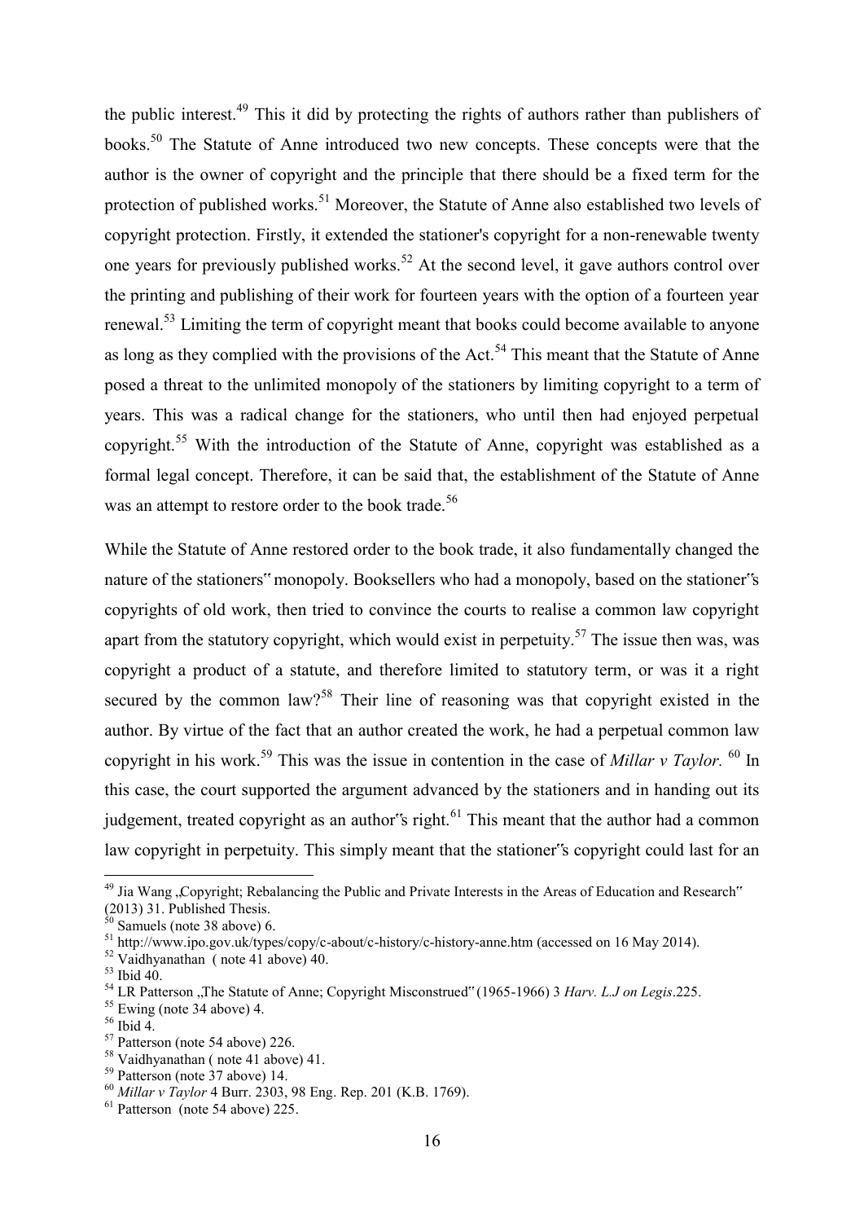the public interest.[49] This it did by protecting the rights of authors rather than publishers of books.[50] The Statute of Anne introduced two new concepts. These concepts were that the author is the owner of copyright and the principle that there should be a fixed term for the protection of published works.[51] Moreover, the Statute of Anne also established two levels of copyright protection. Firstly, it extended the stationer's copyright for a non-renewable twenty one years for previously published works.[52] At the second level, it gave authors control over the printing and publishing of their work for fourteen years with the option of a fourteen year renewal.[53] Limiting the term of copyright meant that books could become available to anyone as long as they complied with the provisions of the Act.[54] This meant that the Statute of Anne posed a threat to the unlimited monopoly of the stationers by limiting copyright to a term of years. This was a radical change for the stationers, who until then had enjoyed perpetual copyright.[55] With the introduction of the Statute of Anne, copyright was established as a formal legal concept. Therefore, it can be said that, the establishment of the Statute of Anne was an attempt to restore order to the book trade.[56]

While the Statute of Anne restored order to the book trade, it also fundamentally changed the nature of the stationers" monopoly. Booksellers who had a monopoly, based on the stationer"s copyrights of old work, then tried to convince the courts to realise a common law copyright apart from the statutory copyright, which would exist in perpetuity.[57] The issue then was, was copyright a product of a statute, and therefore limited to statutory term, or was it a right secured by the common law?[58] Their line of reasoning was that copyright existed in the author. By virtue of the fact that an author created the work, he had a perpetual common law copyright in his work.[59] This was the issue in contention in the case of *Millar v Taylor.* [60] In this case, the court supported the argument advanced by the stationers and in handing out its judgement, treated copyright as an author"s right.[61] This meant that the author had a common law copyright in perpetuity. This simply meant that the stationer"s copyright could last for an

---

[49] Jia Wang „Copyright; Rebalancing the Public and Private Interests in the Areas of Education and Research" (2013) 31. Published Thesis.

[50] Samuels (note 38 above) 6.

[51] http://www.ipo.gov.uk/types/copy/c-about/c-history/c-history-anne.htm (accessed on 16 May 2014).

[52] Vaidhyanathan ( note 41 above) 40.

[53] Ibid 40.

[54] LR Patterson „The Statute of Anne; Copyright Misconstrued" (1965-1966) 3 *Harv. L.J on Legis*.225.

[55] Ewing (note 34 above) 4.

[56] Ibid 4.

[57] Patterson (note 54 above) 226.

[58] Vaidhyanathan ( note 41 above) 41.

[59] Patterson (note 37 above) 14.

[60] *Millar v Taylor* 4 Burr. 2303, 98 Eng. Rep. 201 (K.B. 1769).

[61] Patterson (note 54 above) 225.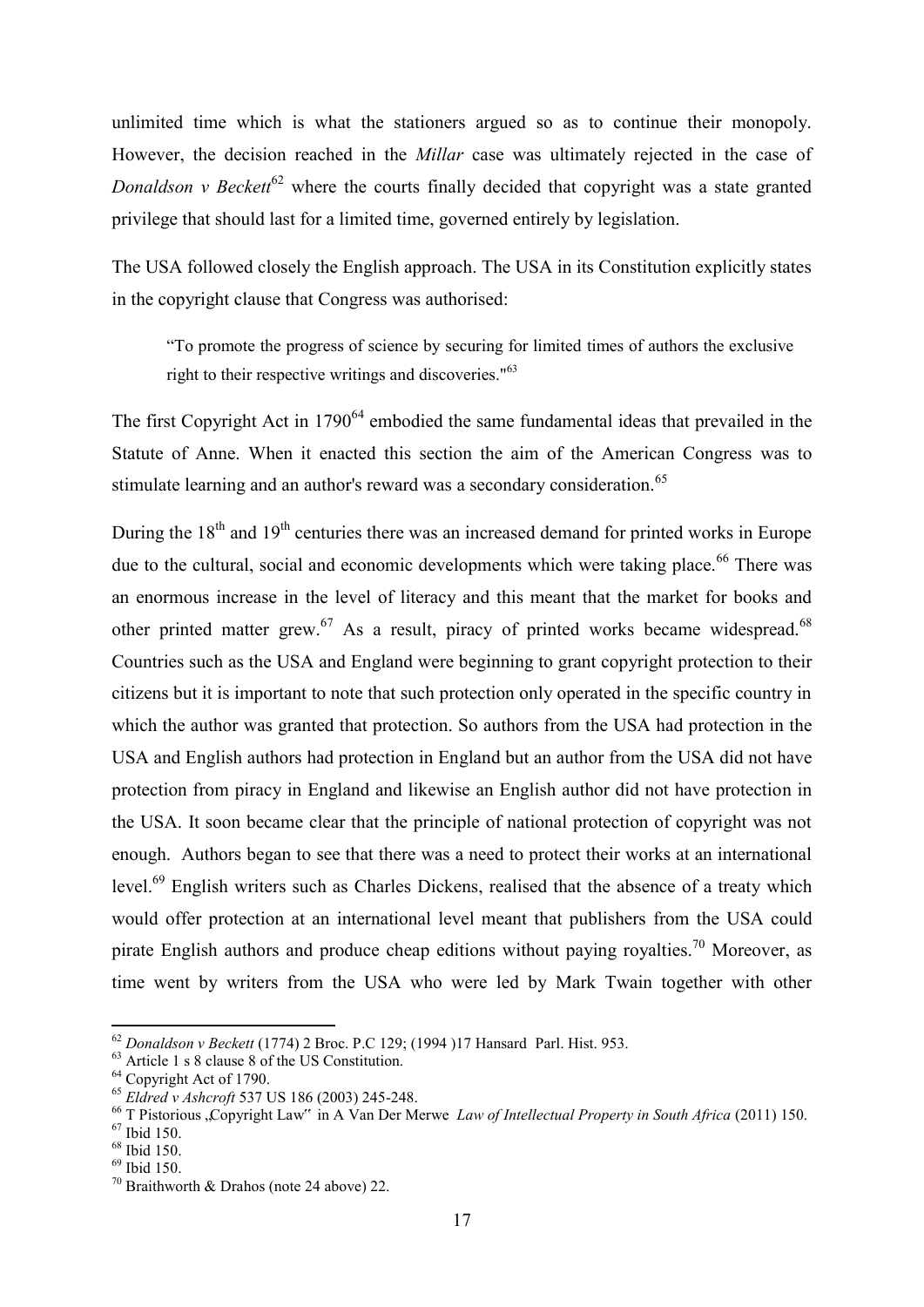unlimited time which is what the stationers argued so as to continue their monopoly. However, the decision reached in the *Millar* case was ultimately rejected in the case of *Donaldson v Beckett*[62] where the courts finally decided that copyright was a state granted privilege that should last for a limited time, governed entirely by legislation.

The USA followed closely the English approach. The USA in its Constitution explicitly states in the copyright clause that Congress was authorised:

> "To promote the progress of science by securing for limited times of authors the exclusive right to their respective writings and discoveries."[63]

The first Copyright Act in 1790[64] embodied the same fundamental ideas that prevailed in the Statute of Anne. When it enacted this section the aim of the American Congress was to stimulate learning and an author's reward was a secondary consideration.[65]

During the 18th and 19th centuries there was an increased demand for printed works in Europe due to the cultural, social and economic developments which were taking place.[66] There was an enormous increase in the level of literacy and this meant that the market for books and other printed matter grew.[67] As a result, piracy of printed works became widespread.[68] Countries such as the USA and England were beginning to grant copyright protection to their citizens but it is important to note that such protection only operated in the specific country in which the author was granted that protection. So authors from the USA had protection in the USA and English authors had protection in England but an author from the USA did not have protection from piracy in England and likewise an English author did not have protection in the USA. It soon became clear that the principle of national protection of copyright was not enough. Authors began to see that there was a need to protect their works at an international level.[69] English writers such as Charles Dickens, realised that the absence of a treaty which would offer protection at an international level meant that publishers from the USA could pirate English authors and produce cheap editions without paying royalties.[70] Moreover, as time went by writers from the USA who were led by Mark Twain together with other

---

[62] *Donaldson v Beckett* (1774) 2 Broc. P.C 129; (1994 )17 Hansard Parl. Hist. 953.
[63] Article 1 s 8 clause 8 of the US Constitution.
[64] Copyright Act of 1790.
[65] *Eldred v Ashcroft* 537 US 186 (2003) 245-248.
[66] T Pistorious „Copyright Law" in A Van Der Merwe *Law of Intellectual Property in South Africa* (2011) 150.
[67] Ibid 150.
[68] Ibid 150.
[69] Ibid 150.
[70] Braithworth & Drahos (note 24 above) 22.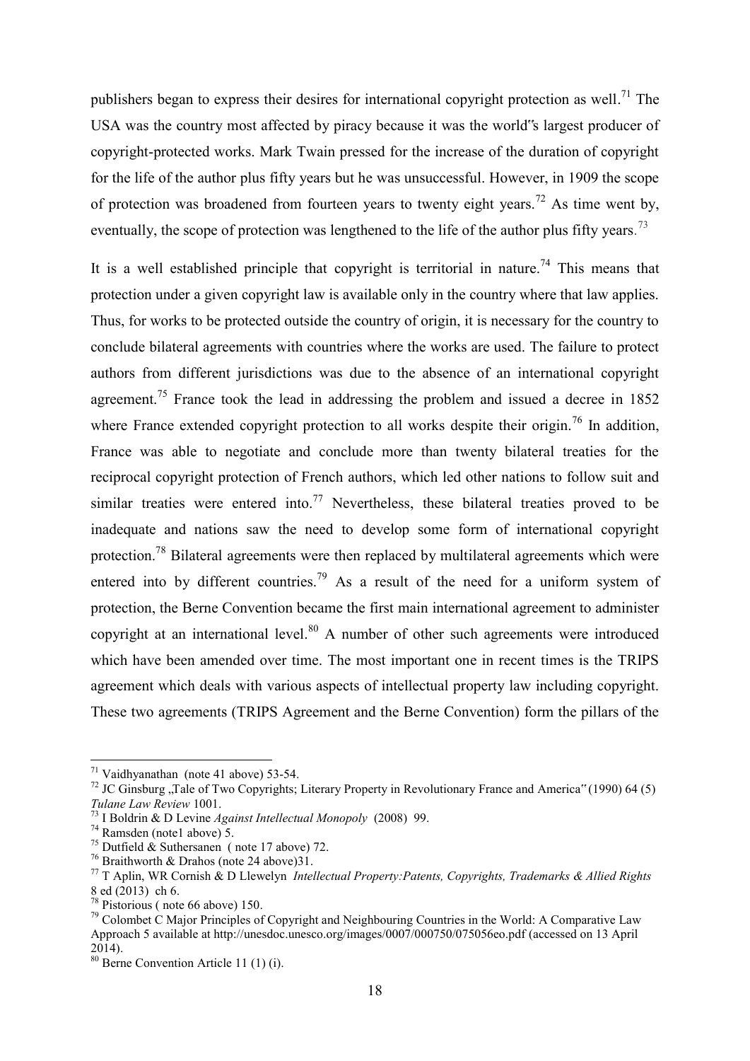publishers began to express their desires for international copyright protection as well.[71] The USA was the country most affected by piracy because it was the world"s largest producer of copyright-protected works. Mark Twain pressed for the increase of the duration of copyright for the life of the author plus fifty years but he was unsuccessful. However, in 1909 the scope of protection was broadened from fourteen years to twenty eight years.[72] As time went by, eventually, the scope of protection was lengthened to the life of the author plus fifty years.[73]

It is a well established principle that copyright is territorial in nature.[74] This means that protection under a given copyright law is available only in the country where that law applies. Thus, for works to be protected outside the country of origin, it is necessary for the country to conclude bilateral agreements with countries where the works are used. The failure to protect authors from different jurisdictions was due to the absence of an international copyright agreement.[75] France took the lead in addressing the problem and issued a decree in 1852 where France extended copyright protection to all works despite their origin.[76] In addition, France was able to negotiate and conclude more than twenty bilateral treaties for the reciprocal copyright protection of French authors, which led other nations to follow suit and similar treaties were entered into.[77] Nevertheless, these bilateral treaties proved to be inadequate and nations saw the need to develop some form of international copyright protection.[78] Bilateral agreements were then replaced by multilateral agreements which were entered into by different countries.[79] As a result of the need for a uniform system of protection, the Berne Convention became the first main international agreement to administer copyright at an international level.[80] A number of other such agreements were introduced which have been amended over time. The most important one in recent times is the TRIPS agreement which deals with various aspects of intellectual property law including copyright. These two agreements (TRIPS Agreement and the Berne Convention) form the pillars of the

---

[71] Vaidhyanathan (note 41 above) 53-54.

[72] JC Ginsburg „Tale of Two Copyrights; Literary Property in Revolutionary France and America" (1990) 64 (5) *Tulane Law Review* 1001.

[73] I Boldrin & D Levine *Against Intellectual Monopoly* (2008) 99.

[74] Ramsden (note1 above) 5.

[75] Dutfield & Suthersanen ( note 17 above) 72.

[76] Braithworth & Drahos (note 24 above)31.

[77] T Aplin, WR Cornish & D Llewelyn *Intellectual Property:Patents, Copyrights, Trademarks & Allied Rights* 8 ed (2013) ch 6.

[78] Pistorious ( note 66 above) 150.

[79] Colombet C Major Principles of Copyright and Neighbouring Countries in the World: A Comparative Law Approach 5 available at http://unesdoc.unesco.org/images/0007/000750/075056eo.pdf (accessed on 13 April 2014).

[80] Berne Convention Article 11 (1) (i).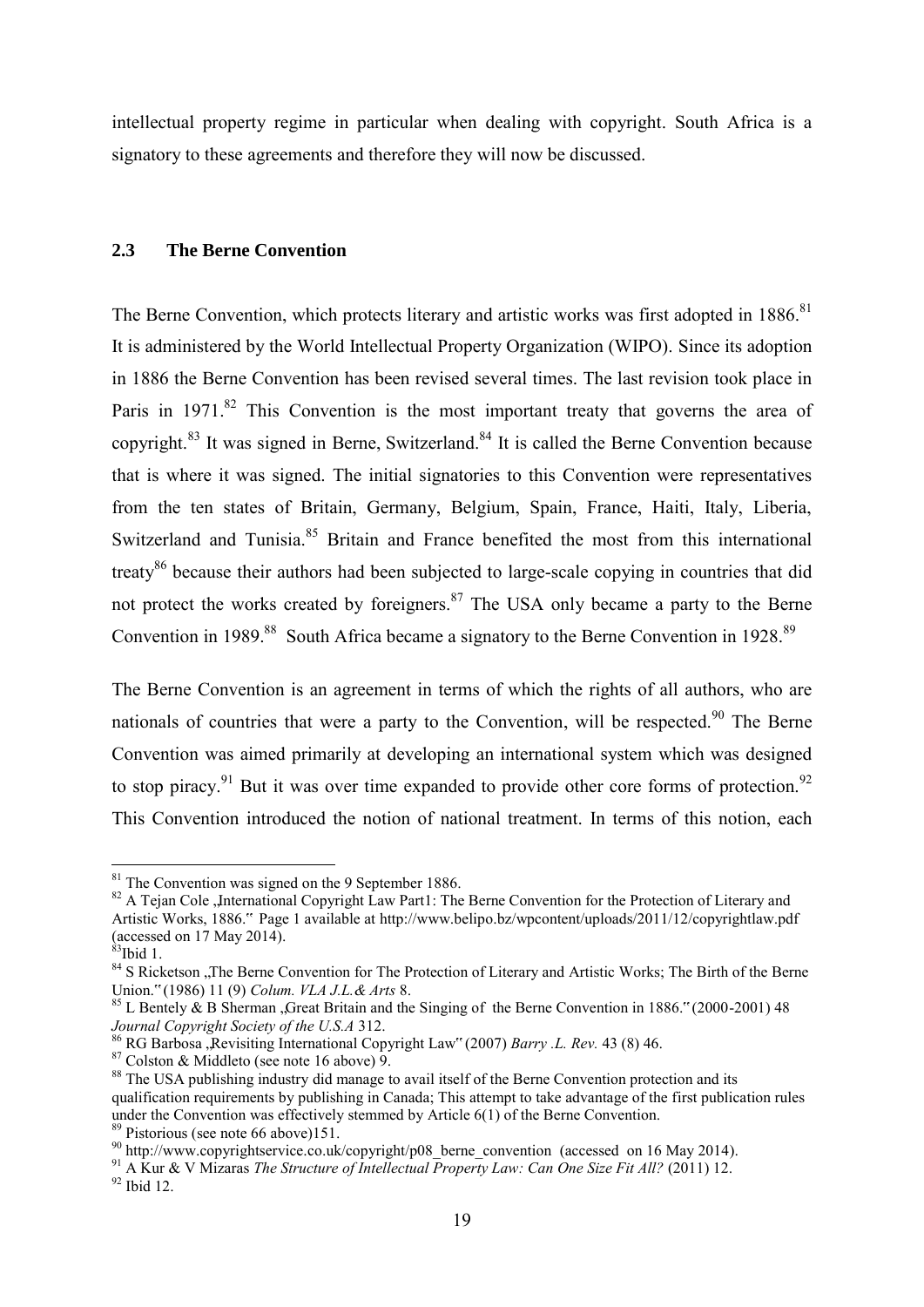intellectual property regime in particular when dealing with copyright. South Africa is a signatory to these agreements and therefore they will now be discussed.

## 2.3 The Berne Convention

The Berne Convention, which protects literary and artistic works was first adopted in 1886.[81] It is administered by the World Intellectual Property Organization (WIPO). Since its adoption in 1886 the Berne Convention has been revised several times. The last revision took place in Paris in 1971.[82] This Convention is the most important treaty that governs the area of copyright.[83] It was signed in Berne, Switzerland.[84] It is called the Berne Convention because that is where it was signed. The initial signatories to this Convention were representatives from the ten states of Britain, Germany, Belgium, Spain, France, Haiti, Italy, Liberia, Switzerland and Tunisia.[85] Britain and France benefited the most from this international treaty[86] because their authors had been subjected to large-scale copying in countries that did not protect the works created by foreigners.[87] The USA only became a party to the Berne Convention in 1989.[88] South Africa became a signatory to the Berne Convention in 1928.[89]

The Berne Convention is an agreement in terms of which the rights of all authors, who are nationals of countries that were a party to the Convention, will be respected.[90] The Berne Convention was aimed primarily at developing an international system which was designed to stop piracy.[91] But it was over time expanded to provide other core forms of protection.[92] This Convention introduced the notion of national treatment. In terms of this notion, each

---

[81] The Convention was signed on the 9 September 1886.

[82] A Tejan Cole „International Copyright Law Part1: The Berne Convention for the Protection of Literary and Artistic Works, 1886." Page 1 available at http://www.belipo.bz/wpcontent/uploads/2011/12/copyrightlaw.pdf (accessed on 17 May 2014).

[83] Ibid 1.

[84] S Ricketson „The Berne Convention for The Protection of Literary and Artistic Works; The Birth of the Berne Union." (1986) 11 (9) *Colum. VLA J.L.& Arts* 8.

[85] L Bentely & B Sherman „Great Britain and the Singing of the Berne Convention in 1886." (2000-2001) 48 *Journal Copyright Society of the U.S.A* 312.

[86] RG Barbosa „Revisiting International Copyright Law" (2007) *Barry .L. Rev.* 43 (8) 46.

[87] Colston & Middleto (see note 16 above) 9.

[88] The USA publishing industry did manage to avail itself of the Berne Convention protection and its qualification requirements by publishing in Canada; This attempt to take advantage of the first publication rules under the Convention was effectively stemmed by Article 6(1) of the Berne Convention.

[89] Pistorious (see note 66 above)151.

[90] http://www.copyrightservice.co.uk/copyright/p08_berne_convention (accessed on 16 May 2014).

[91] A Kur & V Mizaras *The Structure of Intellectual Property Law: Can One Size Fit All?* (2011) 12.

[92] Ibid 12.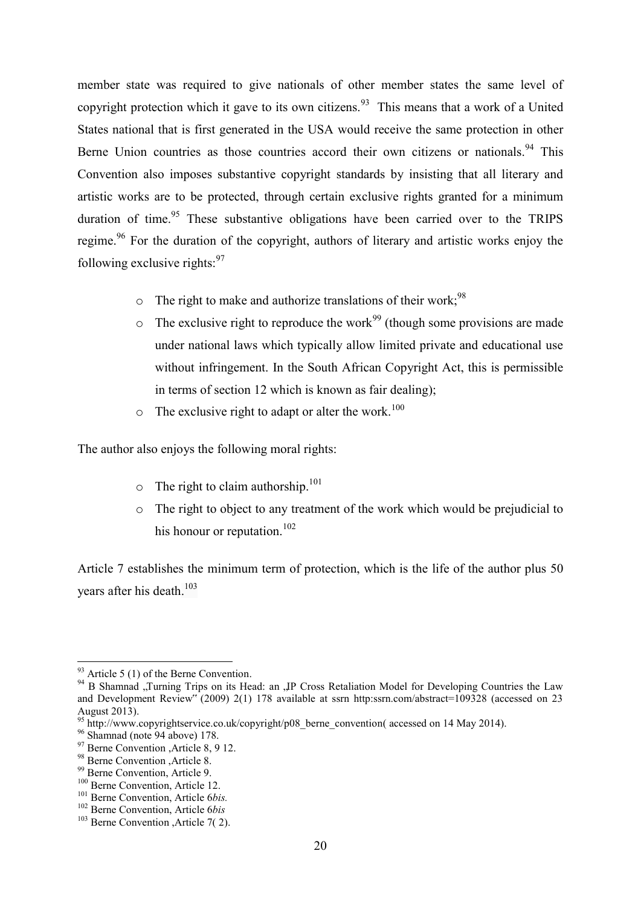member state was required to give nationals of other member states the same level of copyright protection which it gave to its own citizens.[93] This means that a work of a United States national that is first generated in the USA would receive the same protection in other Berne Union countries as those countries accord their own citizens or nationals.[94] This Convention also imposes substantive copyright standards by insisting that all literary and artistic works are to be protected, through certain exclusive rights granted for a minimum duration of time.[95] These substantive obligations have been carried over to the TRIPS regime.[96] For the duration of the copyright, authors of literary and artistic works enjoy the following exclusive rights:[97]

- The right to make and authorize translations of their work;[98]
- The exclusive right to reproduce the work[99] (though some provisions are made under national laws which typically allow limited private and educational use without infringement. In the South African Copyright Act, this is permissible in terms of section 12 which is known as fair dealing);
- The exclusive right to adapt or alter the work.[100]

The author also enjoys the following moral rights:

- The right to claim authorship.[101]
- The right to object to any treatment of the work which would be prejudicial to his honour or reputation.[102]

Article 7 establishes the minimum term of protection, which is the life of the author plus 50 years after his death.[103]

---

[93] Article 5 (1) of the Berne Convention.

[94] B Shamnad „Turning Trips on its Head: an „IP Cross Retaliation Model for Developing Countries the Law and Development Review" (2009) 2(1) 178 available at ssrn http:ssrn.com/abstract=109328 (accessed on 23 August 2013).

[95] http://www.copyrightservice.co.uk/copyright/p08_berne_convention( accessed on 14 May 2014).

[96] Shamnad (note 94 above) 178.

[97] Berne Convention ,Article 8, 9 12.

[98] Berne Convention ,Article 8.

[99] Berne Convention, Article 9.

[100] Berne Convention, Article 12.

[101] Berne Convention, Article 6*bis.*

[102] Berne Convention, Article 6*bis*

[103] Berne Convention ,Article 7( 2).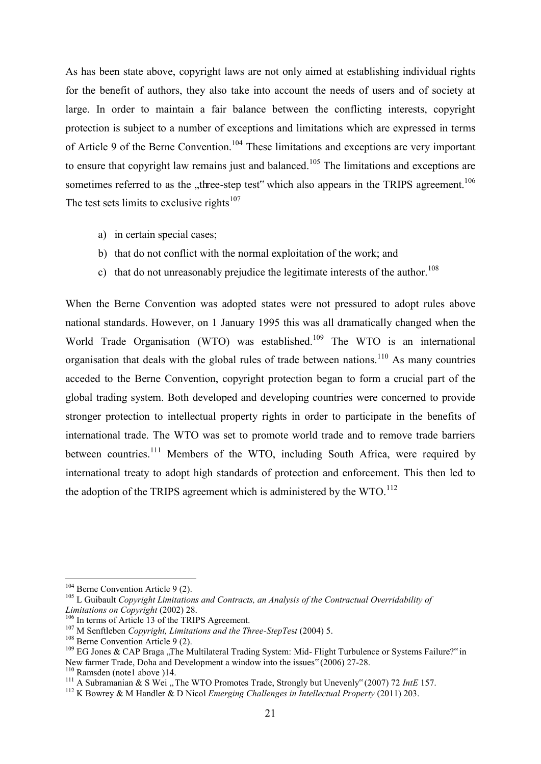As has been state above, copyright laws are not only aimed at establishing individual rights for the benefit of authors, they also take into account the needs of users and of society at large. In order to maintain a fair balance between the conflicting interests, copyright protection is subject to a number of exceptions and limitations which are expressed in terms of Article 9 of the Berne Convention.[104] These limitations and exceptions are very important to ensure that copyright law remains just and balanced.[105] The limitations and exceptions are sometimes referred to as the „three-step test" which also appears in the TRIPS agreement.[106] The test sets limits to exclusive rights[107]

a) in certain special cases;
b) that do not conflict with the normal exploitation of the work; and
c) that do not unreasonably prejudice the legitimate interests of the author.[108]

When the Berne Convention was adopted states were not pressured to adopt rules above national standards. However, on 1 January 1995 this was all dramatically changed when the World Trade Organisation (WTO) was established.[109] The WTO is an international organisation that deals with the global rules of trade between nations.[110] As many countries acceded to the Berne Convention, copyright protection began to form a crucial part of the global trading system. Both developed and developing countries were concerned to provide stronger protection to intellectual property rights in order to participate in the benefits of international trade. The WTO was set to promote world trade and to remove trade barriers between countries.[111] Members of the WTO, including South Africa, were required by international treaty to adopt high standards of protection and enforcement. This then led to the adoption of the TRIPS agreement which is administered by the WTO.[112]

---

[104] Berne Convention Article 9 (2).
[105] L Guibault *Copyright Limitations and Contracts, an Analysis of the Contractual Overridability of Limitations on Copyright* (2002) 28.
[106] In terms of Article 13 of the TRIPS Agreement.
[107] M Senftleben *Copyright, Limitations and the Three-StepTest* (2004) 5.
[108] Berne Convention Article 9 (2).
[109] EG Jones & CAP Braga „The Multilateral Trading System: Mid- Flight Turbulence or Systems Failure?" in New farmer Trade, Doha and Development a window into the issues" (2006) 27-28.
[110] Ramsden (note1 above )14.
[111] A Subramanian & S Wei „The WTO Promotes Trade, Strongly but Unevenly" (2007) 72 *IntE* 157.
[112] K Bowrey & M Handler & D Nicol *Emerging Challenges in Intellectual Property* (2011) 203.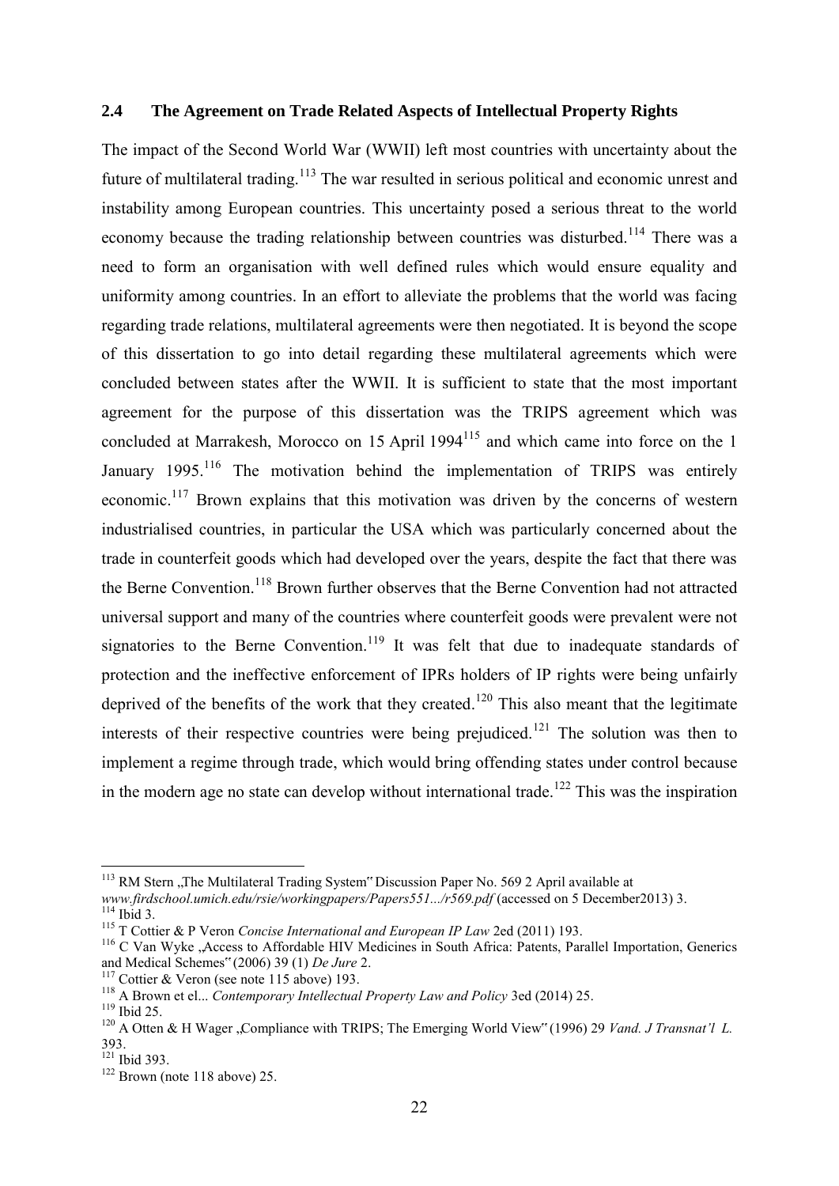## 2.4 The Agreement on Trade Related Aspects of Intellectual Property Rights

The impact of the Second World War (WWII) left most countries with uncertainty about the future of multilateral trading.[113] The war resulted in serious political and economic unrest and instability among European countries. This uncertainty posed a serious threat to the world economy because the trading relationship between countries was disturbed.[114] There was a need to form an organisation with well defined rules which would ensure equality and uniformity among countries. In an effort to alleviate the problems that the world was facing regarding trade relations, multilateral agreements were then negotiated. It is beyond the scope of this dissertation to go into detail regarding these multilateral agreements which were concluded between states after the WWII. It is sufficient to state that the most important agreement for the purpose of this dissertation was the TRIPS agreement which was concluded at Marrakesh, Morocco on 15 April 1994[115] and which came into force on the 1 January 1995.[116] The motivation behind the implementation of TRIPS was entirely economic.[117] Brown explains that this motivation was driven by the concerns of western industrialised countries, in particular the USA which was particularly concerned about the trade in counterfeit goods which had developed over the years, despite the fact that there was the Berne Convention.[118] Brown further observes that the Berne Convention had not attracted universal support and many of the countries where counterfeit goods were prevalent were not signatories to the Berne Convention.[119] It was felt that due to inadequate standards of protection and the ineffective enforcement of IPRs holders of IP rights were being unfairly deprived of the benefits of the work that they created.[120] This also meant that the legitimate interests of their respective countries were being prejudiced.[121] The solution was then to implement a regime through trade, which would bring offending states under control because in the modern age no state can develop without international trade.[122] This was the inspiration

---

[113] RM Stern „The Multilateral Trading System" Discussion Paper No. 569 2 April available at *www.firdschool.umich.edu/rsie/workingpapers/Papers551.../r569.pdf* (accessed on 5 December2013) 3.

[114] Ibid 3.

[115] T Cottier & P Veron *Concise International and European IP Law* 2ed (2011) 193.

[116] C Van Wyke „Access to Affordable HIV Medicines in South Africa: Patents, Parallel Importation, Generics and Medical Schemes" (2006) 39 (1) *De Jure* 2.

[117] Cottier & Veron (see note 115 above) 193.

[118] A Brown et el... *Contemporary Intellectual Property Law and Policy* 3ed (2014) 25.

[119] Ibid 25.

[120] A Otten & H Wager „Compliance with TRIPS; The Emerging World View" (1996) 29 *Vand. J Transnat'l L.* 393.

[121] Ibid 393.

[122] Brown (note 118 above) 25.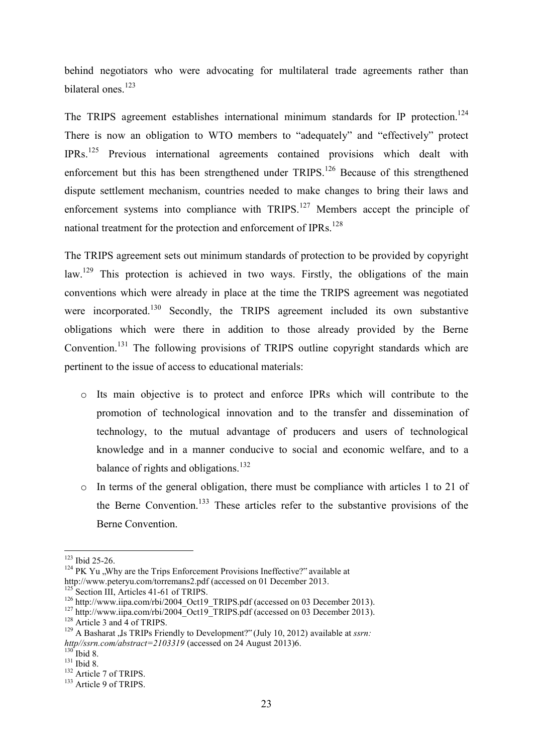behind negotiators who were advocating for multilateral trade agreements rather than bilateral ones.[123]

The TRIPS agreement establishes international minimum standards for IP protection.[124] There is now an obligation to WTO members to "adequately" and "effectively" protect IPRs.[125] Previous international agreements contained provisions which dealt with enforcement but this has been strengthened under TRIPS.[126] Because of this strengthened dispute settlement mechanism, countries needed to make changes to bring their laws and enforcement systems into compliance with TRIPS.[127] Members accept the principle of national treatment for the protection and enforcement of IPRs.[128]

The TRIPS agreement sets out minimum standards of protection to be provided by copyright law.[129] This protection is achieved in two ways. Firstly, the obligations of the main conventions which were already in place at the time the TRIPS agreement was negotiated were incorporated.[130] Secondly, the TRIPS agreement included its own substantive obligations which were there in addition to those already provided by the Berne Convention.[131] The following provisions of TRIPS outline copyright standards which are pertinent to the issue of access to educational materials:

- Its main objective is to protect and enforce IPRs which will contribute to the promotion of technological innovation and to the transfer and dissemination of technology, to the mutual advantage of producers and users of technological knowledge and in a manner conducive to social and economic welfare, and to a balance of rights and obligations.[132]
- In terms of the general obligation, there must be compliance with articles 1 to 21 of the Berne Convention.[133] These articles refer to the substantive provisions of the Berne Convention.

---

[123] Ibid 25-26.

[124] PK Yu „Why are the Trips Enforcement Provisions Ineffective?" available at http://www.peteryu.com/torremans2.pdf (accessed on 01 December 2013.

[125] Section III, Articles 41-61 of TRIPS.

[126] http://www.iipa.com/rbi/2004_Oct19_TRIPS.pdf (accessed on 03 December 2013).

[127] http://www.iipa.com/rbi/2004_Oct19_TRIPS.pdf (accessed on 03 December 2013).

[128] Article 3 and 4 of TRIPS.

[129] A Basharat „Is TRIPs Friendly to Development?" (July 10, 2012) available at *ssrn: http//ssrn.com/abstract=2103319* (accessed on 24 August 2013)6.

[130] Ibid 8.

[131] Ibid 8.

[132] Article 7 of TRIPS.

[133] Article 9 of TRIPS.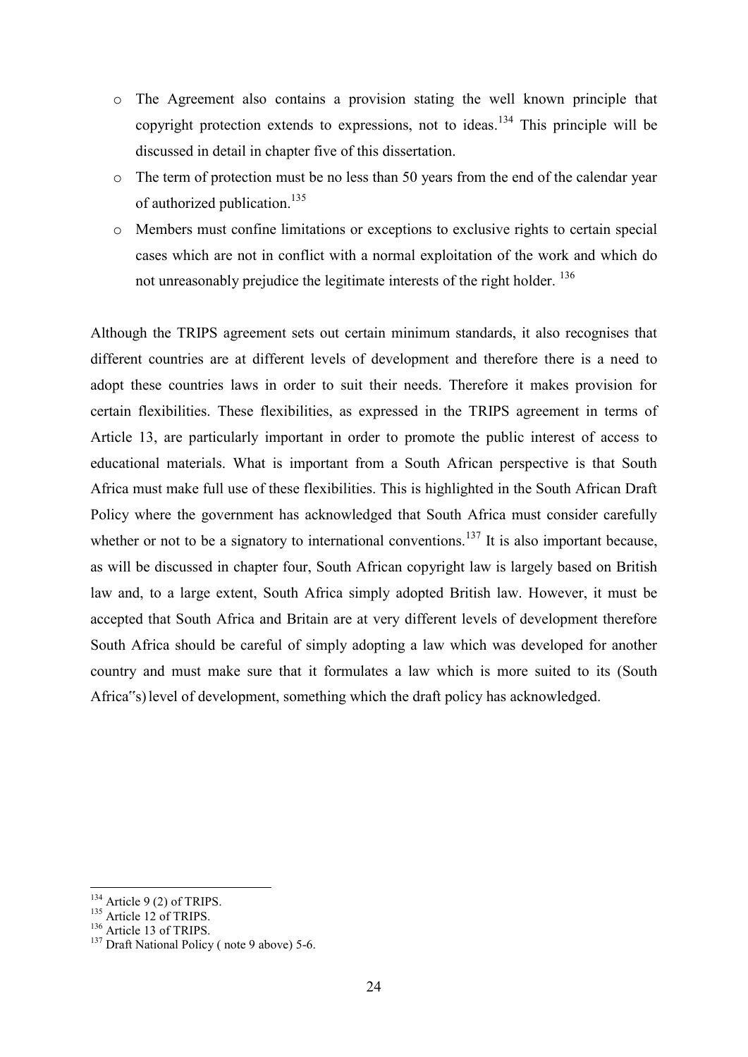- The Agreement also contains a provision stating the well known principle that copyright protection extends to expressions, not to ideas.[134] This principle will be discussed in detail in chapter five of this dissertation.
- The term of protection must be no less than 50 years from the end of the calendar year of authorized publication.[135]
- Members must confine limitations or exceptions to exclusive rights to certain special cases which are not in conflict with a normal exploitation of the work and which do not unreasonably prejudice the legitimate interests of the right holder. [136]

Although the TRIPS agreement sets out certain minimum standards, it also recognises that different countries are at different levels of development and therefore there is a need to adopt these countries laws in order to suit their needs. Therefore it makes provision for certain flexibilities. These flexibilities, as expressed in the TRIPS agreement in terms of Article 13, are particularly important in order to promote the public interest of access to educational materials. What is important from a South African perspective is that South Africa must make full use of these flexibilities. This is highlighted in the South African Draft Policy where the government has acknowledged that South Africa must consider carefully whether or not to be a signatory to international conventions.[137] It is also important because, as will be discussed in chapter four, South African copyright law is largely based on British law and, to a large extent, South Africa simply adopted British law. However, it must be accepted that South Africa and Britain are at very different levels of development therefore South Africa should be careful of simply adopting a law which was developed for another country and must make sure that it formulates a law which is more suited to its (South Africa"s) level of development, something which the draft policy has acknowledged.

---

[134] Article 9 (2) of TRIPS.

[135] Article 12 of TRIPS.

[136] Article 13 of TRIPS.

[137] Draft National Policy ( note 9 above) 5-6.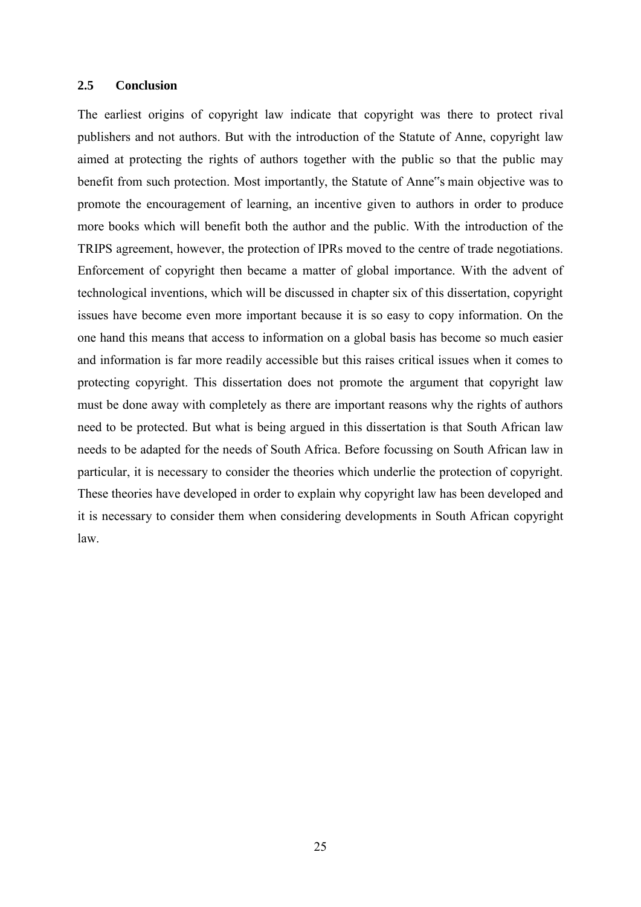### 2.5 Conclusion

The earliest origins of copyright law indicate that copyright was there to protect rival publishers and not authors. But with the introduction of the Statute of Anne, copyright law aimed at protecting the rights of authors together with the public so that the public may benefit from such protection. Most importantly, the Statute of Anne"s main objective was to promote the encouragement of learning, an incentive given to authors in order to produce more books which will benefit both the author and the public. With the introduction of the TRIPS agreement, however, the protection of IPRs moved to the centre of trade negotiations. Enforcement of copyright then became a matter of global importance. With the advent of technological inventions, which will be discussed in chapter six of this dissertation, copyright issues have become even more important because it is so easy to copy information. On the one hand this means that access to information on a global basis has become so much easier and information is far more readily accessible but this raises critical issues when it comes to protecting copyright. This dissertation does not promote the argument that copyright law must be done away with completely as there are important reasons why the rights of authors need to be protected. But what is being argued in this dissertation is that South African law needs to be adapted for the needs of South Africa. Before focussing on South African law in particular, it is necessary to consider the theories which underlie the protection of copyright. These theories have developed in order to explain why copyright law has been developed and it is necessary to consider them when considering developments in South African copyright law.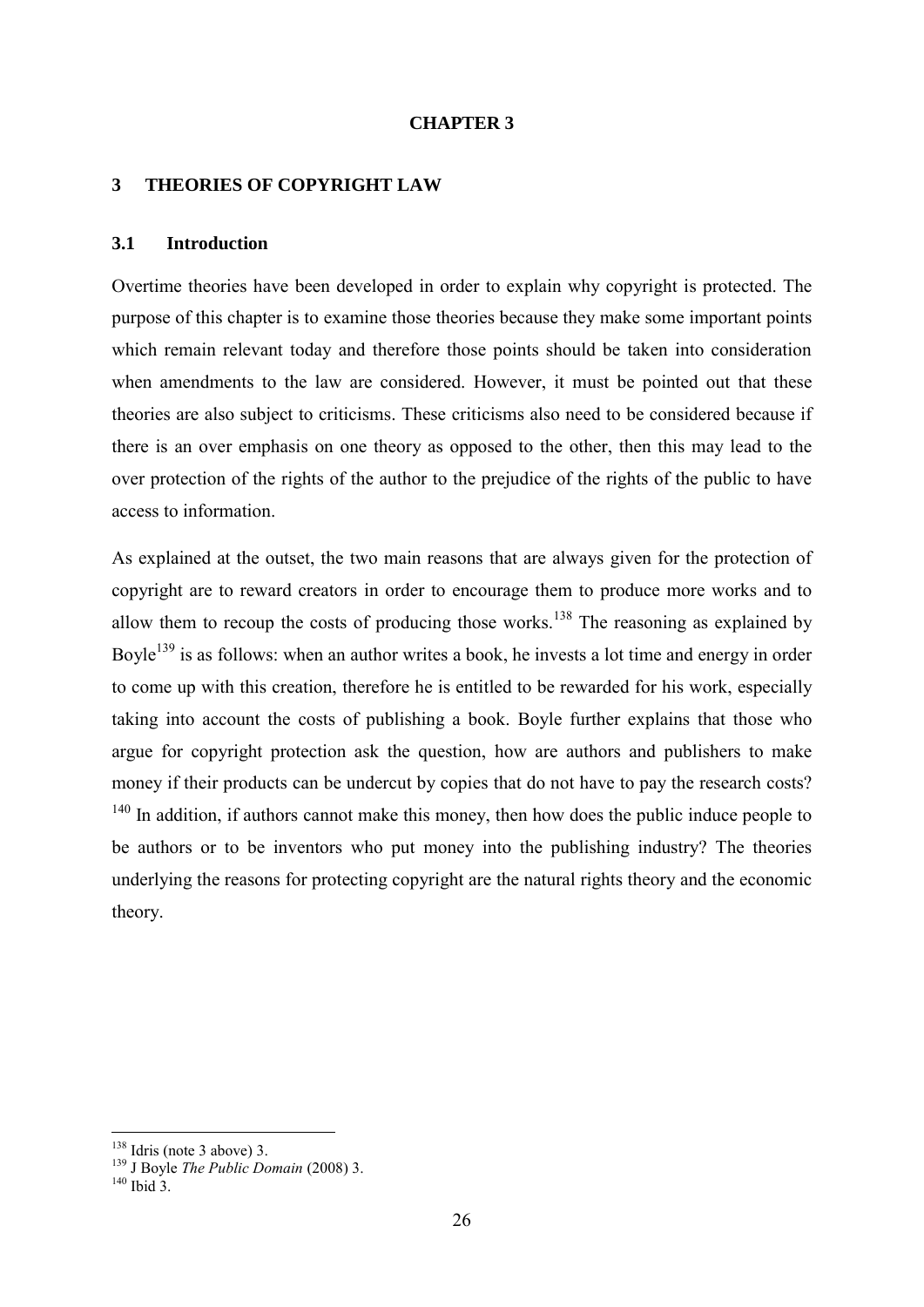# CHAPTER 3

## 3 THEORIES OF COPYRIGHT LAW

### 3.1 Introduction

Overtime theories have been developed in order to explain why copyright is protected. The purpose of this chapter is to examine those theories because they make some important points which remain relevant today and therefore those points should be taken into consideration when amendments to the law are considered. However, it must be pointed out that these theories are also subject to criticisms. These criticisms also need to be considered because if there is an over emphasis on one theory as opposed to the other, then this may lead to the over protection of the rights of the author to the prejudice of the rights of the public to have access to information.

As explained at the outset, the two main reasons that are always given for the protection of copyright are to reward creators in order to encourage them to produce more works and to allow them to recoup the costs of producing those works.[138] The reasoning as explained by Boyle[139] is as follows: when an author writes a book, he invests a lot time and energy in order to come up with this creation, therefore he is entitled to be rewarded for his work, especially taking into account the costs of publishing a book. Boyle further explains that those who argue for copyright protection ask the question, how are authors and publishers to make money if their products can be undercut by copies that do not have to pay the research costs? [140] In addition, if authors cannot make this money, then how does the public induce people to be authors or to be inventors who put money into the publishing industry? The theories underlying the reasons for protecting copyright are the natural rights theory and the economic theory.

---

[138] Idris (note 3 above) 3.

[139] J Boyle *The Public Domain* (2008) 3.

[140] Ibid 3.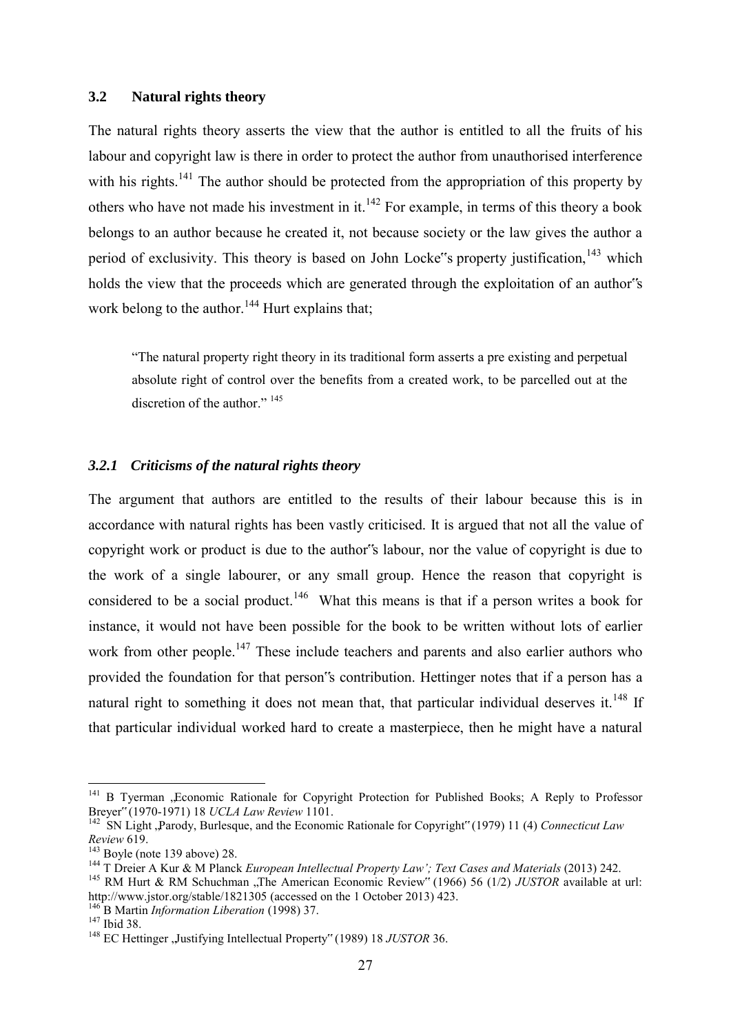## 3.2 Natural rights theory

The natural rights theory asserts the view that the author is entitled to all the fruits of his labour and copyright law is there in order to protect the author from unauthorised interference with his rights.[141] The author should be protected from the appropriation of this property by others who have not made his investment in it.[142] For example, in terms of this theory a book belongs to an author because he created it, not because society or the law gives the author a period of exclusivity. This theory is based on John Locke‟s property justification,[143] which holds the view that the proceeds which are generated through the exploitation of an author‟s work belong to the author.[144] Hurt explains that;

> "The natural property right theory in its traditional form asserts a pre existing and perpetual absolute right of control over the benefits from a created work, to be parcelled out at the discretion of the author." [145]

### *3.2.1 Criticisms of the natural rights theory*

The argument that authors are entitled to the results of their labour because this is in accordance with natural rights has been vastly criticised. It is argued that not all the value of copyright work or product is due to the author‟s labour, nor the value of copyright is due to the work of a single labourer, or any small group. Hence the reason that copyright is considered to be a social product.[146] What this means is that if a person writes a book for instance, it would not have been possible for the book to be written without lots of earlier work from other people.[147] These include teachers and parents and also earlier authors who provided the foundation for that person‟s contribution. Hettinger notes that if a person has a natural right to something it does not mean that, that particular individual deserves it.[148] If that particular individual worked hard to create a masterpiece, then he might have a natural

---

[141] B Tyerman „Economic Rationale for Copyright Protection for Published Books; A Reply to Professor Breyer" (1970-1971) 18 *UCLA Law Review* 1101.

[142] SN Light „Parody, Burlesque, and the Economic Rationale for Copyright" (1979) 11 (4) *Connecticut Law Review* 619.

[143] Boyle (note 139 above) 28.

[144] T Dreier A Kur & M Planck *European Intellectual Property Law'; Text Cases and Materials* (2013) 242.

[145] RM Hurt & RM Schuchman „The American Economic Review" (1966) 56 (1/2) *JUSTOR* available at url: http://www.jstor.org/stable/1821305 (accessed on the 1 October 2013) 423.

[146] B Martin *Information Liberation* (1998) 37.

[147] Ibid 38.

[148] EC Hettinger „Justifying Intellectual Property" (1989) 18 *JUSTOR* 36.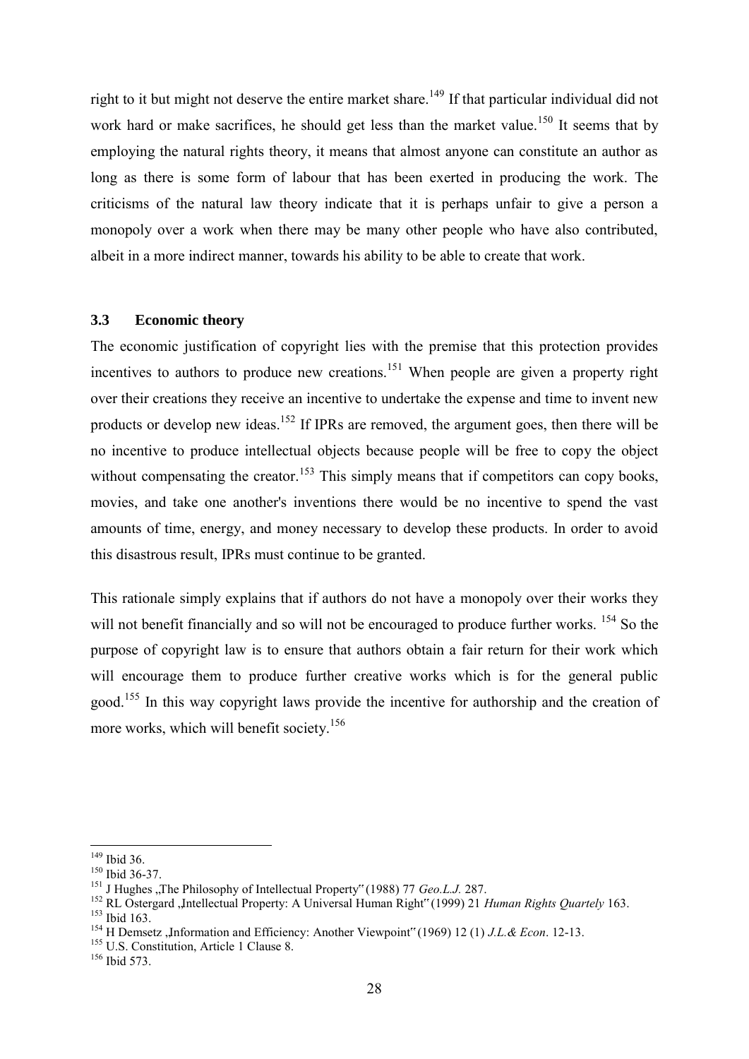right to it but might not deserve the entire market share.[149] If that particular individual did not work hard or make sacrifices, he should get less than the market value.[150] It seems that by employing the natural rights theory, it means that almost anyone can constitute an author as long as there is some form of labour that has been exerted in producing the work. The criticisms of the natural law theory indicate that it is perhaps unfair to give a person a monopoly over a work when there may be many other people who have also contributed, albeit in a more indirect manner, towards his ability to be able to create that work.

### 3.3 Economic theory

The economic justification of copyright lies with the premise that this protection provides incentives to authors to produce new creations.[151] When people are given a property right over their creations they receive an incentive to undertake the expense and time to invent new products or develop new ideas.[152] If IPRs are removed, the argument goes, then there will be no incentive to produce intellectual objects because people will be free to copy the object without compensating the creator.[153] This simply means that if competitors can copy books, movies, and take one another's inventions there would be no incentive to spend the vast amounts of time, energy, and money necessary to develop these products. In order to avoid this disastrous result, IPRs must continue to be granted.

This rationale simply explains that if authors do not have a monopoly over their works they will not benefit financially and so will not be encouraged to produce further works. [154] So the purpose of copyright law is to ensure that authors obtain a fair return for their work which will encourage them to produce further creative works which is for the general public good.[155] In this way copyright laws provide the incentive for authorship and the creation of more works, which will benefit society.[156]

---

[149] Ibid 36.
[150] Ibid 36-37.
[151] J Hughes „The Philosophy of Intellectual Property" (1988) 77 *Geo.L.J.* 287.
[152] RL Ostergard „Intellectual Property: A Universal Human Right" (1999) 21 *Human Rights Quartely* 163.
[153] Ibid 163.
[154] H Demsetz „Information and Efficiency: Another Viewpoint" (1969) 12 (1) *J.L.& Econ*. 12-13.
[155] U.S. Constitution, Article 1 Clause 8.
[156] Ibid 573.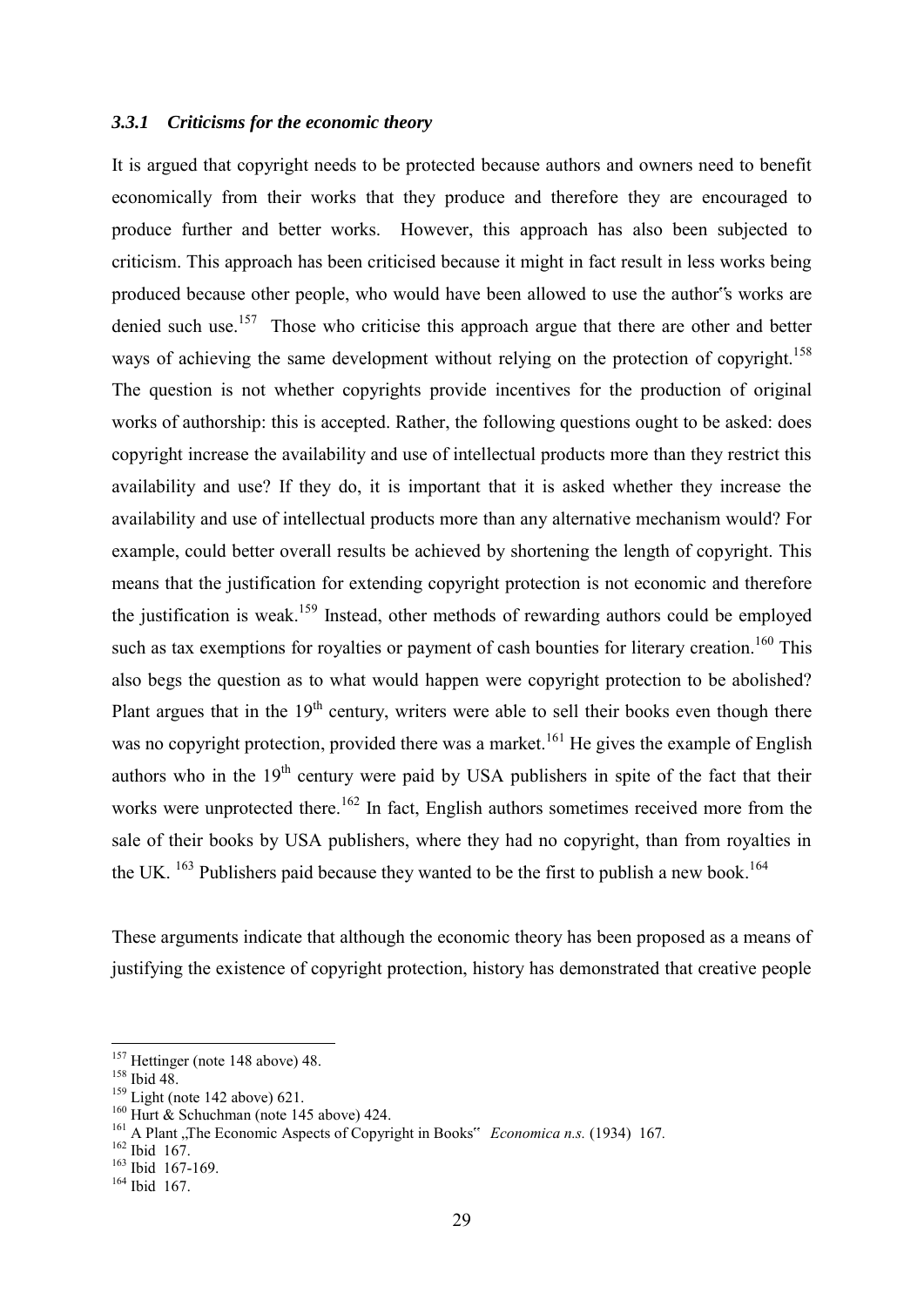### *3.3.1 Criticisms for the economic theory*

It is argued that copyright needs to be protected because authors and owners need to benefit economically from their works that they produce and therefore they are encouraged to produce further and better works. However, this approach has also been subjected to criticism. This approach has been criticised because it might in fact result in less works being produced because other people, who would have been allowed to use the author"s works are denied such use.[157] Those who criticise this approach argue that there are other and better ways of achieving the same development without relying on the protection of copyright.[158] The question is not whether copyrights provide incentives for the production of original works of authorship: this is accepted. Rather, the following questions ought to be asked: does copyright increase the availability and use of intellectual products more than they restrict this availability and use? If they do, it is important that it is asked whether they increase the availability and use of intellectual products more than any alternative mechanism would? For example, could better overall results be achieved by shortening the length of copyright. This means that the justification for extending copyright protection is not economic and therefore the justification is weak.[159] Instead, other methods of rewarding authors could be employed such as tax exemptions for royalties or payment of cash bounties for literary creation.[160] This also begs the question as to what would happen were copyright protection to be abolished? Plant argues that in the 19th century, writers were able to sell their books even though there was no copyright protection, provided there was a market.[161] He gives the example of English authors who in the 19th century were paid by USA publishers in spite of the fact that their works were unprotected there.[162] In fact, English authors sometimes received more from the sale of their books by USA publishers, where they had no copyright, than from royalties in the UK. [163] Publishers paid because they wanted to be the first to publish a new book.[164]

These arguments indicate that although the economic theory has been proposed as a means of justifying the existence of copyright protection, history has demonstrated that creative people

---

[157] Hettinger (note 148 above) 48.

[158] Ibid 48.

[159] Light (note 142 above) 621.

[160] Hurt & Schuchman (note 145 above) 424.

[161] A Plant „The Economic Aspects of Copyright in Books" *Economica n.s.* (1934) 167.

[162] Ibid 167.

[163] Ibid 167-169.

[164] Ibid 167.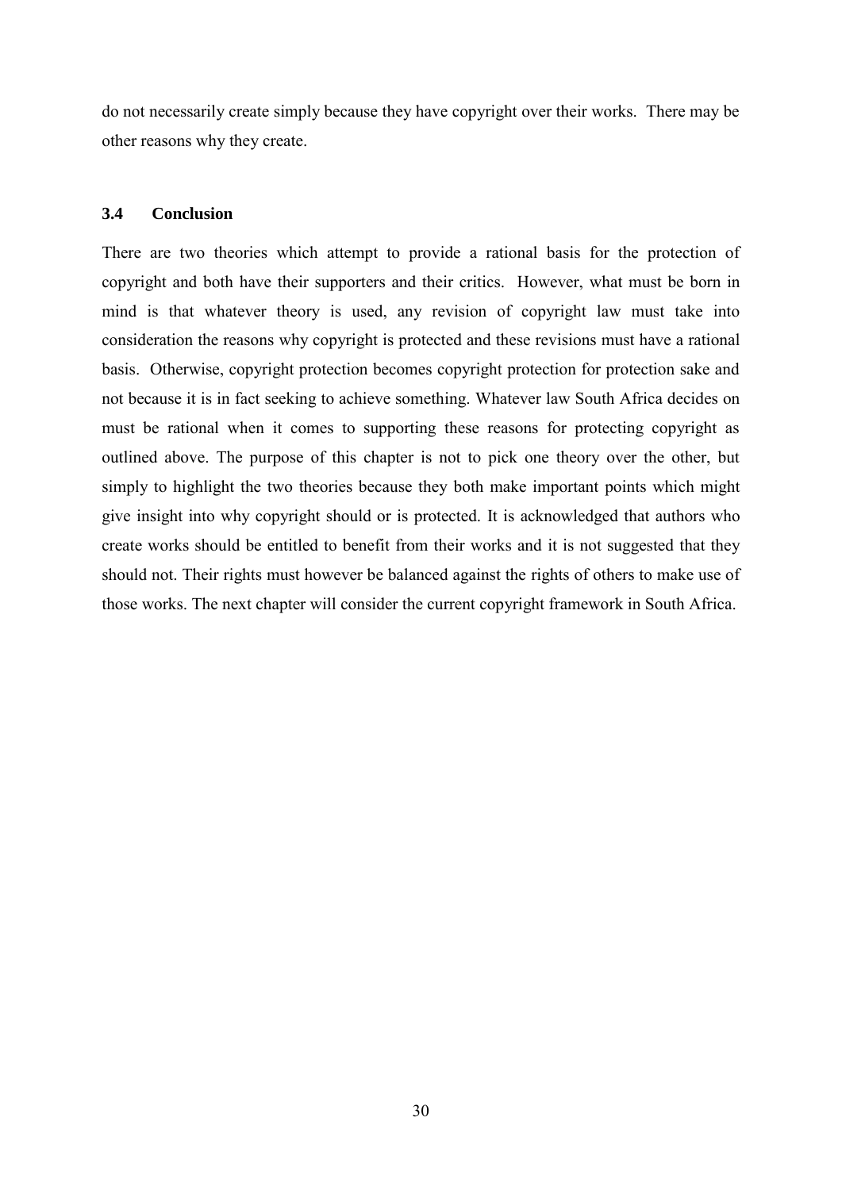do not necessarily create simply because they have copyright over their works. There may be other reasons why they create.

### 3.4 Conclusion

There are two theories which attempt to provide a rational basis for the protection of copyright and both have their supporters and their critics. However, what must be born in mind is that whatever theory is used, any revision of copyright law must take into consideration the reasons why copyright is protected and these revisions must have a rational basis. Otherwise, copyright protection becomes copyright protection for protection sake and not because it is in fact seeking to achieve something. Whatever law South Africa decides on must be rational when it comes to supporting these reasons for protecting copyright as outlined above. The purpose of this chapter is not to pick one theory over the other, but simply to highlight the two theories because they both make important points which might give insight into why copyright should or is protected. It is acknowledged that authors who create works should be entitled to benefit from their works and it is not suggested that they should not. Their rights must however be balanced against the rights of others to make use of those works. The next chapter will consider the current copyright framework in South Africa.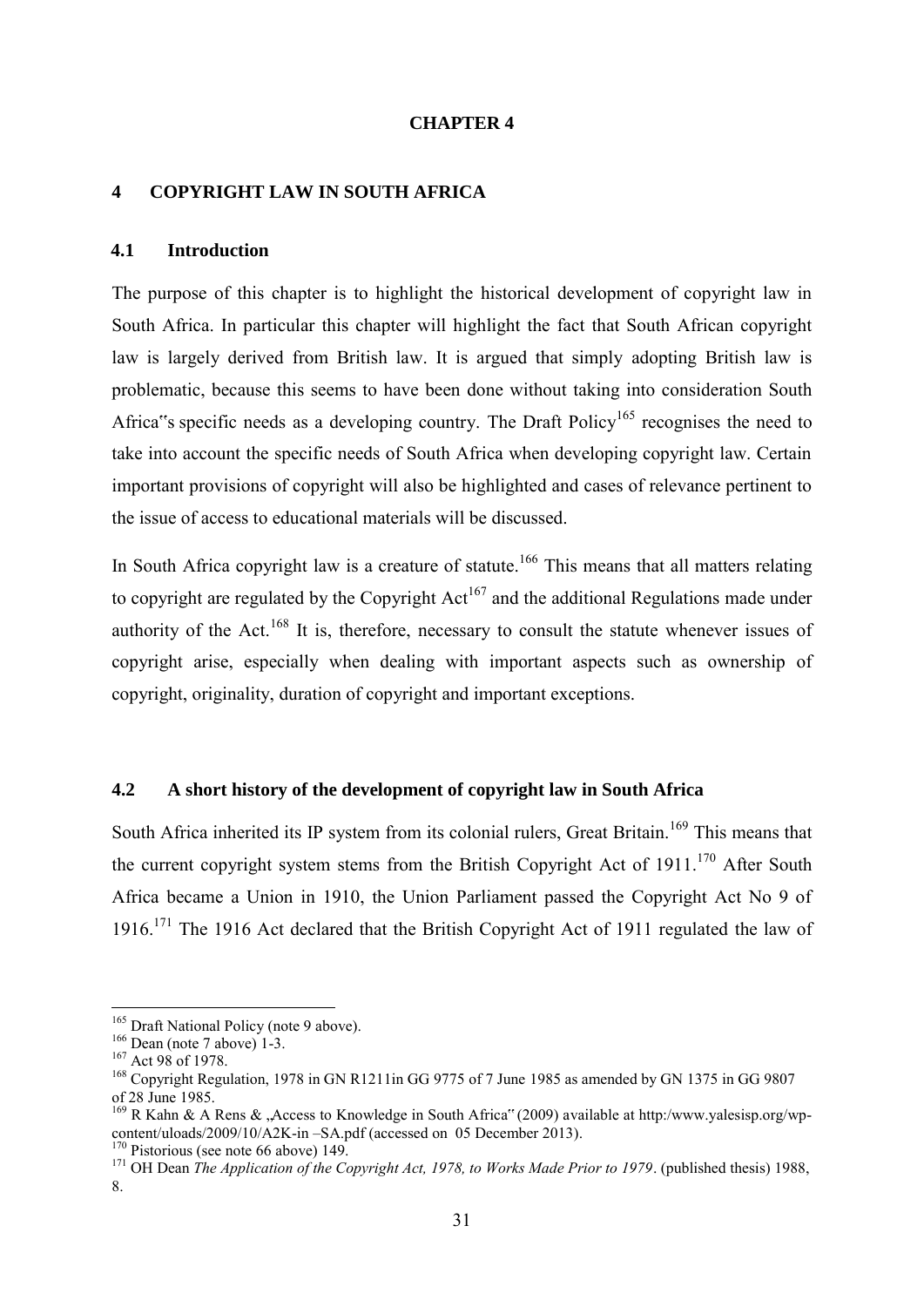**CHAPTER 4**

# 4 COPYRIGHT LAW IN SOUTH AFRICA

## 4.1 Introduction

The purpose of this chapter is to highlight the historical development of copyright law in South Africa. In particular this chapter will highlight the fact that South African copyright law is largely derived from British law. It is argued that simply adopting British law is problematic, because this seems to have been done without taking into consideration South Africa"s specific needs as a developing country. The Draft Policy[165] recognises the need to take into account the specific needs of South Africa when developing copyright law. Certain important provisions of copyright will also be highlighted and cases of relevance pertinent to the issue of access to educational materials will be discussed.

In South Africa copyright law is a creature of statute.[166] This means that all matters relating to copyright are regulated by the Copyright Act[167] and the additional Regulations made under authority of the Act.[168] It is, therefore, necessary to consult the statute whenever issues of copyright arise, especially when dealing with important aspects such as ownership of copyright, originality, duration of copyright and important exceptions.

## 4.2 A short history of the development of copyright law in South Africa

South Africa inherited its IP system from its colonial rulers, Great Britain.[169] This means that the current copyright system stems from the British Copyright Act of 1911.[170] After South Africa became a Union in 1910, the Union Parliament passed the Copyright Act No 9 of 1916.[171] The 1916 Act declared that the British Copyright Act of 1911 regulated the law of

---

[165] Draft National Policy (note 9 above).

[166] Dean (note 7 above) 1-3.

[167] Act 98 of 1978.

[168] Copyright Regulation, 1978 in GN R1211in GG 9775 of 7 June 1985 as amended by GN 1375 in GG 9807 of 28 June 1985.

[169] R Kahn & A Rens & „Access to Knowledge in South Africa" (2009) available at http:/www.yalesisp.org/wp-content/uloads/2009/10/A2K-in –SA.pdf (accessed on 05 December 2013).

[170] Pistorious (see note 66 above) 149.

[171] OH Dean *The Application of the Copyright Act, 1978, to Works Made Prior to 1979*. (published thesis) 1988, 8.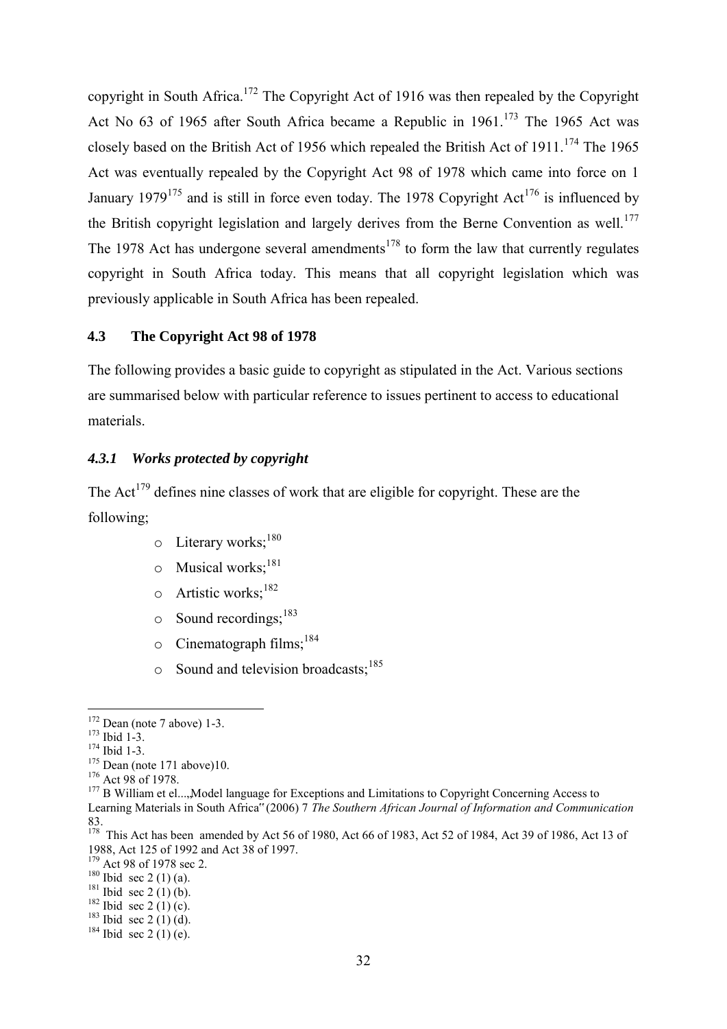copyright in South Africa.[172] The Copyright Act of 1916 was then repealed by the Copyright Act No 63 of 1965 after South Africa became a Republic in 1961.[173] The 1965 Act was closely based on the British Act of 1956 which repealed the British Act of 1911.[174] The 1965 Act was eventually repealed by the Copyright Act 98 of 1978 which came into force on 1 January 1979[175] and is still in force even today. The 1978 Copyright Act[176] is influenced by the British copyright legislation and largely derives from the Berne Convention as well.[177] The 1978 Act has undergone several amendments[178] to form the law that currently regulates copyright in South Africa today. This means that all copyright legislation which was previously applicable in South Africa has been repealed.

## 4.3 The Copyright Act 98 of 1978

The following provides a basic guide to copyright as stipulated in the Act. Various sections are summarised below with particular reference to issues pertinent to access to educational materials.

### *4.3.1 Works protected by copyright*

The Act[179] defines nine classes of work that are eligible for copyright. These are the following;

- Literary works;[180]
- Musical works;[181]
- Artistic works;[182]
- Sound recordings;[183]
- Cinematograph films;[184]
- Sound and television broadcasts;[185]

---

[172] Dean (note 7 above) 1-3.
[173] Ibid 1-3.
[174] Ibid 1-3.
[175] Dean (note 171 above)10.
[176] Act 98 of 1978.
[177] B William et el...„Model language for Exceptions and Limitations to Copyright Concerning Access to Learning Materials in South Africa" (2006) 7 *The Southern African Journal of Information and Communication* 83.
[178] This Act has been amended by Act 56 of 1980, Act 66 of 1983, Act 52 of 1984, Act 39 of 1986, Act 13 of 1988, Act 125 of 1992 and Act 38 of 1997.
[179] Act 98 of 1978 sec 2.
[180] Ibid sec 2 (1) (a).
[181] Ibid sec 2 (1) (b).
[182] Ibid sec 2 (1) (c).
[183] Ibid sec 2 (1) (d).
[184] Ibid sec 2 (1) (e).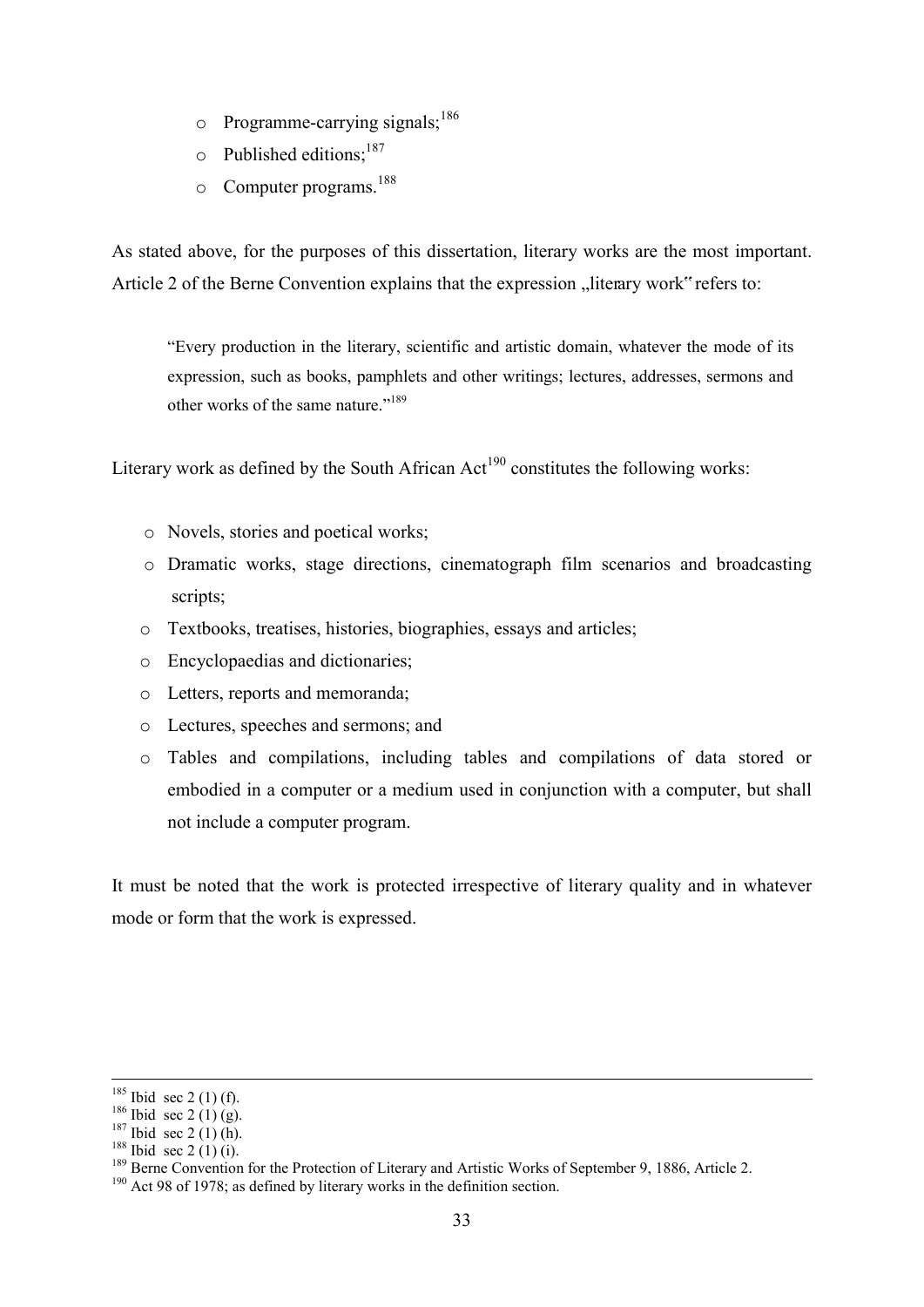- Programme-carrying signals;[186]
- Published editions;[187]
- Computer programs.[188]

As stated above, for the purposes of this dissertation, literary works are the most important. Article 2 of the Berne Convention explains that the expression „literary work" refers to:

> "Every production in the literary, scientific and artistic domain, whatever the mode of its expression, such as books, pamphlets and other writings; lectures, addresses, sermons and other works of the same nature."[189]

Literary work as defined by the South African Act[190] constitutes the following works:

- Novels, stories and poetical works;
- Dramatic works, stage directions, cinematograph film scenarios and broadcasting scripts;
- Textbooks, treatises, histories, biographies, essays and articles;
- Encyclopaedias and dictionaries;
- Letters, reports and memoranda;
- Lectures, speeches and sermons; and
- Tables and compilations, including tables and compilations of data stored or embodied in a computer or a medium used in conjunction with a computer, but shall not include a computer program.

It must be noted that the work is protected irrespective of literary quality and in whatever mode or form that the work is expressed.

---

[185] Ibid sec 2 (1) (f).
[186] Ibid sec 2 (1) (g).
[187] Ibid sec 2 (1) (h).
[188] Ibid sec 2 (1) (i).
[189] Berne Convention for the Protection of Literary and Artistic Works of September 9, 1886, Article 2.
[190] Act 98 of 1978; as defined by literary works in the definition section.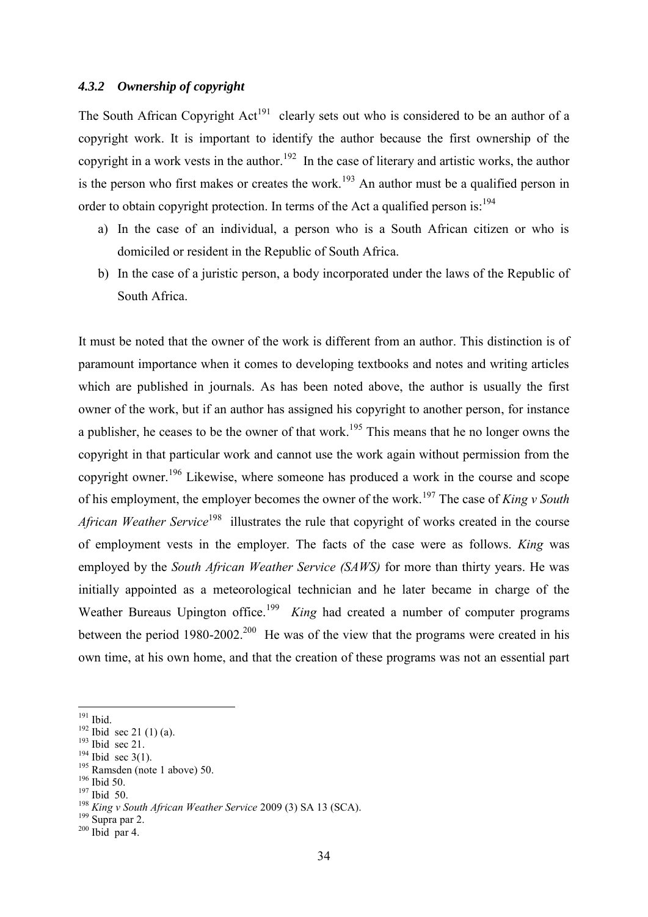#### *4.3.2 Ownership of copyright*

The South African Copyright Act[191] clearly sets out who is considered to be an author of a copyright work. It is important to identify the author because the first ownership of the copyright in a work vests in the author.[192] In the case of literary and artistic works, the author is the person who first makes or creates the work.[193] An author must be a qualified person in order to obtain copyright protection. In terms of the Act a qualified person is:[194]

a) In the case of an individual, a person who is a South African citizen or who is domiciled or resident in the Republic of South Africa.
b) In the case of a juristic person, a body incorporated under the laws of the Republic of South Africa.

It must be noted that the owner of the work is different from an author. This distinction is of paramount importance when it comes to developing textbooks and notes and writing articles which are published in journals. As has been noted above, the author is usually the first owner of the work, but if an author has assigned his copyright to another person, for instance a publisher, he ceases to be the owner of that work.[195] This means that he no longer owns the copyright in that particular work and cannot use the work again without permission from the copyright owner.[196] Likewise, where someone has produced a work in the course and scope of his employment, the employer becomes the owner of the work.[197] The case of *King v South African Weather Service*[198] illustrates the rule that copyright of works created in the course of employment vests in the employer. The facts of the case were as follows. *King* was employed by the *South African Weather Service (SAWS)* for more than thirty years. He was initially appointed as a meteorological technician and he later became in charge of the Weather Bureaus Upington office.[199] *King* had created a number of computer programs between the period 1980-2002.[200] He was of the view that the programs were created in his own time, at his own home, and that the creation of these programs was not an essential part

---

[191] Ibid.
[192] Ibid sec 21 (1) (a).
[193] Ibid sec 21.
[194] Ibid sec 3(1).
[195] Ramsden (note 1 above) 50.
[196] Ibid 50.
[197] Ibid 50.
[198] *King v South African Weather Service* 2009 (3) SA 13 (SCA).
[199] Supra par 2.
[200] Ibid par 4.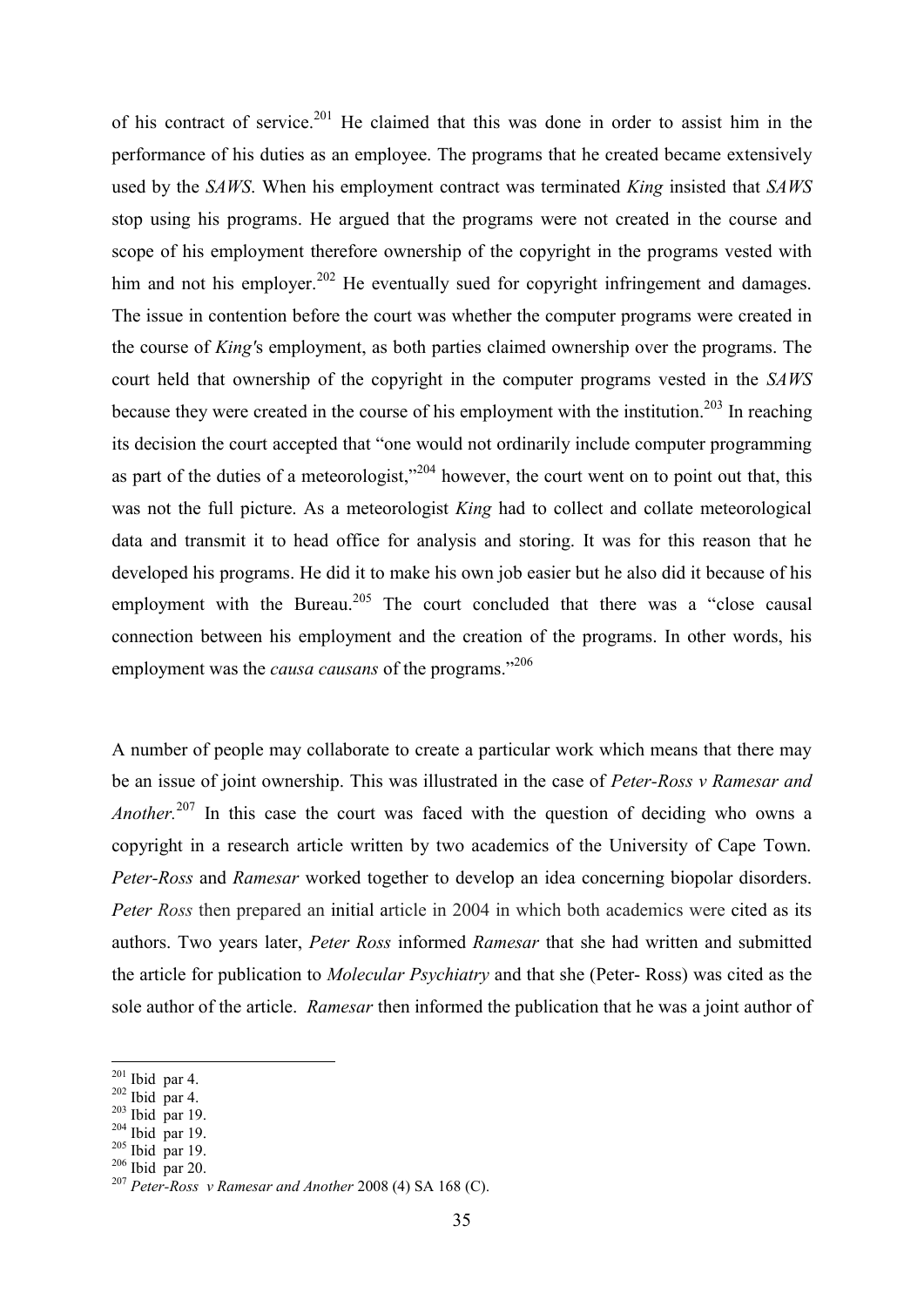of his contract of service.[201] He claimed that this was done in order to assist him in the performance of his duties as an employee. The programs that he created became extensively used by the *SAWS*. When his employment contract was terminated *King* insisted that *SAWS* stop using his programs. He argued that the programs were not created in the course and scope of his employment therefore ownership of the copyright in the programs vested with him and not his employer.[202] He eventually sued for copyright infringement and damages. The issue in contention before the court was whether the computer programs were created in the course of *King'*s employment, as both parties claimed ownership over the programs. The court held that ownership of the copyright in the computer programs vested in the *SAWS* because they were created in the course of his employment with the institution.[203] In reaching its decision the court accepted that "one would not ordinarily include computer programming as part of the duties of a meteorologist,"[204] however, the court went on to point out that, this was not the full picture. As a meteorologist *King* had to collect and collate meteorological data and transmit it to head office for analysis and storing. It was for this reason that he developed his programs. He did it to make his own job easier but he also did it because of his employment with the Bureau.[205] The court concluded that there was a "close causal connection between his employment and the creation of the programs. In other words, his employment was the *causa causans* of the programs."[206]

A number of people may collaborate to create a particular work which means that there may be an issue of joint ownership. This was illustrated in the case of *Peter-Ross v Ramesar and Another.*[207] In this case the court was faced with the question of deciding who owns a copyright in a research article written by two academics of the University of Cape Town. *Peter-Ross* and *Ramesar* worked together to develop an idea concerning biopolar disorders. *Peter Ross* then prepared an initial article in 2004 in which both academics were cited as its authors. Two years later, *Peter Ross* informed *Ramesar* that she had written and submitted the article for publication to *Molecular Psychiatry* and that she (Peter- Ross) was cited as the sole author of the article. *Ramesar* then informed the publication that he was a joint author of

---

[201] Ibid par 4.
[202] Ibid par 4.
[203] Ibid par 19.
[204] Ibid par 19.
[205] Ibid par 19.
[206] Ibid par 20.
[207] *Peter-Ross v Ramesar and Another* 2008 (4) SA 168 (C).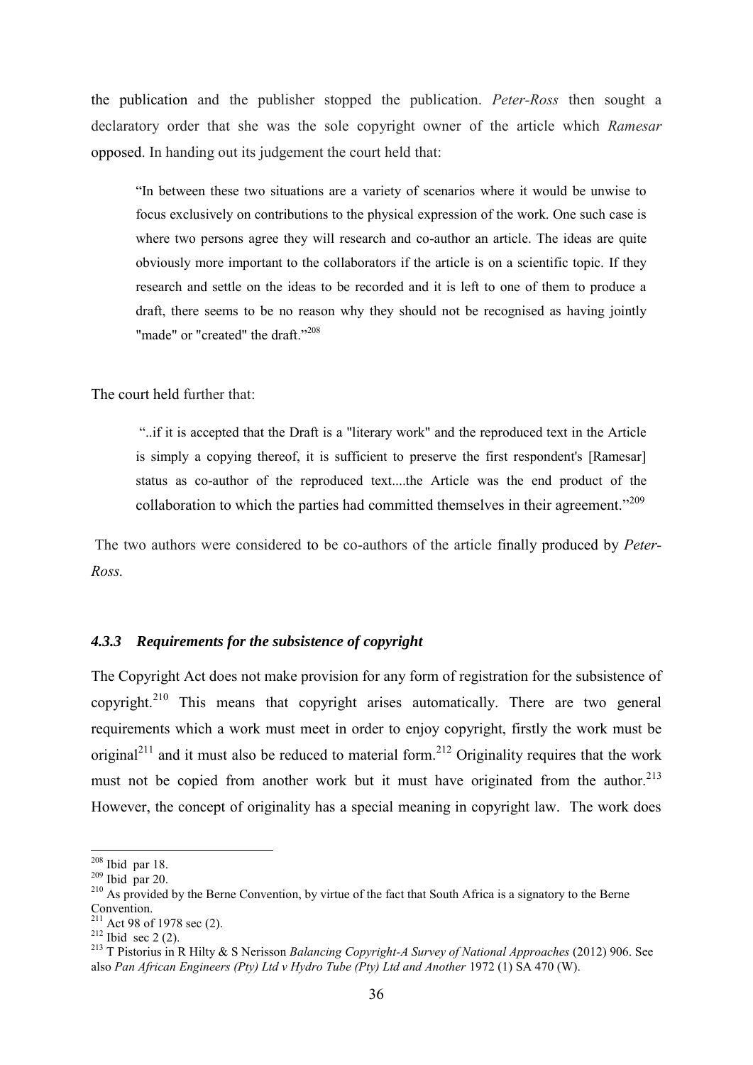the publication and the publisher stopped the publication. *Peter-Ross* then sought a declaratory order that she was the sole copyright owner of the article which *Ramesar* opposed. In handing out its judgement the court held that:

> "In between these two situations are a variety of scenarios where it would be unwise to focus exclusively on contributions to the physical expression of the work. One such case is where two persons agree they will research and co-author an article. The ideas are quite obviously more important to the collaborators if the article is on a scientific topic. If they research and settle on the ideas to be recorded and it is left to one of them to produce a draft, there seems to be no reason why they should not be recognised as having jointly "made" or "created" the draft."[208]

The court held further that:

> "..if it is accepted that the Draft is a "literary work" and the reproduced text in the Article is simply a copying thereof, it is sufficient to preserve the first respondent's [Ramesar] status as co-author of the reproduced text....the Article was the end product of the collaboration to which the parties had committed themselves in their agreement."[209]

The two authors were considered to be co-authors of the article finally produced by *Peter-Ross.*

#### *4.3.3 Requirements for the subsistence of copyright*

The Copyright Act does not make provision for any form of registration for the subsistence of copyright.[210] This means that copyright arises automatically. There are two general requirements which a work must meet in order to enjoy copyright, firstly the work must be original[211] and it must also be reduced to material form.[212] Originality requires that the work must not be copied from another work but it must have originated from the author.[213] However, the concept of originality has a special meaning in copyright law. The work does

---

[208] Ibid par 18.

[209] Ibid par 20.

[210] As provided by the Berne Convention, by virtue of the fact that South Africa is a signatory to the Berne Convention.

[211] Act 98 of 1978 sec (2).

[212] Ibid sec 2 (2).

[213] T Pistorius in R Hilty & S Nerisson *Balancing Copyright-A Survey of National Approaches* (2012) 906. See also *Pan African Engineers (Pty) Ltd v Hydro Tube (Pty) Ltd and Another* 1972 (1) SA 470 (W).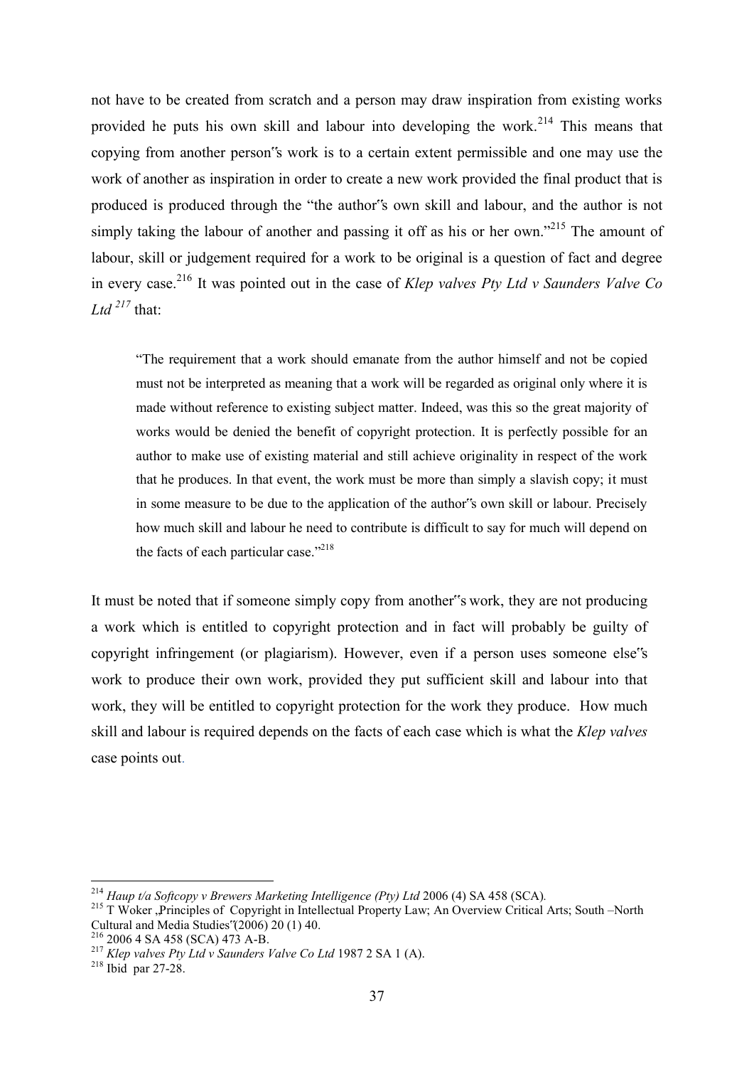not have to be created from scratch and a person may draw inspiration from existing works provided he puts his own skill and labour into developing the work.[214] This means that copying from another person‟s work is to a certain extent permissible and one may use the work of another as inspiration in order to create a new work provided the final product that is produced is produced through the "the author‟s own skill and labour, and the author is not simply taking the labour of another and passing it off as his or her own."[215] The amount of labour, skill or judgement required for a work to be original is a question of fact and degree in every case.[216] It was pointed out in the case of *Klep valves Pty Ltd v Saunders Valve Co Ltd* [217] that:

> "The requirement that a work should emanate from the author himself and not be copied must not be interpreted as meaning that a work will be regarded as original only where it is made without reference to existing subject matter. Indeed, was this so the great majority of works would be denied the benefit of copyright protection. It is perfectly possible for an author to make use of existing material and still achieve originality in respect of the work that he produces. In that event, the work must be more than simply a slavish copy; it must in some measure to be due to the application of the author‟s own skill or labour. Precisely how much skill and labour he need to contribute is difficult to say for much will depend on the facts of each particular case."[218]

It must be noted that if someone simply copy from another‟s work, they are not producing a work which is entitled to copyright protection and in fact will probably be guilty of copyright infringement (or plagiarism). However, even if a person uses someone else‟s work to produce their own work, provided they put sufficient skill and labour into that work, they will be entitled to copyright protection for the work they produce. How much skill and labour is required depends on the facts of each case which is what the *Klep valves* case points out.

---

[214] *Haup t/a Softcopy v Brewers Marketing Intelligence (Pty) Ltd* 2006 (4) SA 458 (SCA).

[215] T Woker „Principles of Copyright in Intellectual Property Law; An Overview Critical Arts; South –North Cultural and Media Studies‟(2006) 20 (1) 40.

[216] 2006 4 SA 458 (SCA) 473 A-B.

[217] *Klep valves Pty Ltd v Saunders Valve Co Ltd* 1987 2 SA 1 (A).

[218] Ibid par 27-28.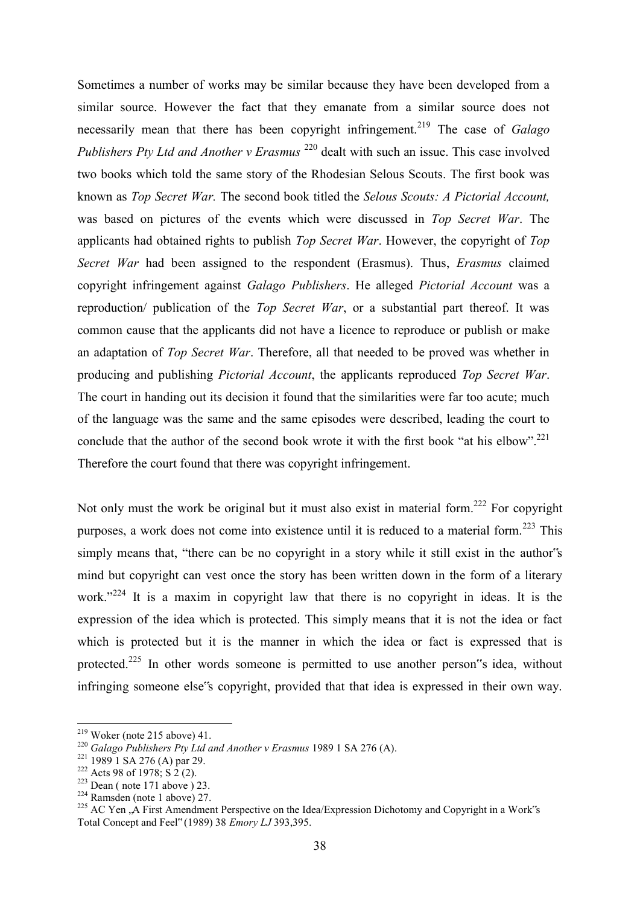Sometimes a number of works may be similar because they have been developed from a similar source. However the fact that they emanate from a similar source does not necessarily mean that there has been copyright infringement.[219] The case of *Galago Publishers Pty Ltd and Another v Erasmus*[220] dealt with such an issue. This case involved two books which told the same story of the Rhodesian Selous Scouts. The first book was known as *Top Secret War.* The second book titled the *Selous Scouts: A Pictorial Account,* was based on pictures of the events which were discussed in *Top Secret War*. The applicants had obtained rights to publish *Top Secret War*. However, the copyright of *Top Secret War* had been assigned to the respondent (Erasmus). Thus, *Erasmus* claimed copyright infringement against *Galago Publishers*. He alleged *Pictorial Account* was a reproduction/ publication of the *Top Secret War*, or a substantial part thereof. It was common cause that the applicants did not have a licence to reproduce or publish or make an adaptation of *Top Secret War*. Therefore, all that needed to be proved was whether in producing and publishing *Pictorial Account*, the applicants reproduced *Top Secret War*. The court in handing out its decision it found that the similarities were far too acute; much of the language was the same and the same episodes were described, leading the court to conclude that the author of the second book wrote it with the first book "at his elbow".[221] Therefore the court found that there was copyright infringement.

Not only must the work be original but it must also exist in material form.[222] For copyright purposes, a work does not come into existence until it is reduced to a material form.[223] This simply means that, "there can be no copyright in a story while it still exist in the author‟s mind but copyright can vest once the story has been written down in the form of a literary work."[224] It is a maxim in copyright law that there is no copyright in ideas. It is the expression of the idea which is protected. This simply means that it is not the idea or fact which is protected but it is the manner in which the idea or fact is expressed that is protected.[225] In other words someone is permitted to use another person‟s idea, without infringing someone else‟s copyright, provided that that idea is expressed in their own way.

---

[219] Woker (note 215 above) 41.

[220] *Galago Publishers Pty Ltd and Another v Erasmus* 1989 1 SA 276 (A).

[221] 1989 1 SA 276 (A) par 29.

[222] Acts 98 of 1978; S 2 (2).

[223] Dean ( note 171 above ) 23.

[224] Ramsden (note 1 above) 27.

[225] AC Yen „A First Amendment Perspective on the Idea/Expression Dichotomy and Copyright in a Work‟s Total Concept and Feel‟ (1989) 38 *Emory LJ* 393,395.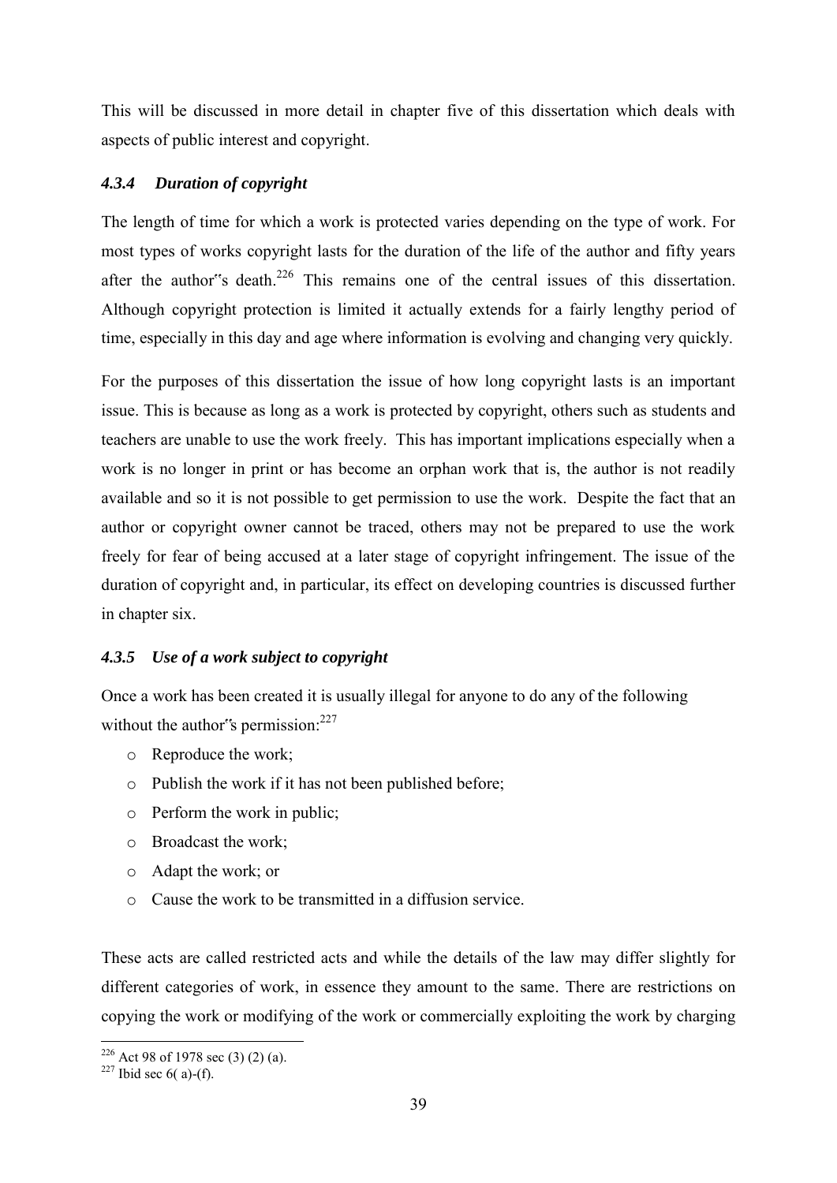This will be discussed in more detail in chapter five of this dissertation which deals with aspects of public interest and copyright.

#### *4.3.4 Duration of copyright*

The length of time for which a work is protected varies depending on the type of work. For most types of works copyright lasts for the duration of the life of the author and fifty years after the author"s death.[226] This remains one of the central issues of this dissertation. Although copyright protection is limited it actually extends for a fairly lengthy period of time, especially in this day and age where information is evolving and changing very quickly.

For the purposes of this dissertation the issue of how long copyright lasts is an important issue. This is because as long as a work is protected by copyright, others such as students and teachers are unable to use the work freely. This has important implications especially when a work is no longer in print or has become an orphan work that is, the author is not readily available and so it is not possible to get permission to use the work. Despite the fact that an author or copyright owner cannot be traced, others may not be prepared to use the work freely for fear of being accused at a later stage of copyright infringement. The issue of the duration of copyright and, in particular, its effect on developing countries is discussed further in chapter six.

#### *4.3.5 Use of a work subject to copyright*

Once a work has been created it is usually illegal for anyone to do any of the following without the author"s permission:[227]

- Reproduce the work;
- Publish the work if it has not been published before;
- Perform the work in public;
- Broadcast the work;
- Adapt the work; or
- Cause the work to be transmitted in a diffusion service.

These acts are called restricted acts and while the details of the law may differ slightly for different categories of work, in essence they amount to the same. There are restrictions on copying the work or modifying of the work or commercially exploiting the work by charging

---

[226] Act 98 of 1978 sec (3) (2) (a).

[227] Ibid sec 6( a)-(f).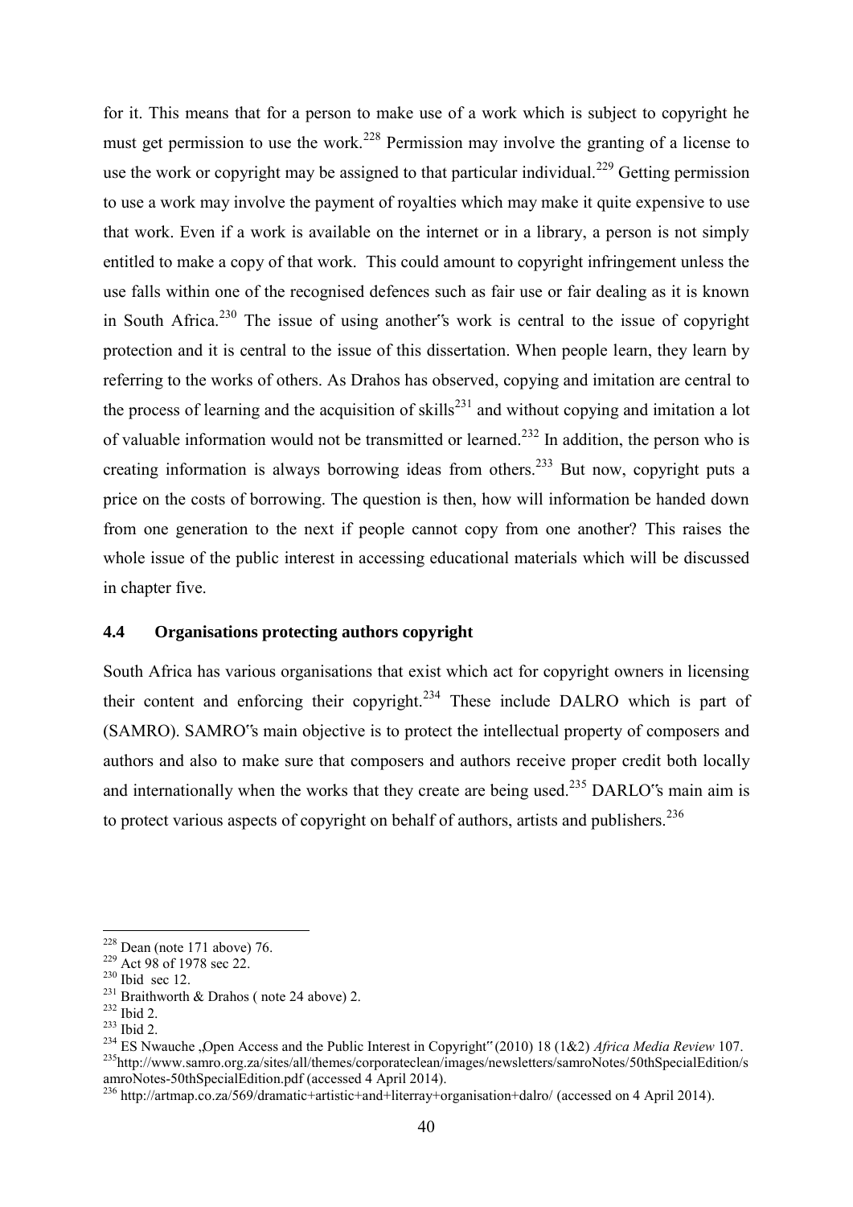for it. This means that for a person to make use of a work which is subject to copyright he must get permission to use the work.[228] Permission may involve the granting of a license to use the work or copyright may be assigned to that particular individual.[229] Getting permission to use a work may involve the payment of royalties which may make it quite expensive to use that work. Even if a work is available on the internet or in a library, a person is not simply entitled to make a copy of that work. This could amount to copyright infringement unless the use falls within one of the recognised defences such as fair use or fair dealing as it is known in South Africa.[230] The issue of using another"s work is central to the issue of copyright protection and it is central to the issue of this dissertation. When people learn, they learn by referring to the works of others. As Drahos has observed, copying and imitation are central to the process of learning and the acquisition of skills[231] and without copying and imitation a lot of valuable information would not be transmitted or learned.[232] In addition, the person who is creating information is always borrowing ideas from others.[233] But now, copyright puts a price on the costs of borrowing. The question is then, how will information be handed down from one generation to the next if people cannot copy from one another? This raises the whole issue of the public interest in accessing educational materials which will be discussed in chapter five.

### 4.4 Organisations protecting authors copyright

South Africa has various organisations that exist which act for copyright owners in licensing their content and enforcing their copyright.[234] These include DALRO which is part of (SAMRO). SAMRO"s main objective is to protect the intellectual property of composers and authors and also to make sure that composers and authors receive proper credit both locally and internationally when the works that they create are being used.[235] DARLO"s main aim is to protect various aspects of copyright on behalf of authors, artists and publishers.[236]

---

[228] Dean (note 171 above) 76.
[229] Act 98 of 1978 sec 22.
[230] Ibid sec 12.
[231] Braithworth & Drahos ( note 24 above) 2.
[232] Ibid 2.
[233] Ibid 2.
[234] ES Nwauche „Open Access and the Public Interest in Copyright" (2010) 18 (1&2) *Africa Media Review* 107.
[235] http://www.samro.org.za/sites/all/themes/corporateclean/images/newsletters/samroNotes/50thSpecialEdition/samroNotes-50thSpecialEdition.pdf (accessed 4 April 2014).
[236] http://artmap.co.za/569/dramatic+artistic+and+literray+organisation+dalro/ (accessed on 4 April 2014).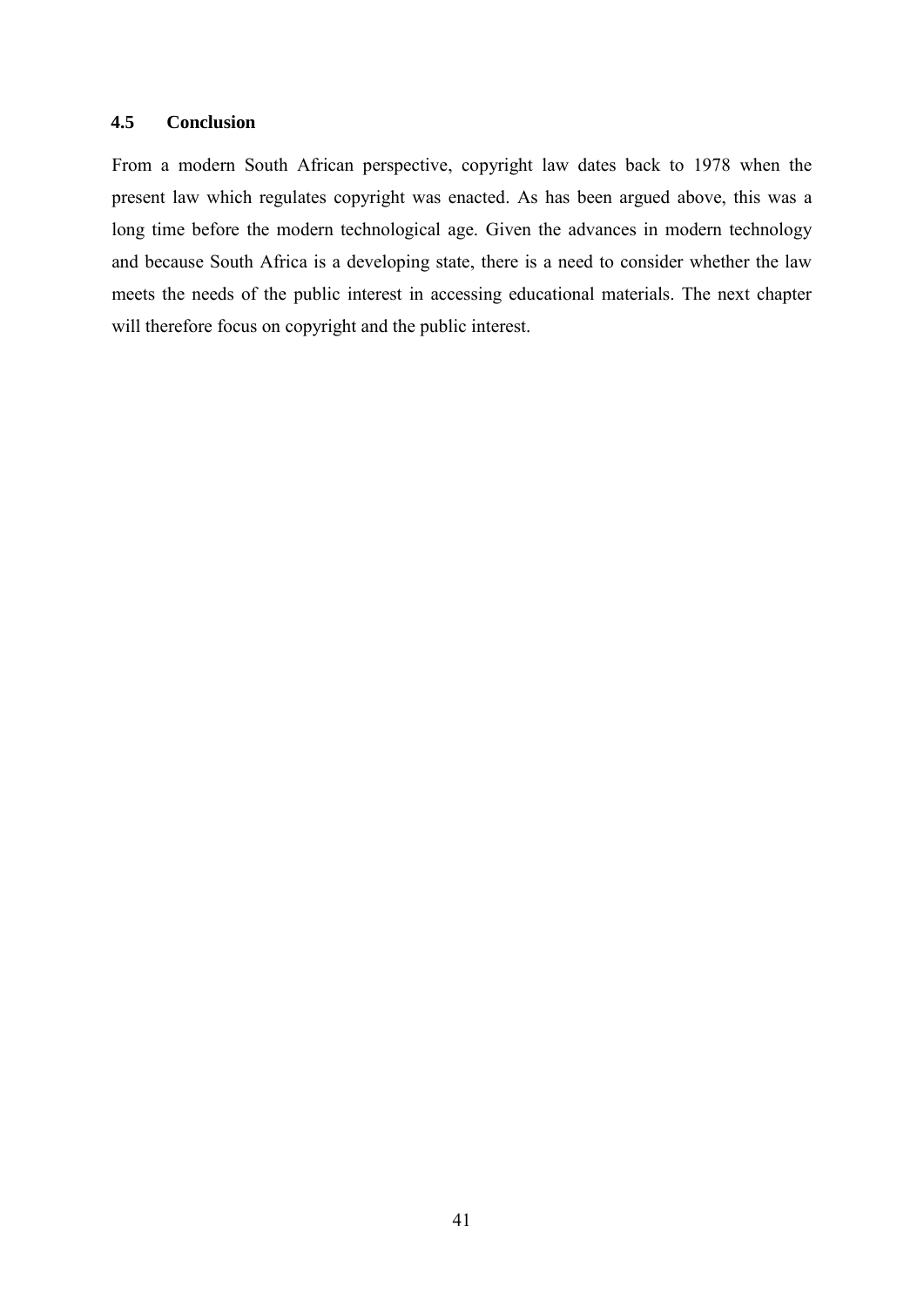### 4.5 Conclusion

From a modern South African perspective, copyright law dates back to 1978 when the present law which regulates copyright was enacted. As has been argued above, this was a long time before the modern technological age. Given the advances in modern technology and because South Africa is a developing state, there is a need to consider whether the law meets the needs of the public interest in accessing educational materials. The next chapter will therefore focus on copyright and the public interest.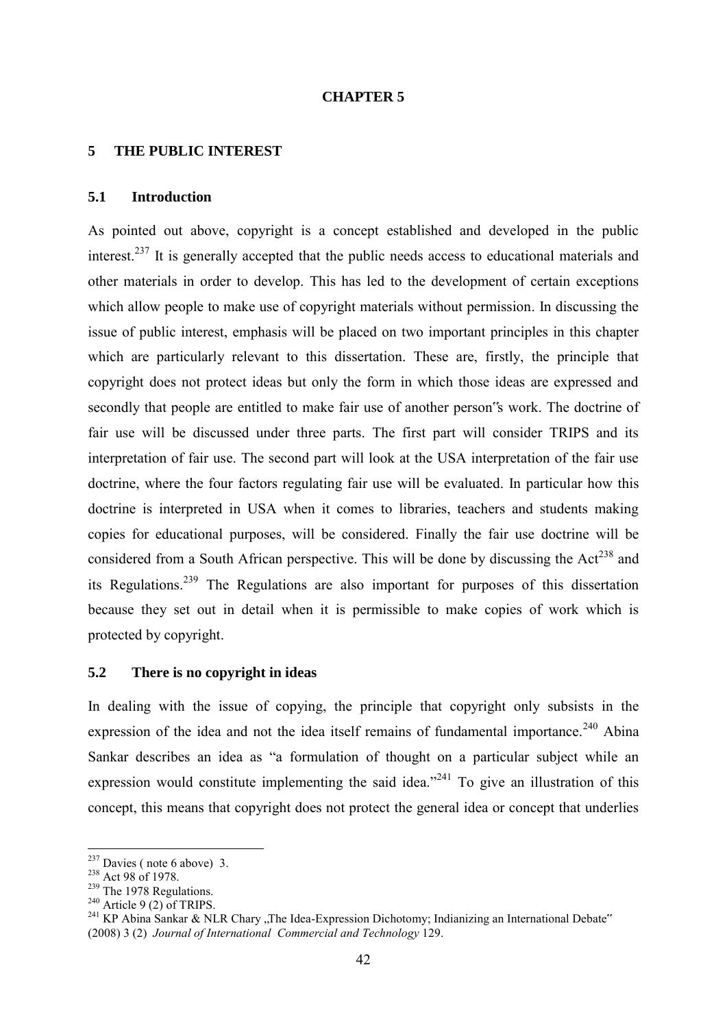**CHAPTER 5**

## 5 THE PUBLIC INTEREST

### 5.1 Introduction

As pointed out above, copyright is a concept established and developed in the public interest.[237] It is generally accepted that the public needs access to educational materials and other materials in order to develop. This has led to the development of certain exceptions which allow people to make use of copyright materials without permission. In discussing the issue of public interest, emphasis will be placed on two important principles in this chapter which are particularly relevant to this dissertation. These are, firstly, the principle that copyright does not protect ideas but only the form in which those ideas are expressed and secondly that people are entitled to make fair use of another person"s work. The doctrine of fair use will be discussed under three parts. The first part will consider TRIPS and its interpretation of fair use. The second part will look at the USA interpretation of the fair use doctrine, where the four factors regulating fair use will be evaluated. In particular how this doctrine is interpreted in USA when it comes to libraries, teachers and students making copies for educational purposes, will be considered. Finally the fair use doctrine will be considered from a South African perspective. This will be done by discussing the Act[238] and its Regulations.[239] The Regulations are also important for purposes of this dissertation because they set out in detail when it is permissible to make copies of work which is protected by copyright.

### 5.2 There is no copyright in ideas

In dealing with the issue of copying, the principle that copyright only subsists in the expression of the idea and not the idea itself remains of fundamental importance.[240] Abina Sankar describes an idea as "a formulation of thought on a particular subject while an expression would constitute implementing the said idea."[241] To give an illustration of this concept, this means that copyright does not protect the general idea or concept that underlies

---

[237] Davies ( note 6 above) 3.
[238] Act 98 of 1978.
[239] The 1978 Regulations.
[240] Article 9 (2) of TRIPS.
[241] KP Abina Sankar & NLR Chary „The Idea-Expression Dichotomy; Indianizing an International Debate" (2008) 3 (2) *Journal of International Commercial and Technology* 129.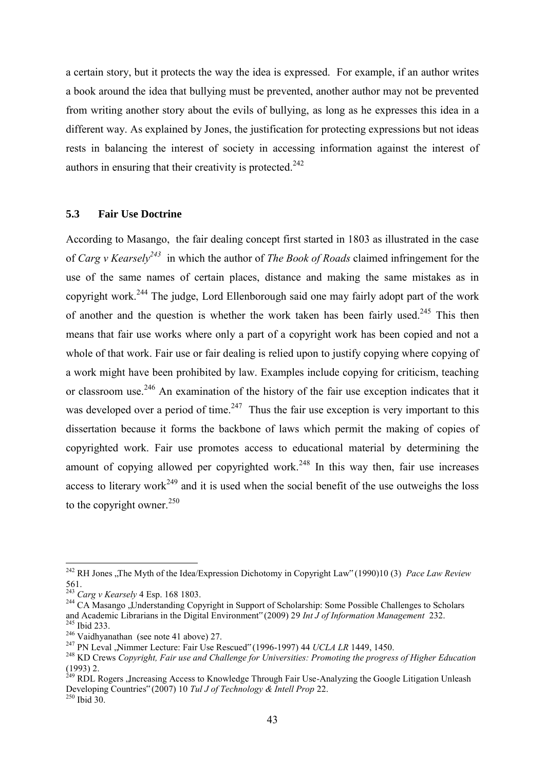a certain story, but it protects the way the idea is expressed. For example, if an author writes a book around the idea that bullying must be prevented, another author may not be prevented from writing another story about the evils of bullying, as long as he expresses this idea in a different way. As explained by Jones, the justification for protecting expressions but not ideas rests in balancing the interest of society in accessing information against the interest of authors in ensuring that their creativity is protected.[242]

## 5.3 Fair Use Doctrine

According to Masango, the fair dealing concept first started in 1803 as illustrated in the case of *Carg v Kearsely*[243] in which the author of *The Book of Roads* claimed infringement for the use of the same names of certain places, distance and making the same mistakes as in copyright work.[244] The judge, Lord Ellenborough said one may fairly adopt part of the work of another and the question is whether the work taken has been fairly used.[245] This then means that fair use works where only a part of a copyright work has been copied and not a whole of that work. Fair use or fair dealing is relied upon to justify copying where copying of a work might have been prohibited by law. Examples include copying for criticism, teaching or classroom use.[246] An examination of the history of the fair use exception indicates that it was developed over a period of time.[247] Thus the fair use exception is very important to this dissertation because it forms the backbone of laws which permit the making of copies of copyrighted work. Fair use promotes access to educational material by determining the amount of copying allowed per copyrighted work.[248] In this way then, fair use increases access to literary work[249] and it is used when the social benefit of the use outweighs the loss to the copyright owner.[250]

---

[242] RH Jones „The Myth of the Idea/Expression Dichotomy in Copyright Law" (1990)10 (3) *Pace Law Review* 561.

[243] *Carg v Kearsely* 4 Esp. 168 1803.

[244] CA Masango „Understanding Copyright in Support of Scholarship: Some Possible Challenges to Scholars and Academic Librarians in the Digital Environment" (2009) 29 *Int J of Information Management* 232.

[245] Ibid 233.

[246] Vaidhyanathan (see note 41 above) 27.

[247] PN Leval „Nimmer Lecture: Fair Use Rescued" (1996-1997) 44 *UCLA LR* 1449, 1450.

[248] KD Crews *Copyright, Fair use and Challenge for Universities: Promoting the progress of Higher Education* (1993) 2.

[249] RDL Rogers „Increasing Access to Knowledge Through Fair Use-Analyzing the Google Litigation Unleash Developing Countries" (2007) 10 *Tul J of Technology & Intell Prop* 22.

[250] Ibid 30.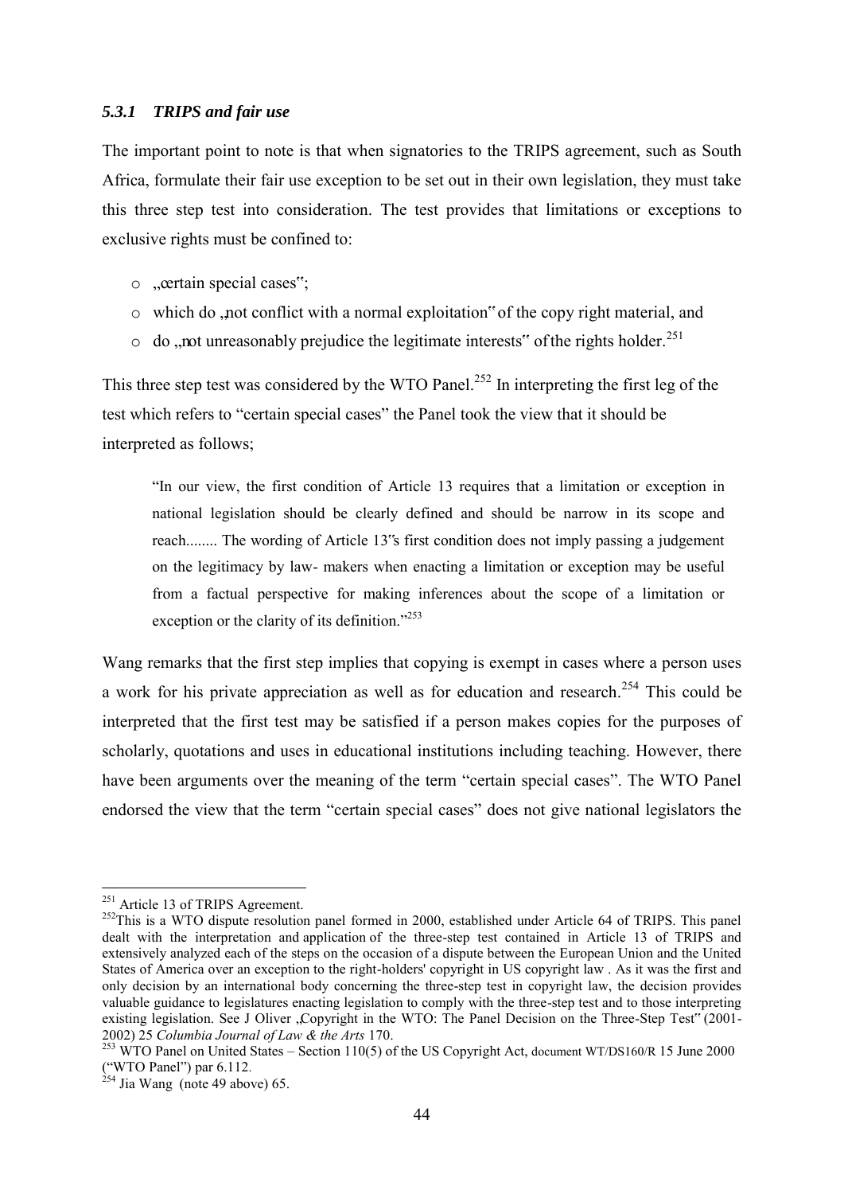### *5.3.1 TRIPS and fair use*

The important point to note is that when signatories to the TRIPS agreement, such as South Africa, formulate their fair use exception to be set out in their own legislation, they must take this three step test into consideration. The test provides that limitations or exceptions to exclusive rights must be confined to:

- „certain special cases";
- which do „not conflict with a normal exploitation" of the copy right material, and
- do „not unreasonably prejudice the legitimate interests" of the rights holder.[251]

This three step test was considered by the WTO Panel.[252] In interpreting the first leg of the test which refers to "certain special cases" the Panel took the view that it should be interpreted as follows;

> "In our view, the first condition of Article 13 requires that a limitation or exception in national legislation should be clearly defined and should be narrow in its scope and reach........ The wording of Article 13"s first condition does not imply passing a judgement on the legitimacy by law- makers when enacting a limitation or exception may be useful from a factual perspective for making inferences about the scope of a limitation or exception or the clarity of its definition."[253]

Wang remarks that the first step implies that copying is exempt in cases where a person uses a work for his private appreciation as well as for education and research.[254] This could be interpreted that the first test may be satisfied if a person makes copies for the purposes of scholarly, quotations and uses in educational institutions including teaching. However, there have been arguments over the meaning of the term "certain special cases". The WTO Panel endorsed the view that the term "certain special cases" does not give national legislators the

---

[251] Article 13 of TRIPS Agreement.

[252] This is a WTO dispute resolution panel formed in 2000, established under Article 64 of TRIPS. This panel dealt with the interpretation and application of the three-step test contained in Article 13 of TRIPS and extensively analyzed each of the steps on the occasion of a dispute between the European Union and the United States of America over an exception to the right-holders' copyright in US copyright law . As it was the first and only decision by an international body concerning the three-step test in copyright law, the decision provides valuable guidance to legislatures enacting legislation to comply with the three-step test and to those interpreting existing legislation. See J Oliver „Copyright in the WTO: The Panel Decision on the Three-Step Test" (2001-2002) 25 *Columbia Journal of Law & the Arts* 170.

[253] WTO Panel on United States – Section 110(5) of the US Copyright Act, document WT/DS160/R 15 June 2000 ("WTO Panel") par 6.112.

[254] Jia Wang (note 49 above) 65.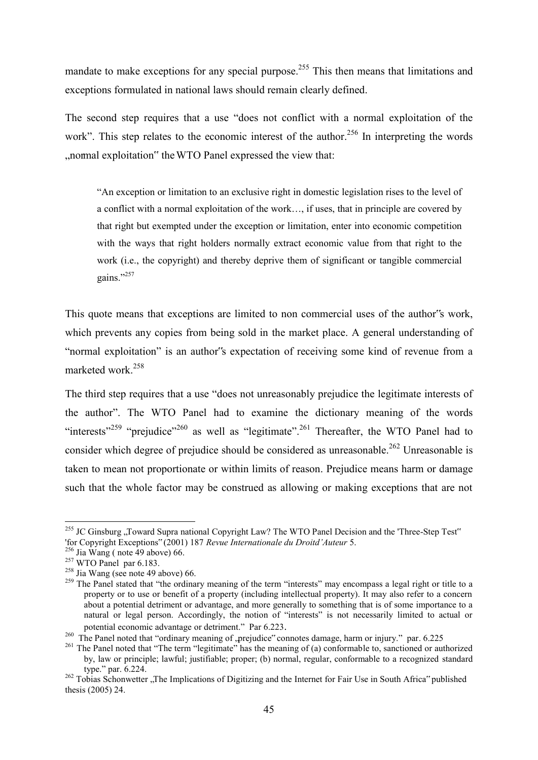mandate to make exceptions for any special purpose.[255] This then means that limitations and exceptions formulated in national laws should remain clearly defined.

The second step requires that a use "does not conflict with a normal exploitation of the work". This step relates to the economic interest of the author.[256] In interpreting the words „normal exploitation" the WTO Panel expressed the view that:

> "An exception or limitation to an exclusive right in domestic legislation rises to the level of a conflict with a normal exploitation of the work…, if uses, that in principle are covered by that right but exempted under the exception or limitation, enter into economic competition with the ways that right holders normally extract economic value from that right to the work (i.e., the copyright) and thereby deprive them of significant or tangible commercial gains."[257]

This quote means that exceptions are limited to non commercial uses of the author"s work, which prevents any copies from being sold in the market place. A general understanding of "normal exploitation" is an author"s expectation of receiving some kind of revenue from a marketed work.[258]

The third step requires that a use "does not unreasonably prejudice the legitimate interests of the author". The WTO Panel had to examine the dictionary meaning of the words "interests"[259] "prejudice"[260] as well as "legitimate".[261] Thereafter, the WTO Panel had to consider which degree of prejudice should be considered as unreasonable.[262] Unreasonable is taken to mean not proportionate or within limits of reason. Prejudice means harm or damage such that the whole factor may be construed as allowing or making exceptions that are not

---

[255] JC Ginsburg „Toward Supra national Copyright Law? The WTO Panel Decision and the 'Three-Step Test" 'for Copyright Exceptions" (2001) 187 *Revue Internationale du Droitd'Auteur* 5.

[256] Jia Wang ( note 49 above) 66.

[257] WTO Panel par 6.183.

[258] Jia Wang (see note 49 above) 66.

[259] The Panel stated that "the ordinary meaning of the term "interests" may encompass a legal right or title to a property or to use or benefit of a property (including intellectual property). It may also refer to a concern about a potential detriment or advantage, and more generally to something that is of some importance to a natural or legal person. Accordingly, the notion of "interests" is not necessarily limited to actual or potential economic advantage or detriment." Par 6.223.

[260] The Panel noted that "ordinary meaning of „prejudice" connotes damage, harm or injury." par. 6.225

[261] The Panel noted that "The term "legitimate" has the meaning of (a) conformable to, sanctioned or authorized by, law or principle; lawful; justifiable; proper; (b) normal, regular, conformable to a recognized standard type." par. 6.224.

[262] Tobias Schonwetter „The Implications of Digitizing and the Internet for Fair Use in South Africa" published thesis (2005) 24.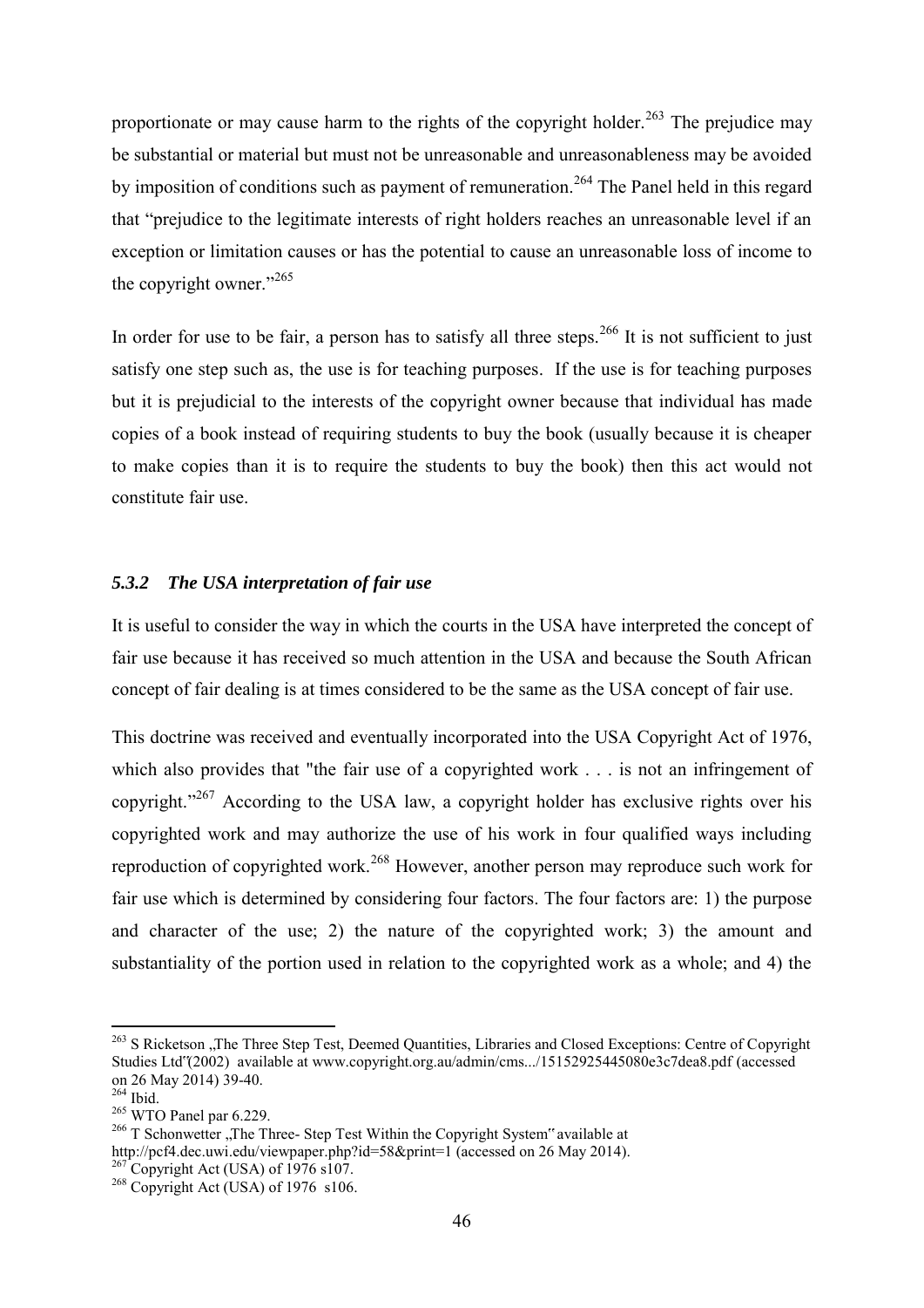proportionate or may cause harm to the rights of the copyright holder.[263] The prejudice may be substantial or material but must not be unreasonable and unreasonableness may be avoided by imposition of conditions such as payment of remuneration.[264] The Panel held in this regard that "prejudice to the legitimate interests of right holders reaches an unreasonable level if an exception or limitation causes or has the potential to cause an unreasonable loss of income to the copyright owner."[265]

In order for use to be fair, a person has to satisfy all three steps.[266] It is not sufficient to just satisfy one step such as, the use is for teaching purposes. If the use is for teaching purposes but it is prejudicial to the interests of the copyright owner because that individual has made copies of a book instead of requiring students to buy the book (usually because it is cheaper to make copies than it is to require the students to buy the book) then this act would not constitute fair use.

### *5.3.2 The USA interpretation of fair use*

It is useful to consider the way in which the courts in the USA have interpreted the concept of fair use because it has received so much attention in the USA and because the South African concept of fair dealing is at times considered to be the same as the USA concept of fair use.

This doctrine was received and eventually incorporated into the USA Copyright Act of 1976, which also provides that "the fair use of a copyrighted work . . . is not an infringement of copyright."[267] According to the USA law, a copyright holder has exclusive rights over his copyrighted work and may authorize the use of his work in four qualified ways including reproduction of copyrighted work.[268] However, another person may reproduce such work for fair use which is determined by considering four factors. The four factors are: 1) the purpose and character of the use; 2) the nature of the copyrighted work; 3) the amount and substantiality of the portion used in relation to the copyrighted work as a whole; and 4) the

---

[263] S Ricketson „The Three Step Test, Deemed Quantities, Libraries and Closed Exceptions: Centre of Copyright Studies Ltd"(2002) available at www.copyright.org.au/admin/cms.../15152925445080e3c7dea8.pdf (accessed on 26 May 2014) 39-40.

[264] Ibid.

[265] WTO Panel par 6.229.

[266] T Schonwetter „The Three- Step Test Within the Copyright System" available at http://pcf4.dec.uwi.edu/viewpaper.php?id=58&print=1 (accessed on 26 May 2014).

[267] Copyright Act (USA) of 1976 s107.

[268] Copyright Act (USA) of 1976 s106.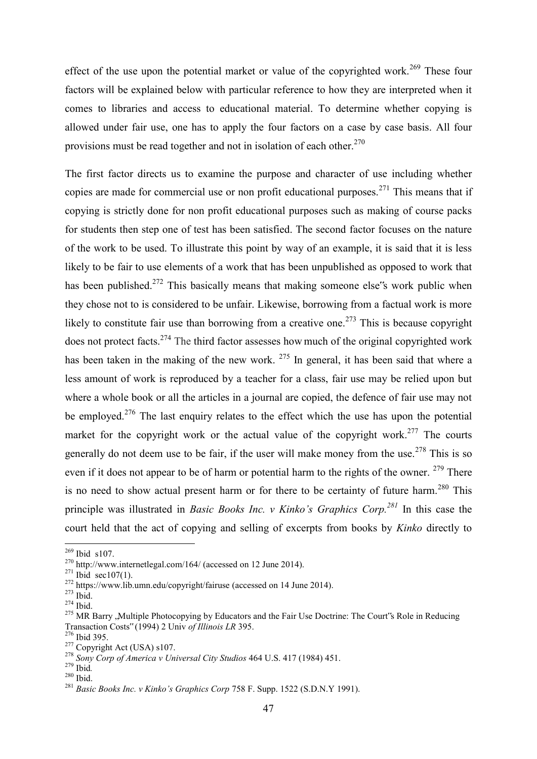effect of the use upon the potential market or value of the copyrighted work.[269] These four factors will be explained below with particular reference to how they are interpreted when it comes to libraries and access to educational material. To determine whether copying is allowed under fair use, one has to apply the four factors on a case by case basis. All four provisions must be read together and not in isolation of each other.[270]

The first factor directs us to examine the purpose and character of use including whether copies are made for commercial use or non profit educational purposes.[271] This means that if copying is strictly done for non profit educational purposes such as making of course packs for students then step one of test has been satisfied. The second factor focuses on the nature of the work to be used. To illustrate this point by way of an example, it is said that it is less likely to be fair to use elements of a work that has been unpublished as opposed to work that has been published.[272] This basically means that making someone else"s work public when they chose not to is considered to be unfair. Likewise, borrowing from a factual work is more likely to constitute fair use than borrowing from a creative one.[273] This is because copyright does not protect facts.[274] The third factor assesses how much of the original copyrighted work has been taken in the making of the new work. [275] In general, it has been said that where a less amount of work is reproduced by a teacher for a class, fair use may be relied upon but where a whole book or all the articles in a journal are copied, the defence of fair use may not be employed.[276] The last enquiry relates to the effect which the use has upon the potential market for the copyright work or the actual value of the copyright work.[277] The courts generally do not deem use to be fair, if the user will make money from the use.[278] This is so even if it does not appear to be of harm or potential harm to the rights of the owner. [279] There is no need to show actual present harm or for there to be certainty of future harm.[280] This principle was illustrated in *Basic Books Inc. v Kinko's Graphics Corp.*[281] In this case the court held that the act of copying and selling of excerpts from books by *Kinko* directly to

---

[269] Ibid s107.

[270] http://www.internetlegal.com/164/ (accessed on 12 June 2014).

[271] Ibid sec107(1).

[272] https://www.lib.umn.edu/copyright/fairuse (accessed on 14 June 2014).

[273] Ibid.

[274] Ibid.

[275] MR Barry „Multiple Photocopying by Educators and the Fair Use Doctrine: The Court"s Role in Reducing Transaction Costs" (1994) 2 Univ *of Illinois LR* 395.

[276] Ibid 395.

[277] Copyright Act (USA) s107.

[278] *Sony Corp of America v Universal City Studios* 464 U.S. 417 (1984) 451.

[279] Ibid*.*

[280] Ibid.

[281] *Basic Books Inc. v Kinko's Graphics Corp* 758 F. Supp. 1522 (S.D.N.Y 1991).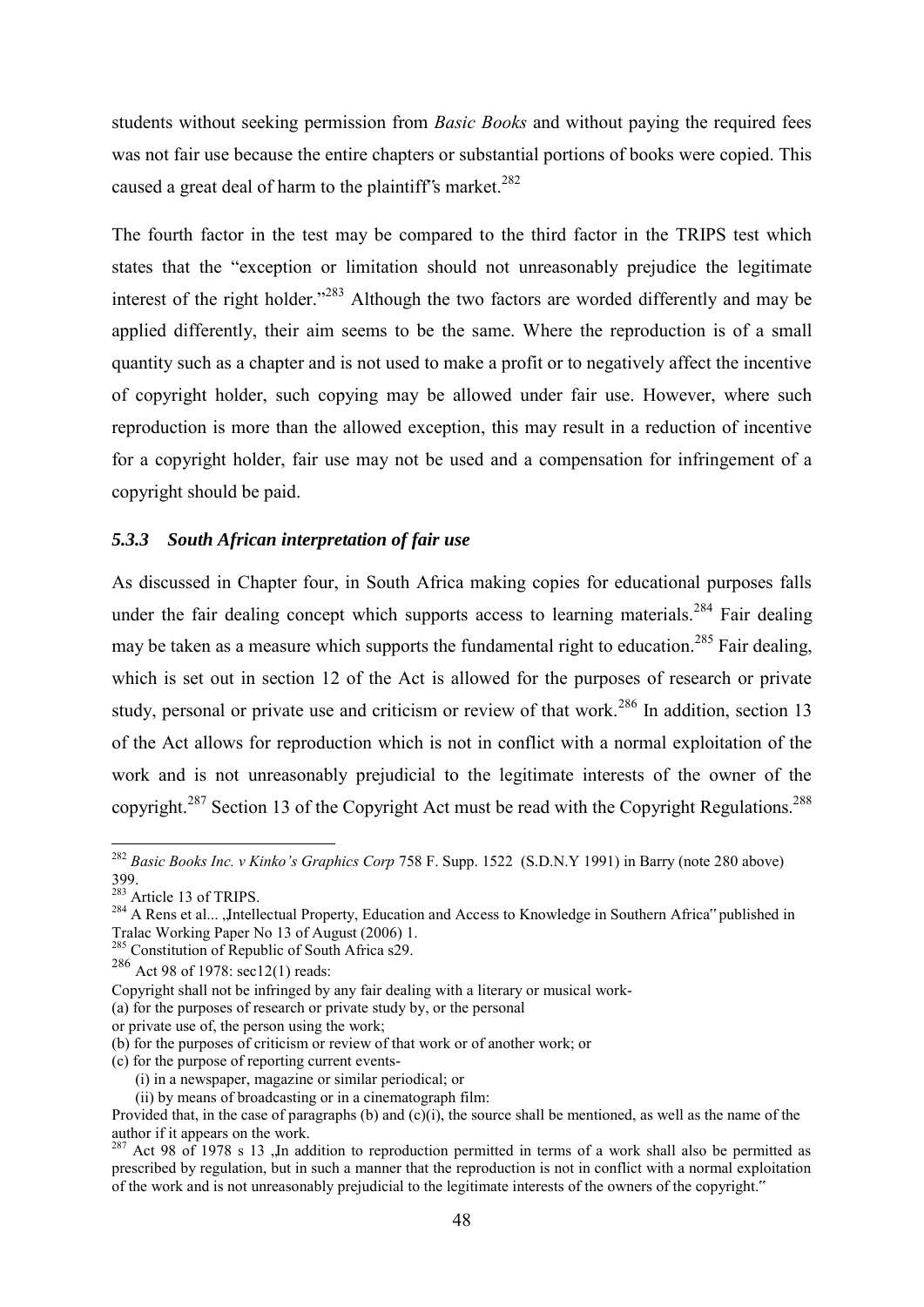students without seeking permission from *Basic Books* and without paying the required fees was not fair use because the entire chapters or substantial portions of books were copied. This caused a great deal of harm to the plaintiff"s market.[282]

The fourth factor in the test may be compared to the third factor in the TRIPS test which states that the "exception or limitation should not unreasonably prejudice the legitimate interest of the right holder."[283] Although the two factors are worded differently and may be applied differently, their aim seems to be the same. Where the reproduction is of a small quantity such as a chapter and is not used to make a profit or to negatively affect the incentive of copyright holder, such copying may be allowed under fair use. However, where such reproduction is more than the allowed exception, this may result in a reduction of incentive for a copyright holder, fair use may not be used and a compensation for infringement of a copyright should be paid.

### *5.3.3 South African interpretation of fair use*

As discussed in Chapter four, in South Africa making copies for educational purposes falls under the fair dealing concept which supports access to learning materials.[284] Fair dealing may be taken as a measure which supports the fundamental right to education.[285] Fair dealing, which is set out in section 12 of the Act is allowed for the purposes of research or private study, personal or private use and criticism or review of that work.[286] In addition, section 13 of the Act allows for reproduction which is not in conflict with a normal exploitation of the work and is not unreasonably prejudicial to the legitimate interests of the owner of the copyright.[287] Section 13 of the Copyright Act must be read with the Copyright Regulations.[288]

---

[282] *Basic Books Inc. v Kinko's Graphics Corp* 758 F. Supp. 1522 (S.D.N.Y 1991) in Barry (note 280 above) 399.

[283] Article 13 of TRIPS.

[284] A Rens et al... „Intellectual Property, Education and Access to Knowledge in Southern Africa" published in Tralac Working Paper No 13 of August (2006) 1.

[285] Constitution of Republic of South Africa s29.

[286] Act 98 of 1978: sec12(1) reads:

Copyright shall not be infringed by any fair dealing with a literary or musical work-

(a) for the purposes of research or private study by, or the personal or private use of, the person using the work;

(b) for the purposes of criticism or review of that work or of another work; or

(c) for the purpose of reporting current events-

(i) in a newspaper, magazine or similar periodical; or

(ii) by means of broadcasting or in a cinematograph film:

Provided that, in the case of paragraphs (b) and (c)(i), the source shall be mentioned, as well as the name of the author if it appears on the work.

[287] Act 98 of 1978 s 13 „In addition to reproduction permitted in terms of a work shall also be permitted as prescribed by regulation, but in such a manner that the reproduction is not in conflict with a normal exploitation of the work and is not unreasonably prejudicial to the legitimate interests of the owners of the copyright."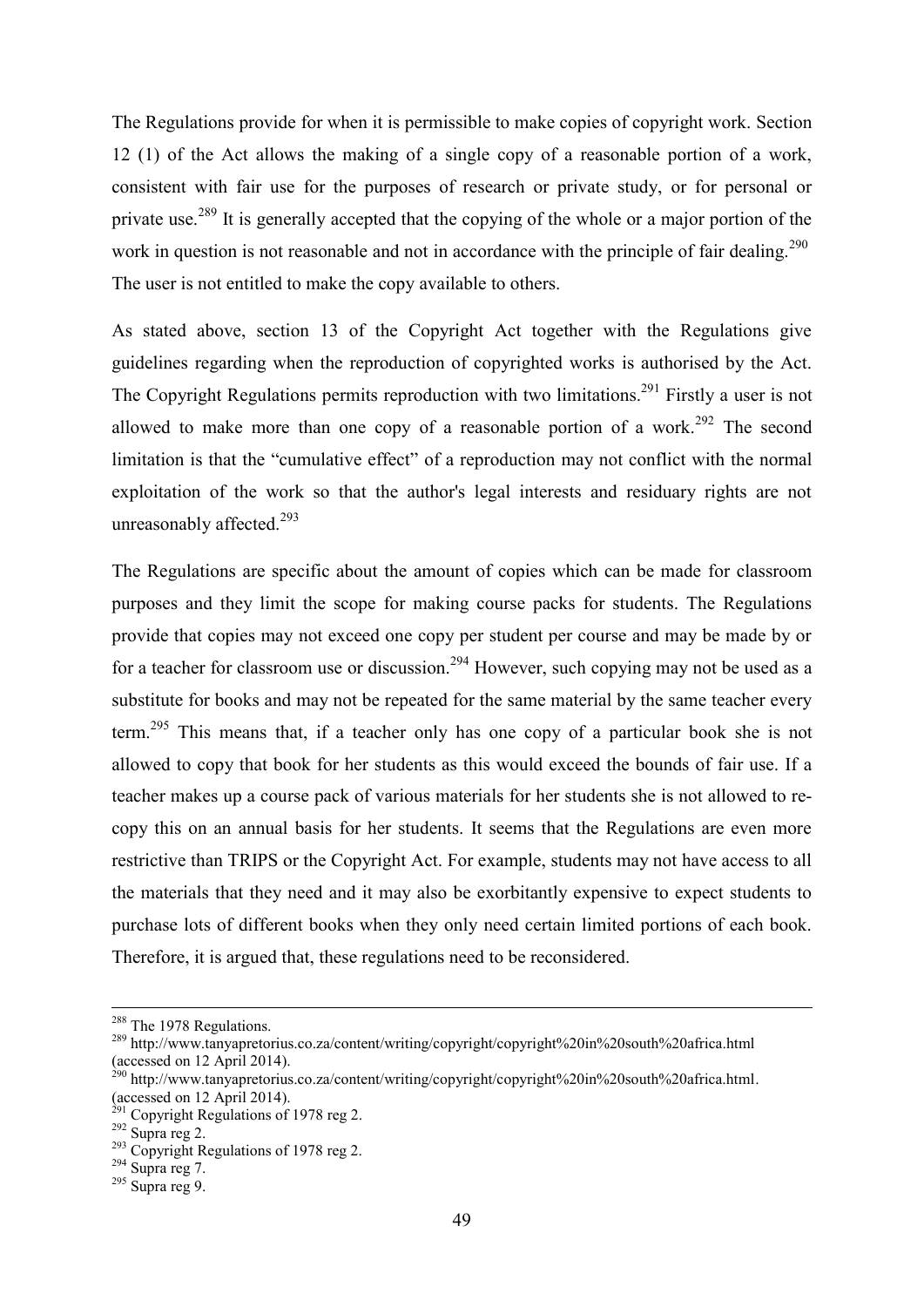The Regulations provide for when it is permissible to make copies of copyright work. Section 12 (1) of the Act allows the making of a single copy of a reasonable portion of a work, consistent with fair use for the purposes of research or private study, or for personal or private use.[289] It is generally accepted that the copying of the whole or a major portion of the work in question is not reasonable and not in accordance with the principle of fair dealing.[290] The user is not entitled to make the copy available to others.

As stated above, section 13 of the Copyright Act together with the Regulations give guidelines regarding when the reproduction of copyrighted works is authorised by the Act. The Copyright Regulations permits reproduction with two limitations.[291] Firstly a user is not allowed to make more than one copy of a reasonable portion of a work.[292] The second limitation is that the "cumulative effect" of a reproduction may not conflict with the normal exploitation of the work so that the author's legal interests and residuary rights are not unreasonably affected.[293]

The Regulations are specific about the amount of copies which can be made for classroom purposes and they limit the scope for making course packs for students. The Regulations provide that copies may not exceed one copy per student per course and may be made by or for a teacher for classroom use or discussion.[294] However, such copying may not be used as a substitute for books and may not be repeated for the same material by the same teacher every term.[295] This means that, if a teacher only has one copy of a particular book she is not allowed to copy that book for her students as this would exceed the bounds of fair use. If a teacher makes up a course pack of various materials for her students she is not allowed to re-copy this on an annual basis for her students. It seems that the Regulations are even more restrictive than TRIPS or the Copyright Act. For example, students may not have access to all the materials that they need and it may also be exorbitantly expensive to expect students to purchase lots of different books when they only need certain limited portions of each book. Therefore, it is argued that, these regulations need to be reconsidered.

---

[288] The 1978 Regulations.

[289] http://www.tanyapretorius.co.za/content/writing/copyright/copyright%20in%20south%20africa.html (accessed on 12 April 2014).

[290] http://www.tanyapretorius.co.za/content/writing/copyright/copyright%20in%20south%20africa.html. (accessed on 12 April 2014).

[291] Copyright Regulations of 1978 reg 2.

[292] Supra reg 2.

[293] Copyright Regulations of 1978 reg 2.

[294] Supra reg 7.

[295] Supra reg 9.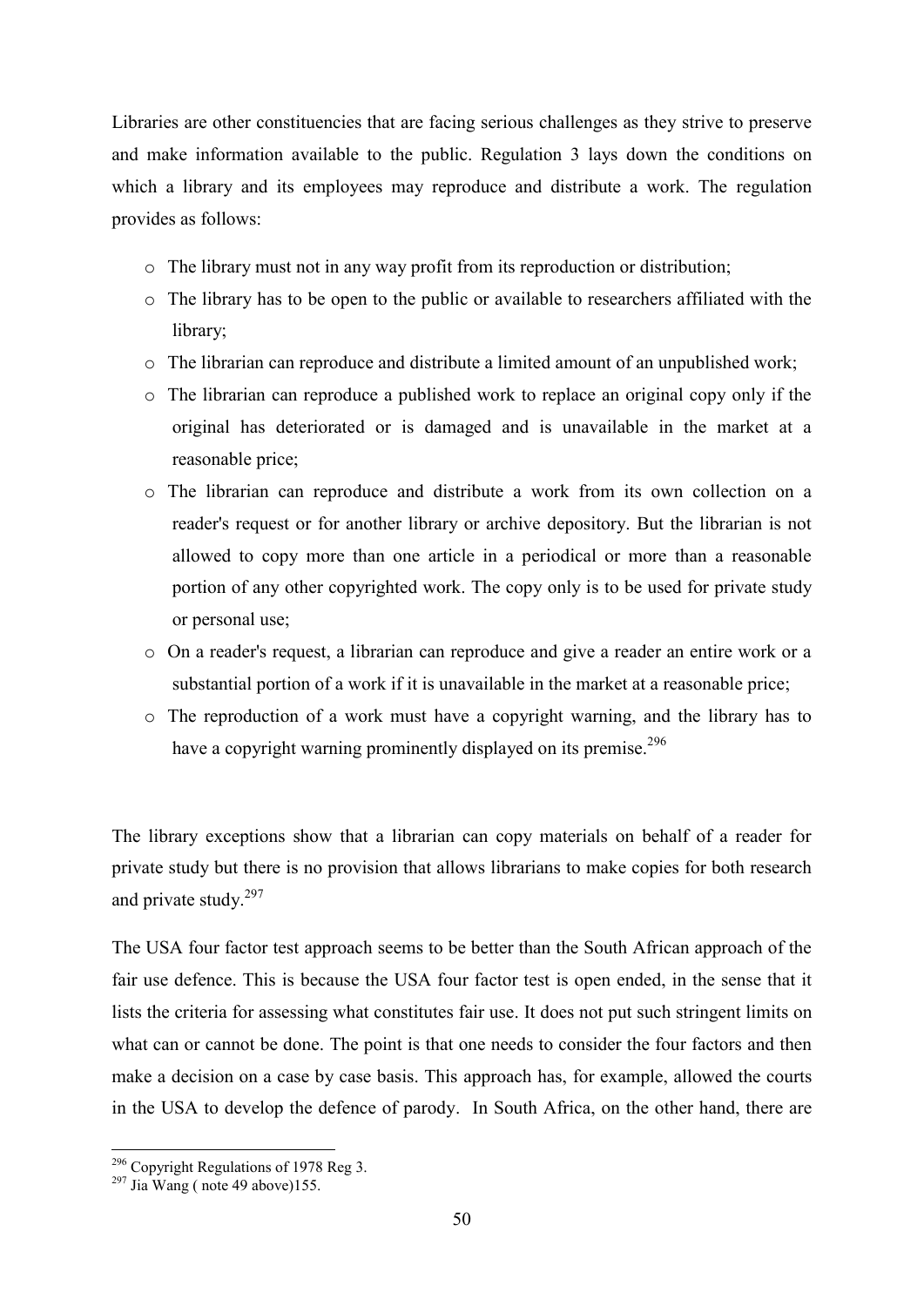Libraries are other constituencies that are facing serious challenges as they strive to preserve and make information available to the public. Regulation 3 lays down the conditions on which a library and its employees may reproduce and distribute a work. The regulation provides as follows:

- The library must not in any way profit from its reproduction or distribution;
- The library has to be open to the public or available to researchers affiliated with the library;
- The librarian can reproduce and distribute a limited amount of an unpublished work;
- The librarian can reproduce a published work to replace an original copy only if the original has deteriorated or is damaged and is unavailable in the market at a reasonable price;
- The librarian can reproduce and distribute a work from its own collection on a reader's request or for another library or archive depository. But the librarian is not allowed to copy more than one article in a periodical or more than a reasonable portion of any other copyrighted work. The copy only is to be used for private study or personal use;
- On a reader's request, a librarian can reproduce and give a reader an entire work or a substantial portion of a work if it is unavailable in the market at a reasonable price;
- The reproduction of a work must have a copyright warning, and the library has to have a copyright warning prominently displayed on its premise.[296]

The library exceptions show that a librarian can copy materials on behalf of a reader for private study but there is no provision that allows librarians to make copies for both research and private study.[297]

The USA four factor test approach seems to be better than the South African approach of the fair use defence. This is because the USA four factor test is open ended, in the sense that it lists the criteria for assessing what constitutes fair use. It does not put such stringent limits on what can or cannot be done. The point is that one needs to consider the four factors and then make a decision on a case by case basis. This approach has, for example, allowed the courts in the USA to develop the defence of parody. In South Africa, on the other hand, there are

---

[296] Copyright Regulations of 1978 Reg 3.

[297] Jia Wang ( note 49 above)155.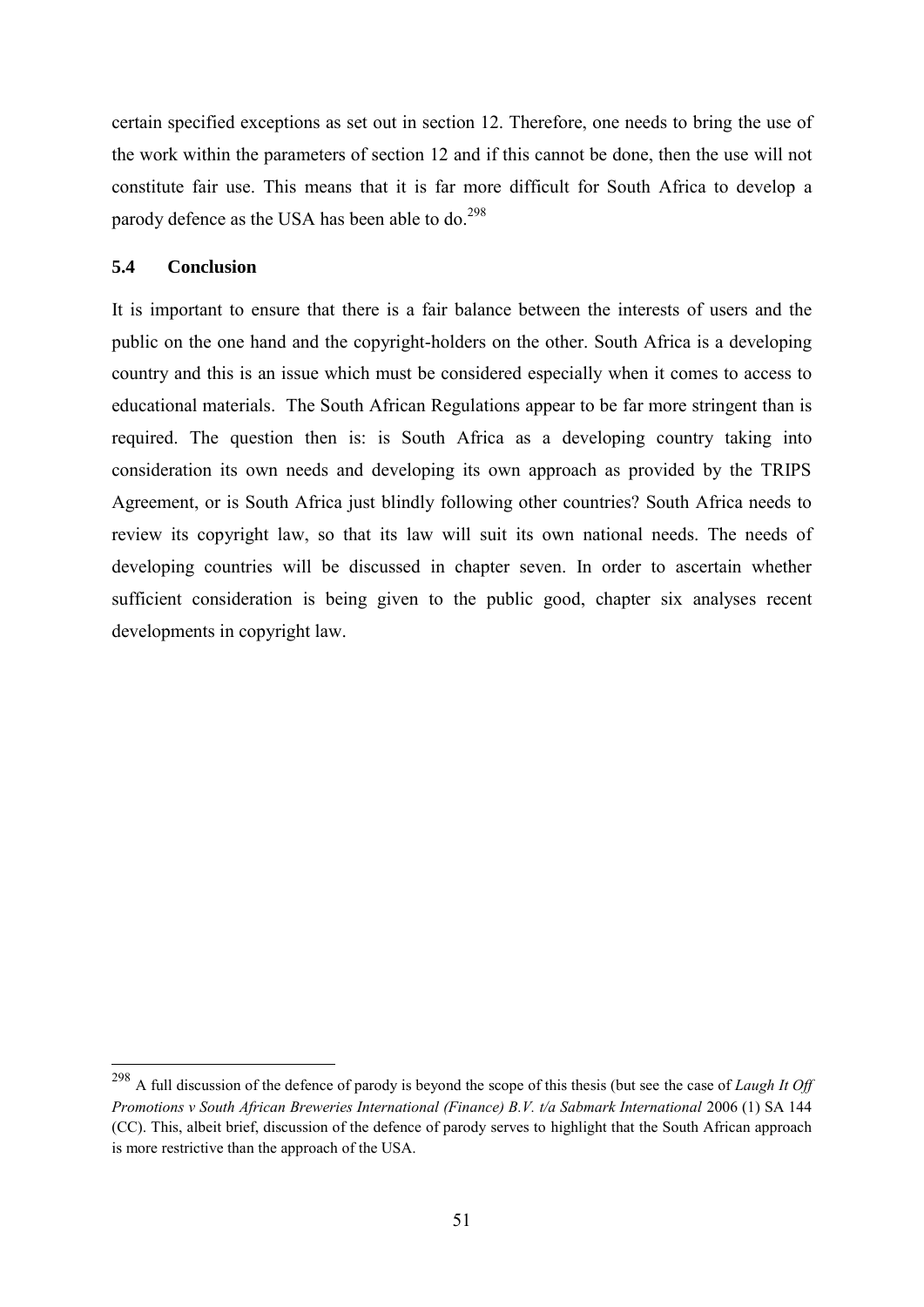certain specified exceptions as set out in section 12. Therefore, one needs to bring the use of the work within the parameters of section 12 and if this cannot be done, then the use will not constitute fair use. This means that it is far more difficult for South Africa to develop a parody defence as the USA has been able to do.[298]

## 5.4 Conclusion

It is important to ensure that there is a fair balance between the interests of users and the public on the one hand and the copyright-holders on the other. South Africa is a developing country and this is an issue which must be considered especially when it comes to access to educational materials. The South African Regulations appear to be far more stringent than is required. The question then is: is South Africa as a developing country taking into consideration its own needs and developing its own approach as provided by the TRIPS Agreement, or is South Africa just blindly following other countries? South Africa needs to review its copyright law, so that its law will suit its own national needs. The needs of developing countries will be discussed in chapter seven. In order to ascertain whether sufficient consideration is being given to the public good, chapter six analyses recent developments in copyright law.

---

[298] A full discussion of the defence of parody is beyond the scope of this thesis (but see the case of *Laugh It Off Promotions v South African Breweries International (Finance) B.V. t/a Sabmark International* 2006 (1) SA 144 (CC). This, albeit brief, discussion of the defence of parody serves to highlight that the South African approach is more restrictive than the approach of the USA.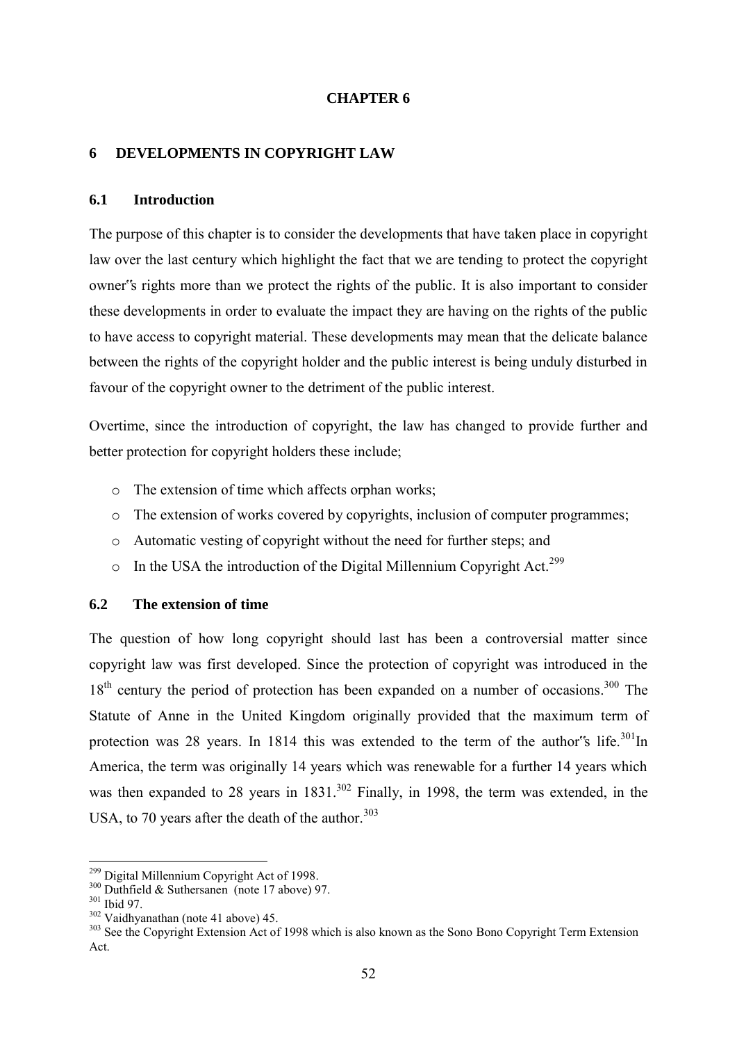# CHAPTER 6

## 6 DEVELOPMENTS IN COPYRIGHT LAW

### 6.1 Introduction

The purpose of this chapter is to consider the developments that have taken place in copyright law over the last century which highlight the fact that we are tending to protect the copyright owner‟s rights more than we protect the rights of the public. It is also important to consider these developments in order to evaluate the impact they are having on the rights of the public to have access to copyright material. These developments may mean that the delicate balance between the rights of the copyright holder and the public interest is being unduly disturbed in favour of the copyright owner to the detriment of the public interest.

Overtime, since the introduction of copyright, the law has changed to provide further and better protection for copyright holders these include;

- The extension of time which affects orphan works;
- The extension of works covered by copyrights, inclusion of computer programmes;
- Automatic vesting of copyright without the need for further steps; and
- In the USA the introduction of the Digital Millennium Copyright Act.[299]

### 6.2 The extension of time

The question of how long copyright should last has been a controversial matter since copyright law was first developed. Since the protection of copyright was introduced in the 18th century the period of protection has been expanded on a number of occasions.[300] The Statute of Anne in the United Kingdom originally provided that the maximum term of protection was 28 years. In 1814 this was extended to the term of the author‟s life.[301]In America, the term was originally 14 years which was renewable for a further 14 years which was then expanded to 28 years in 1831.[302] Finally, in 1998, the term was extended, in the USA, to 70 years after the death of the author.[303]

---

[299] Digital Millennium Copyright Act of 1998.

[300] Duthfield & Suthersanen (note 17 above) 97.

[301] Ibid 97.

[302] Vaidhyanathan (note 41 above) 45.

[303] See the Copyright Extension Act of 1998 which is also known as the Sono Bono Copyright Term Extension Act.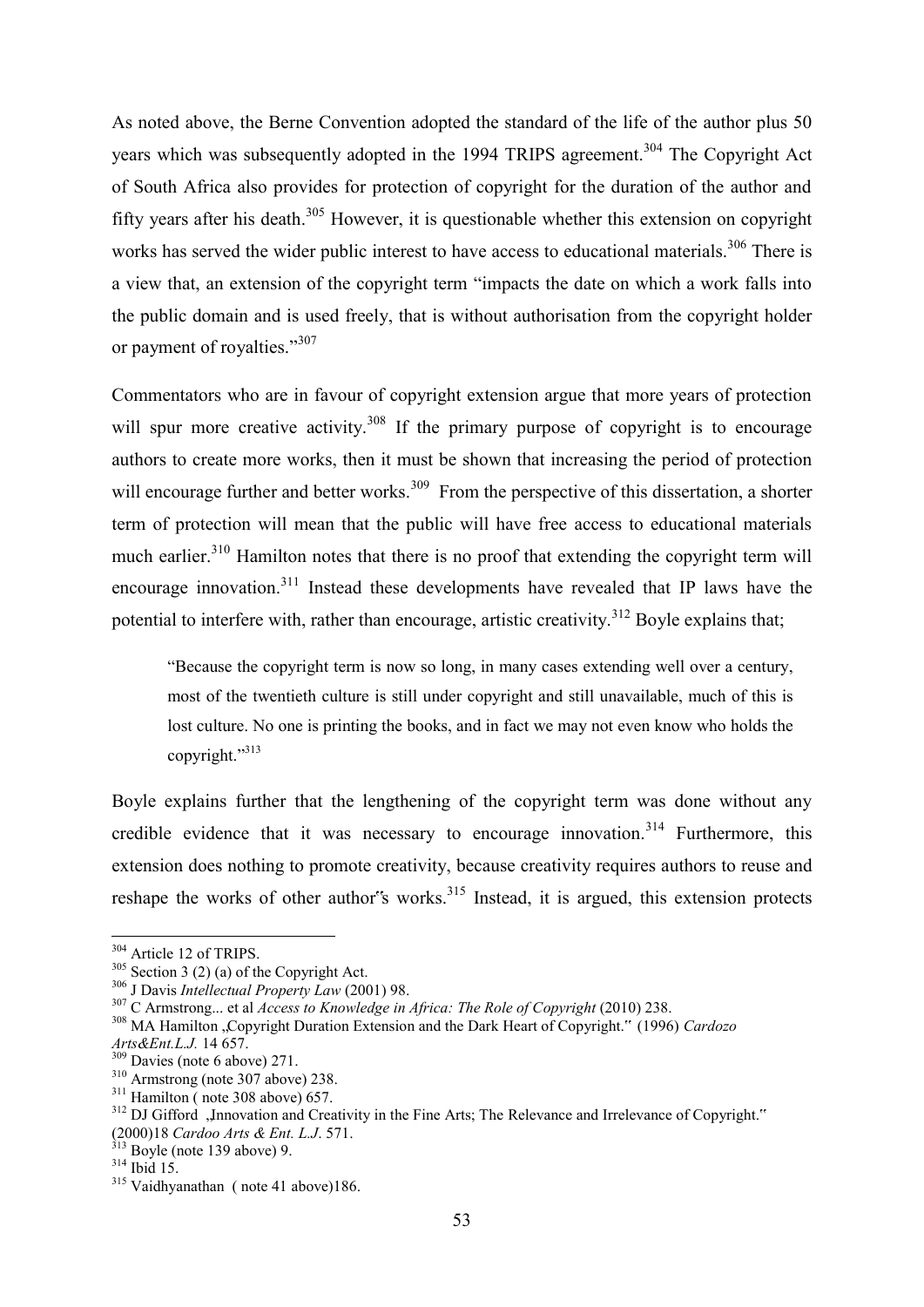As noted above, the Berne Convention adopted the standard of the life of the author plus 50 years which was subsequently adopted in the 1994 TRIPS agreement.[304] The Copyright Act of South Africa also provides for protection of copyright for the duration of the author and fifty years after his death.[305] However, it is questionable whether this extension on copyright works has served the wider public interest to have access to educational materials.[306] There is a view that, an extension of the copyright term "impacts the date on which a work falls into the public domain and is used freely, that is without authorisation from the copyright holder or payment of royalties."[307]

Commentators who are in favour of copyright extension argue that more years of protection will spur more creative activity.[308] If the primary purpose of copyright is to encourage authors to create more works, then it must be shown that increasing the period of protection will encourage further and better works.[309] From the perspective of this dissertation, a shorter term of protection will mean that the public will have free access to educational materials much earlier.[310] Hamilton notes that there is no proof that extending the copyright term will encourage innovation.[311] Instead these developments have revealed that IP laws have the potential to interfere with, rather than encourage, artistic creativity.[312] Boyle explains that;

> "Because the copyright term is now so long, in many cases extending well over a century, most of the twentieth culture is still under copyright and still unavailable, much of this is lost culture. No one is printing the books, and in fact we may not even know who holds the copyright."[313]

Boyle explains further that the lengthening of the copyright term was done without any credible evidence that it was necessary to encourage innovation.[314] Furthermore, this extension does nothing to promote creativity, because creativity requires authors to reuse and reshape the works of other author"s works.[315] Instead, it is argued, this extension protects

---

[304] Article 12 of TRIPS.

[305] Section 3 (2) (a) of the Copyright Act.

[306] J Davis *Intellectual Property Law* (2001) 98.

[307] C Armstrong... et al *Access to Knowledge in Africa: The Role of Copyright* (2010) 238.

[308] MA Hamilton „Copyright Duration Extension and the Dark Heart of Copyright." (1996) *Cardozo Arts&Ent.L.J.* 14 657.

[309] Davies (note 6 above) 271.

[310] Armstrong (note 307 above) 238.

[311] Hamilton ( note 308 above) 657.

[312] DJ Gifford „Innovation and Creativity in the Fine Arts; The Relevance and Irrelevance of Copyright." (2000)18 *Cardoo Arts & Ent. L.J*. 571.

[313] Boyle (note 139 above) 9.

[314] Ibid 15.

[315] Vaidhyanathan ( note 41 above)186.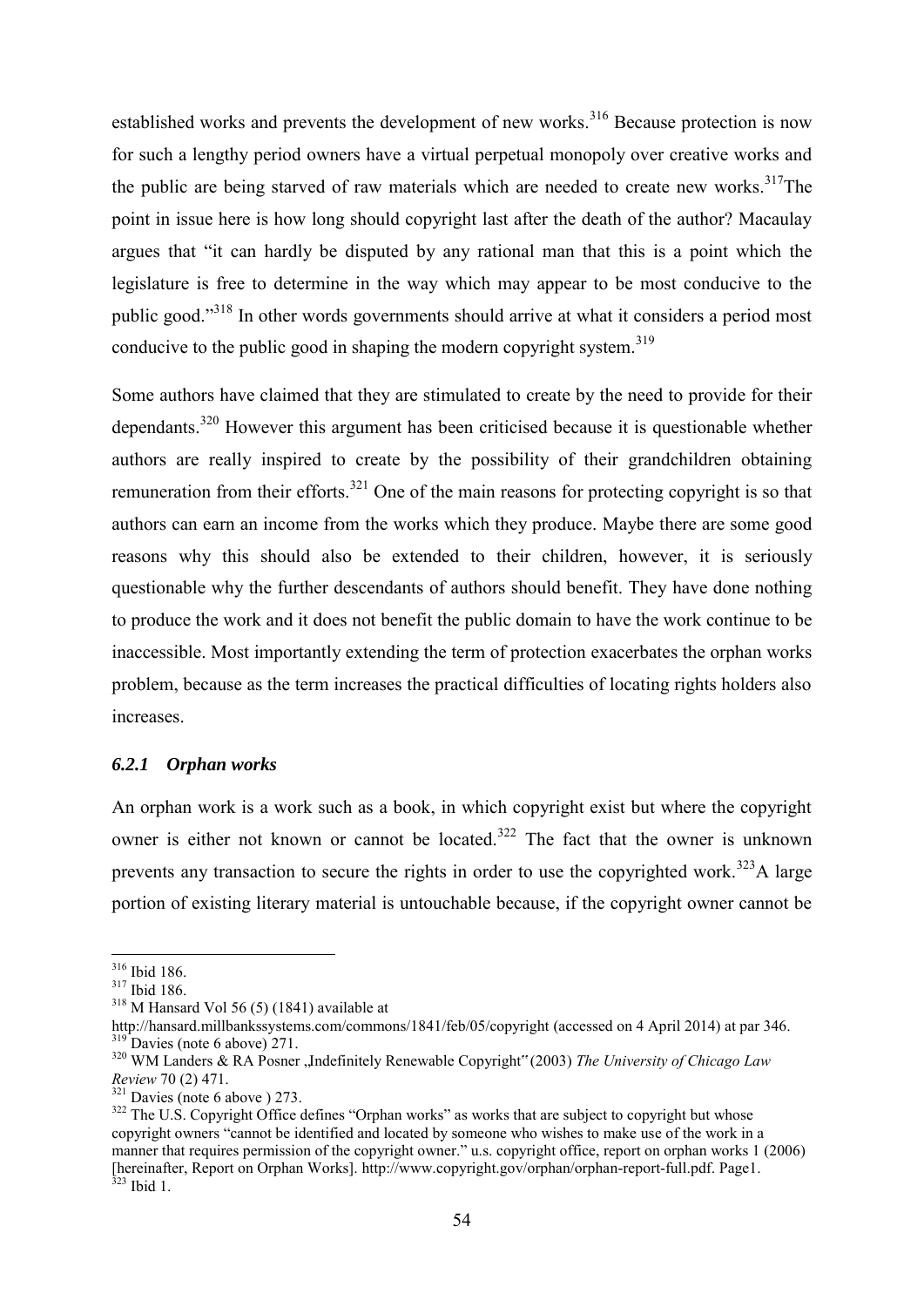established works and prevents the development of new works.[316] Because protection is now for such a lengthy period owners have a virtual perpetual monopoly over creative works and the public are being starved of raw materials which are needed to create new works.[317]The point in issue here is how long should copyright last after the death of the author? Macaulay argues that "it can hardly be disputed by any rational man that this is a point which the legislature is free to determine in the way which may appear to be most conducive to the public good."[318] In other words governments should arrive at what it considers a period most conducive to the public good in shaping the modern copyright system.[319]

Some authors have claimed that they are stimulated to create by the need to provide for their dependants.[320] However this argument has been criticised because it is questionable whether authors are really inspired to create by the possibility of their grandchildren obtaining remuneration from their efforts.[321] One of the main reasons for protecting copyright is so that authors can earn an income from the works which they produce. Maybe there are some good reasons why this should also be extended to their children, however, it is seriously questionable why the further descendants of authors should benefit. They have done nothing to produce the work and it does not benefit the public domain to have the work continue to be inaccessible. Most importantly extending the term of protection exacerbates the orphan works problem, because as the term increases the practical difficulties of locating rights holders also increases.

### *6.2.1 Orphan works*

An orphan work is a work such as a book, in which copyright exist but where the copyright owner is either not known or cannot be located.[322] The fact that the owner is unknown prevents any transaction to secure the rights in order to use the copyrighted work.[323]A large portion of existing literary material is untouchable because, if the copyright owner cannot be

---

[316] Ibid 186.
[317] Ibid 186.
[318] M Hansard Vol 56 (5) (1841) available at http://hansard.millbankssystems.com/commons/1841/feb/05/copyright (accessed on 4 April 2014) at par 346.
[319] Davies (note 6 above) 271.
[320] WM Landers & RA Posner „Indefinitely Renewable Copyright" (2003) *The University of Chicago Law Review* 70 (2) 471.
[321] Davies (note 6 above ) 273.
[322] The U.S. Copyright Office defines "Orphan works" as works that are subject to copyright but whose copyright owners "cannot be identified and located by someone who wishes to make use of the work in a manner that requires permission of the copyright owner." u.s. copyright office, report on orphan works 1 (2006) [hereinafter, Report on Orphan Works]. http://www.copyright.gov/orphan/orphan-report-full.pdf. Page1.
[323] Ibid 1.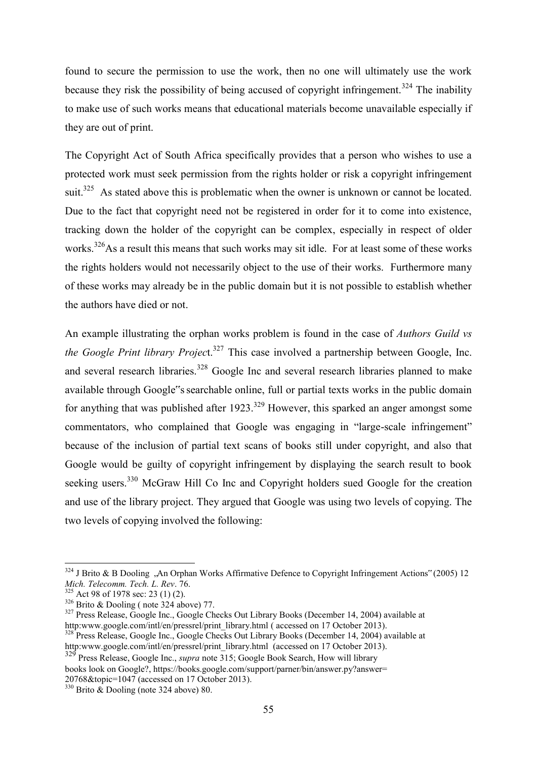found to secure the permission to use the work, then no one will ultimately use the work because they risk the possibility of being accused of copyright infringement.[324] The inability to make use of such works means that educational materials become unavailable especially if they are out of print.

The Copyright Act of South Africa specifically provides that a person who wishes to use a protected work must seek permission from the rights holder or risk a copyright infringement suit.[325] As stated above this is problematic when the owner is unknown or cannot be located. Due to the fact that copyright need not be registered in order for it to come into existence, tracking down the holder of the copyright can be complex, especially in respect of older works.[326]As a result this means that such works may sit idle. For at least some of these works the rights holders would not necessarily object to the use of their works. Furthermore many of these works may already be in the public domain but it is not possible to establish whether the authors have died or not.

An example illustrating the orphan works problem is found in the case of *Authors Guild vs the Google Print library Projec*t.[327] This case involved a partnership between Google, Inc. and several research libraries.[328] Google Inc and several research libraries planned to make available through Google"s searchable online, full or partial texts works in the public domain for anything that was published after 1923.[329] However, this sparked an anger amongst some commentators, who complained that Google was engaging in "large-scale infringement" because of the inclusion of partial text scans of books still under copyright, and also that Google would be guilty of copyright infringement by displaying the search result to book seeking users.[330] McGraw Hill Co Inc and Copyright holders sued Google for the creation and use of the library project. They argued that Google was using two levels of copying. The two levels of copying involved the following:

---

[324] J Brito & B Dooling „An Orphan Works Affirmative Defence to Copyright Infringement Actions" (2005) 12 *Mich. Telecomm. Tech. L. Rev*. 76.

[325] Act 98 of 1978 sec: 23 (1) (2).

[326] Brito & Dooling ( note 324 above) 77.

[327] Press Release, Google Inc., Google Checks Out Library Books (December 14, 2004) available at http:www.google.com/intl/en/pressrel/print_library.html ( accessed on 17 October 2013).

[328] Press Release, Google Inc., Google Checks Out Library Books (December 14, 2004) available at http:www.google.com/intl/en/pressrel/print_library.html (accessed on 17 October 2013).

[329] Press Release, Google Inc., *supra* note 315; Google Book Search, How will library books look on Google?, https://books.google.com/support/parner/bin/answer.py?answer=20768&topic=1047 (accessed on 17 October 2013).

[330] Brito & Dooling (note 324 above) 80.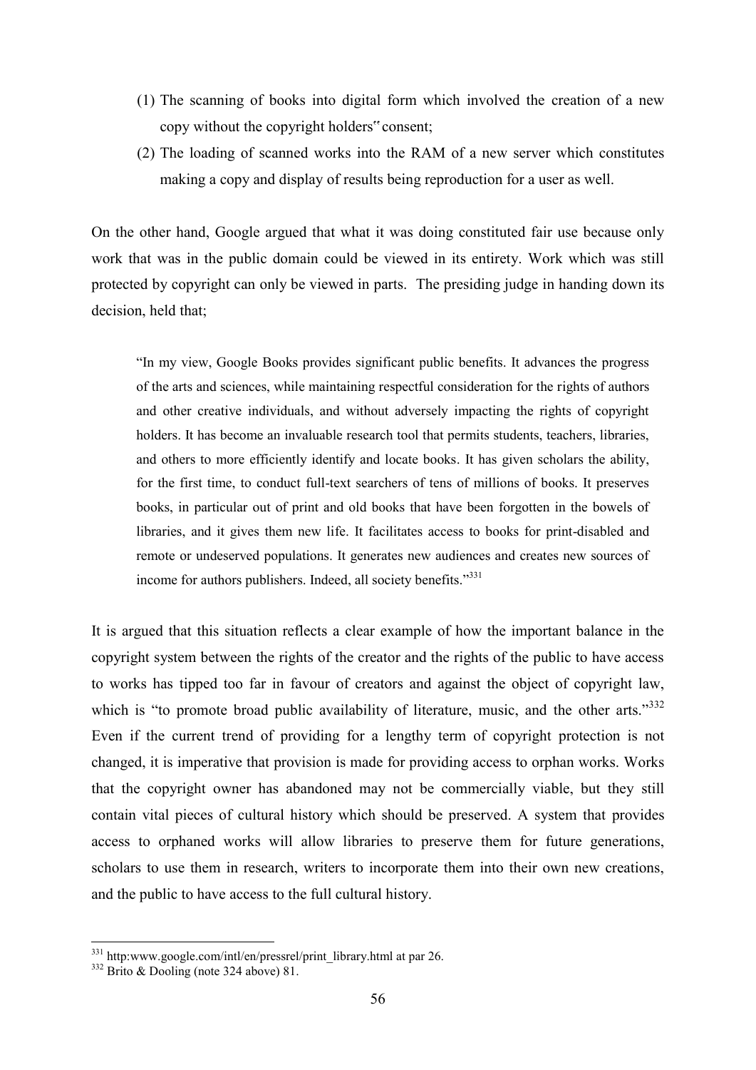(1) The scanning of books into digital form which involved the creation of a new copy without the copyright holders" consent;
(2) The loading of scanned works into the RAM of a new server which constitutes making a copy and display of results being reproduction for a user as well.

On the other hand, Google argued that what it was doing constituted fair use because only work that was in the public domain could be viewed in its entirety. Work which was still protected by copyright can only be viewed in parts. The presiding judge in handing down its decision, held that;

> "In my view, Google Books provides significant public benefits. It advances the progress of the arts and sciences, while maintaining respectful consideration for the rights of authors and other creative individuals, and without adversely impacting the rights of copyright holders. It has become an invaluable research tool that permits students, teachers, libraries, and others to more efficiently identify and locate books. It has given scholars the ability, for the first time, to conduct full-text searchers of tens of millions of books. It preserves books, in particular out of print and old books that have been forgotten in the bowels of libraries, and it gives them new life. It facilitates access to books for print-disabled and remote or undeserved populations. It generates new audiences and creates new sources of income for authors publishers. Indeed, all society benefits."[331]

It is argued that this situation reflects a clear example of how the important balance in the copyright system between the rights of the creator and the rights of the public to have access to works has tipped too far in favour of creators and against the object of copyright law, which is "to promote broad public availability of literature, music, and the other arts."[332] Even if the current trend of providing for a lengthy term of copyright protection is not changed, it is imperative that provision is made for providing access to orphan works. Works that the copyright owner has abandoned may not be commercially viable, but they still contain vital pieces of cultural history which should be preserved. A system that provides access to orphaned works will allow libraries to preserve them for future generations, scholars to use them in research, writers to incorporate them into their own new creations, and the public to have access to the full cultural history.

---

[331] http:www.google.com/intl/en/pressrel/print_library.html at par 26.

[332] Brito & Dooling (note 324 above) 81.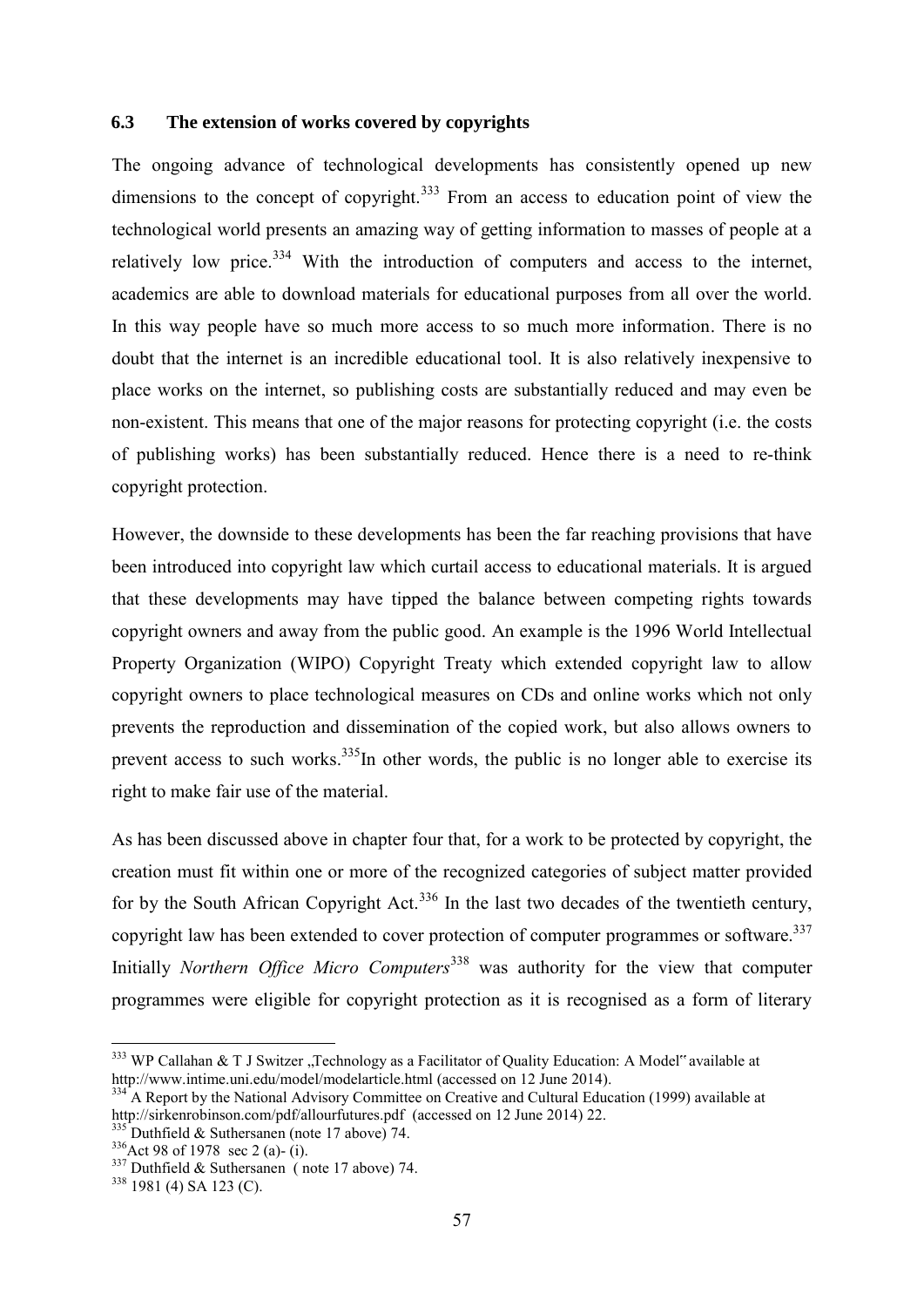## 6.3 The extension of works covered by copyrights

The ongoing advance of technological developments has consistently opened up new dimensions to the concept of copyright.[333] From an access to education point of view the technological world presents an amazing way of getting information to masses of people at a relatively low price.[334] With the introduction of computers and access to the internet, academics are able to download materials for educational purposes from all over the world. In this way people have so much more access to so much more information. There is no doubt that the internet is an incredible educational tool. It is also relatively inexpensive to place works on the internet, so publishing costs are substantially reduced and may even be non-existent. This means that one of the major reasons for protecting copyright (i.e. the costs of publishing works) has been substantially reduced. Hence there is a need to re-think copyright protection.

However, the downside to these developments has been the far reaching provisions that have been introduced into copyright law which curtail access to educational materials. It is argued that these developments may have tipped the balance between competing rights towards copyright owners and away from the public good. An example is the 1996 World Intellectual Property Organization (WIPO) Copyright Treaty which extended copyright law to allow copyright owners to place technological measures on CDs and online works which not only prevents the reproduction and dissemination of the copied work, but also allows owners to prevent access to such works.[335]In other words, the public is no longer able to exercise its right to make fair use of the material.

As has been discussed above in chapter four that, for a work to be protected by copyright, the creation must fit within one or more of the recognized categories of subject matter provided for by the South African Copyright Act.[336] In the last two decades of the twentieth century, copyright law has been extended to cover protection of computer programmes or software.[337] Initially *Northern Office Micro Computers*[338] was authority for the view that computer programmes were eligible for copyright protection as it is recognised as a form of literary

---

[333] WP Callahan & T J Switzer „Technology as a Facilitator of Quality Education: A Model" available at http://www.intime.uni.edu/model/modelarticle.html (accessed on 12 June 2014).

[334] A Report by the National Advisory Committee on Creative and Cultural Education (1999) available at http://sirkenrobinson.com/pdf/allourfutures.pdf (accessed on 12 June 2014) 22.

[335] Duthfield & Suthersanen (note 17 above) 74.

[336] Act 98 of 1978 sec 2 (a)- (i).

[337] Duthfield & Suthersanen ( note 17 above) 74.

[338] 1981 (4) SA 123 (C).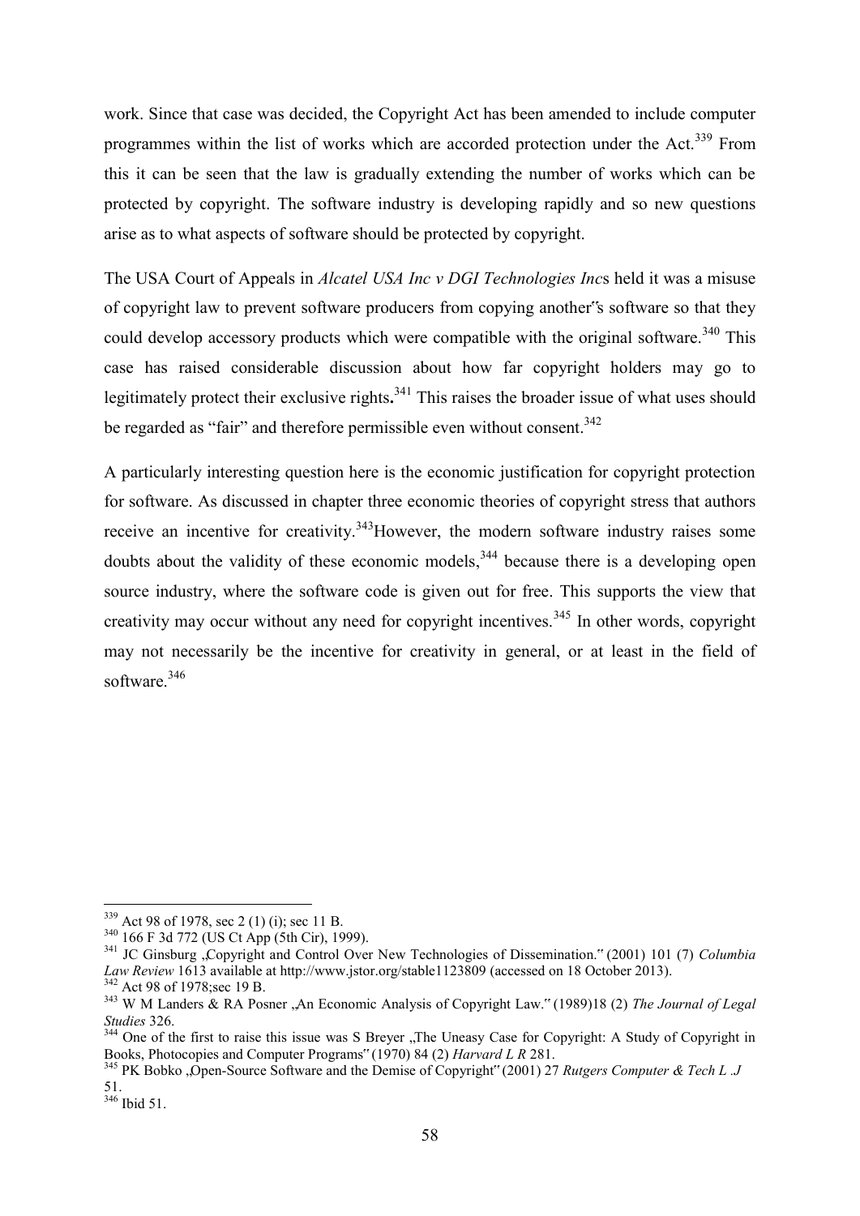work. Since that case was decided, the Copyright Act has been amended to include computer programmes within the list of works which are accorded protection under the Act.[339] From this it can be seen that the law is gradually extending the number of works which can be protected by copyright. The software industry is developing rapidly and so new questions arise as to what aspects of software should be protected by copyright.

The USA Court of Appeals in *Alcatel USA Inc v DGI Technologies Inc*s held it was a misuse of copyright law to prevent software producers from copying another"s software so that they could develop accessory products which were compatible with the original software.[340] This case has raised considerable discussion about how far copyright holders may go to legitimately protect their exclusive rights**.**[341] This raises the broader issue of what uses should be regarded as "fair" and therefore permissible even without consent.[342]

A particularly interesting question here is the economic justification for copyright protection for software. As discussed in chapter three economic theories of copyright stress that authors receive an incentive for creativity.[343]However, the modern software industry raises some doubts about the validity of these economic models,[344] because there is a developing open source industry, where the software code is given out for free. This supports the view that creativity may occur without any need for copyright incentives.[345] In other words, copyright may not necessarily be the incentive for creativity in general, or at least in the field of software.[346]

---

[339] Act 98 of 1978, sec 2 (1) (i); sec 11 B.

[340] 166 F 3d 772 (US Ct App (5th Cir), 1999).

[341] JC Ginsburg „Copyright and Control Over New Technologies of Dissemination." (2001) 101 (7) *Columbia Law Review* 1613 available at http://www.jstor.org/stable1123809 (accessed on 18 October 2013).

[342] Act 98 of 1978;sec 19 B.

[343] W M Landers & RA Posner „An Economic Analysis of Copyright Law." (1989)18 (2) *The Journal of Legal Studies* 326.

[344] One of the first to raise this issue was S Breyer „The Uneasy Case for Copyright: A Study of Copyright in Books, Photocopies and Computer Programs" (1970) 84 (2) *Harvard L R* 281.

[345] PK Bobko „Open-Source Software and the Demise of Copyright" (2001) 27 *Rutgers Computer & Tech L .J* 51.

[346] Ibid 51.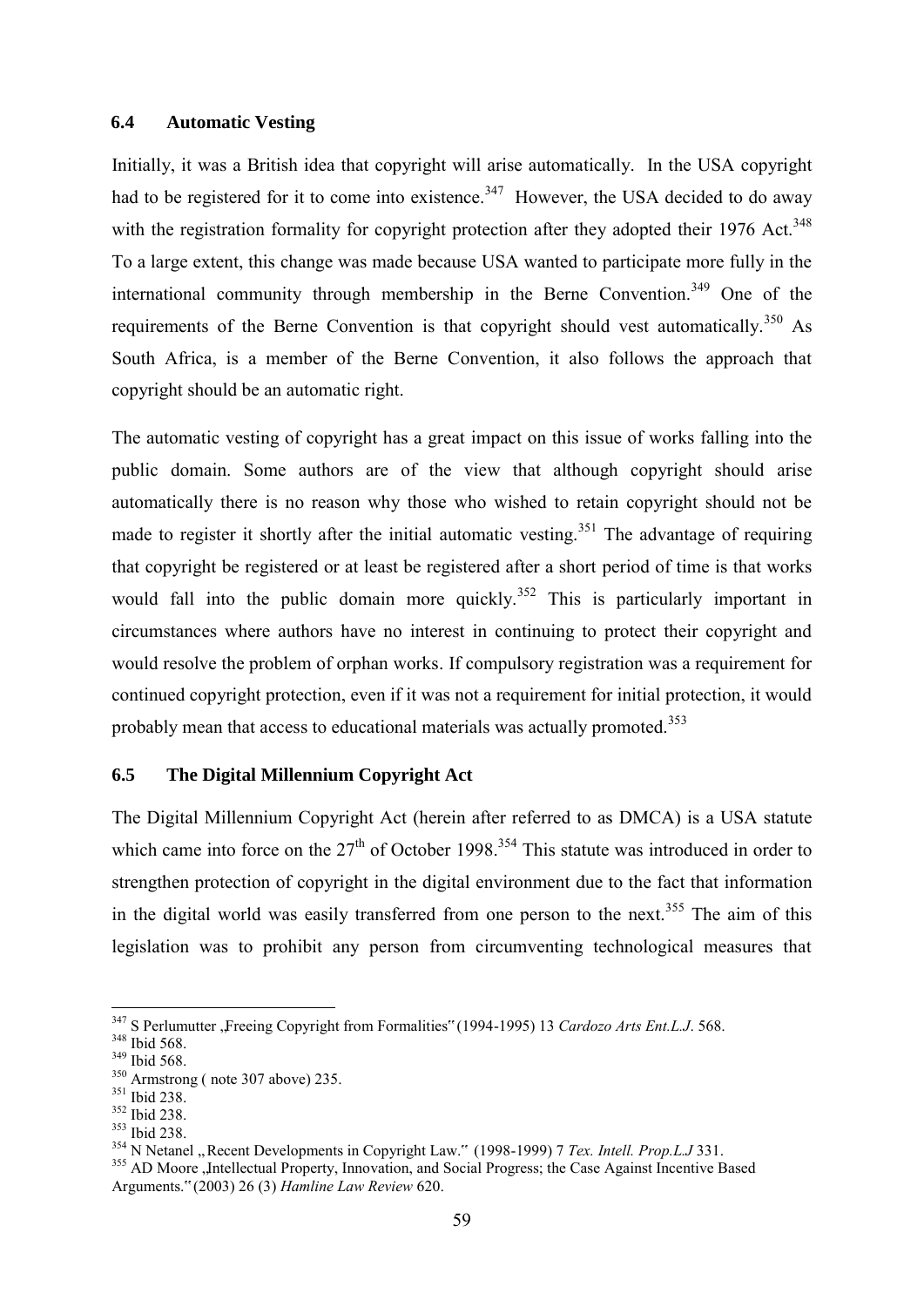### 6.4 Automatic Vesting

Initially, it was a British idea that copyright will arise automatically. In the USA copyright had to be registered for it to come into existence.[347] However, the USA decided to do away with the registration formality for copyright protection after they adopted their 1976 Act.[348] To a large extent, this change was made because USA wanted to participate more fully in the international community through membership in the Berne Convention.[349] One of the requirements of the Berne Convention is that copyright should vest automatically.[350] As South Africa, is a member of the Berne Convention, it also follows the approach that copyright should be an automatic right.

The automatic vesting of copyright has a great impact on this issue of works falling into the public domain. Some authors are of the view that although copyright should arise automatically there is no reason why those who wished to retain copyright should not be made to register it shortly after the initial automatic vesting.[351] The advantage of requiring that copyright be registered or at least be registered after a short period of time is that works would fall into the public domain more quickly.[352] This is particularly important in circumstances where authors have no interest in continuing to protect their copyright and would resolve the problem of orphan works. If compulsory registration was a requirement for continued copyright protection, even if it was not a requirement for initial protection, it would probably mean that access to educational materials was actually promoted.[353]

### 6.5 The Digital Millennium Copyright Act

The Digital Millennium Copyright Act (herein after referred to as DMCA) is a USA statute which came into force on the 27th of October 1998.[354] This statute was introduced in order to strengthen protection of copyright in the digital environment due to the fact that information in the digital world was easily transferred from one person to the next.[355] The aim of this legislation was to prohibit any person from circumventing technological measures that

---

[347] S Perlumutter „Freeing Copyright from Formalities" (1994-1995) 13 *Cardozo Arts Ent.L.J*. 568.

[348] Ibid 568.

[349] Ibid 568.

[350] Armstrong ( note 307 above) 235.

[351] Ibid 238.

[352] Ibid 238.

[353] Ibid 238.

[354] N Netanel „ Recent Developments in Copyright Law." (1998-1999) 7 *Tex. Intell. Prop.L.J* 331.

[355] AD Moore „Intellectual Property, Innovation, and Social Progress; the Case Against Incentive Based Arguments." (2003) 26 (3) *Hamline Law Review* 620.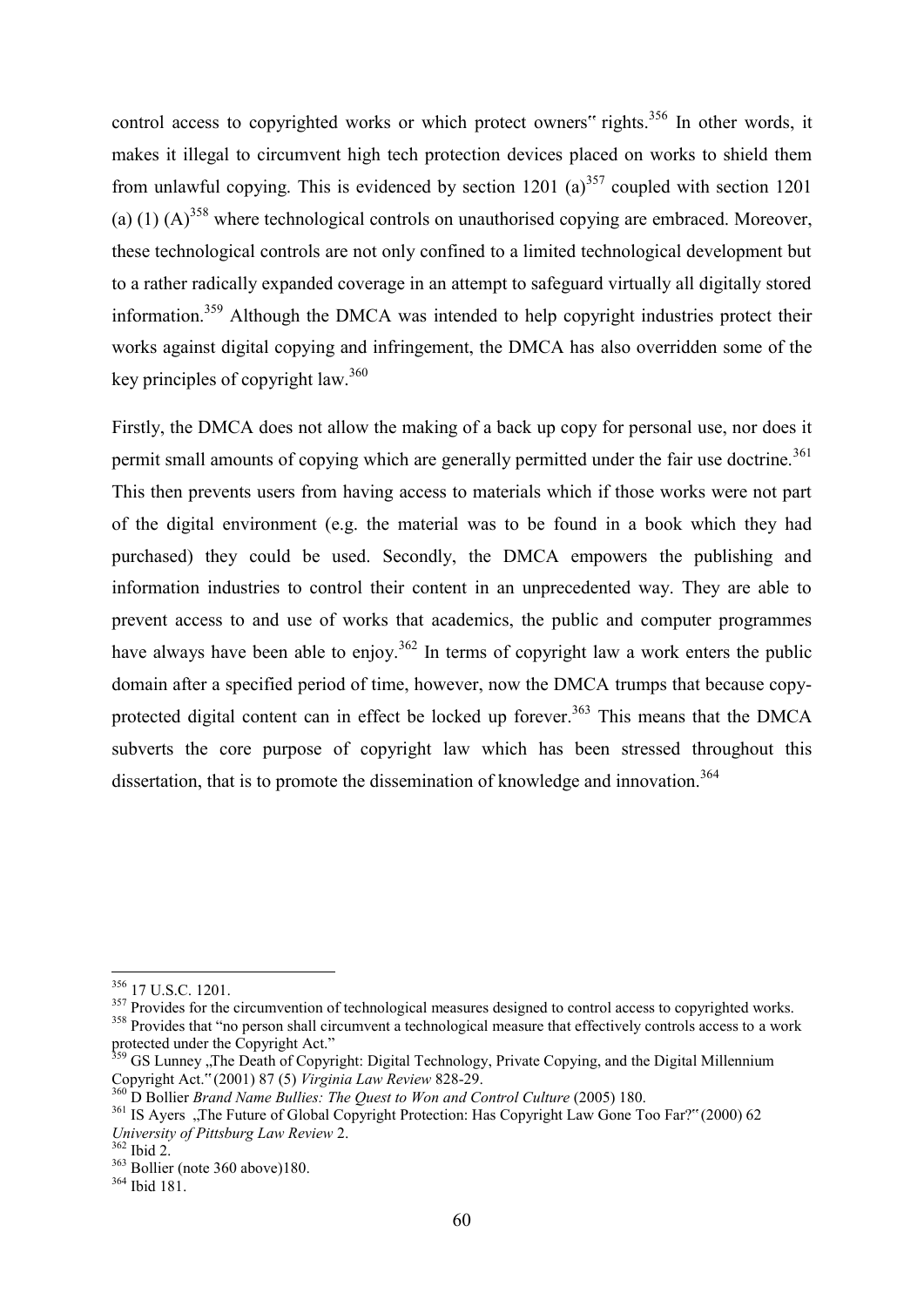control access to copyrighted works or which protect owners" rights.[356] In other words, it makes it illegal to circumvent high tech protection devices placed on works to shield them from unlawful copying. This is evidenced by section 1201 (a)[357] coupled with section 1201 (a) (1) (A)[358] where technological controls on unauthorised copying are embraced. Moreover, these technological controls are not only confined to a limited technological development but to a rather radically expanded coverage in an attempt to safeguard virtually all digitally stored information.[359] Although the DMCA was intended to help copyright industries protect their works against digital copying and infringement, the DMCA has also overridden some of the key principles of copyright law.[360]

Firstly, the DMCA does not allow the making of a back up copy for personal use, nor does it permit small amounts of copying which are generally permitted under the fair use doctrine.[361] This then prevents users from having access to materials which if those works were not part of the digital environment (e.g. the material was to be found in a book which they had purchased) they could be used. Secondly, the DMCA empowers the publishing and information industries to control their content in an unprecedented way. They are able to prevent access to and use of works that academics, the public and computer programmes have always have been able to enjoy.[362] In terms of copyright law a work enters the public domain after a specified period of time, however, now the DMCA trumps that because copy-protected digital content can in effect be locked up forever.[363] This means that the DMCA subverts the core purpose of copyright law which has been stressed throughout this dissertation, that is to promote the dissemination of knowledge and innovation.[364]

---

[356] 17 U.S.C. 1201.

[357] Provides for the circumvention of technological measures designed to control access to copyrighted works.

[358] Provides that "no person shall circumvent a technological measure that effectively controls access to a work protected under the Copyright Act."

[359] GS Lunney „The Death of Copyright: Digital Technology, Private Copying, and the Digital Millennium Copyright Act." (2001) 87 (5) *Virginia Law Review* 828-29.

[360] D Bollier *Brand Name Bullies: The Quest to Won and Control Culture* (2005) 180.

[361] IS Ayers „The Future of Global Copyright Protection: Has Copyright Law Gone Too Far?" (2000) 62 *University of Pittsburg Law Review* 2.

[362] Ibid 2.

[363] Bollier (note 360 above)180.

[364] Ibid 181.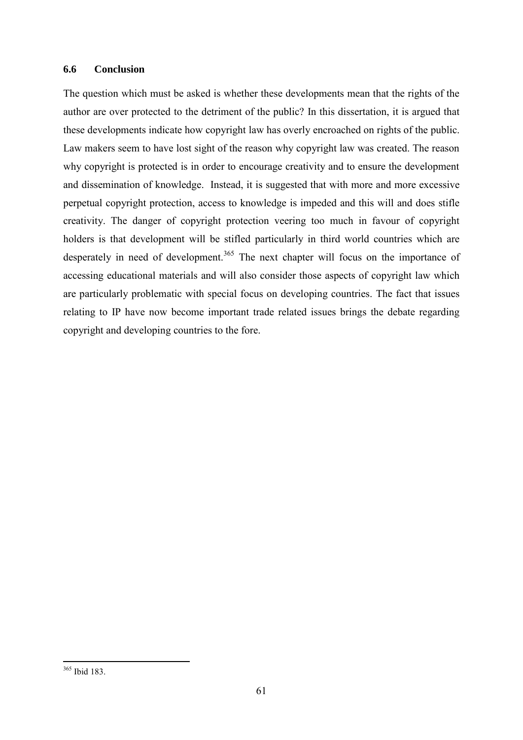### 6.6 Conclusion

The question which must be asked is whether these developments mean that the rights of the author are over protected to the detriment of the public? In this dissertation, it is argued that these developments indicate how copyright law has overly encroached on rights of the public. Law makers seem to have lost sight of the reason why copyright law was created. The reason why copyright is protected is in order to encourage creativity and to ensure the development and dissemination of knowledge. Instead, it is suggested that with more and more excessive perpetual copyright protection, access to knowledge is impeded and this will and does stifle creativity. The danger of copyright protection veering too much in favour of copyright holders is that development will be stifled particularly in third world countries which are desperately in need of development.[365] The next chapter will focus on the importance of accessing educational materials and will also consider those aspects of copyright law which are particularly problematic with special focus on developing countries. The fact that issues relating to IP have now become important trade related issues brings the debate regarding copyright and developing countries to the fore.

---

[365] Ibid 183.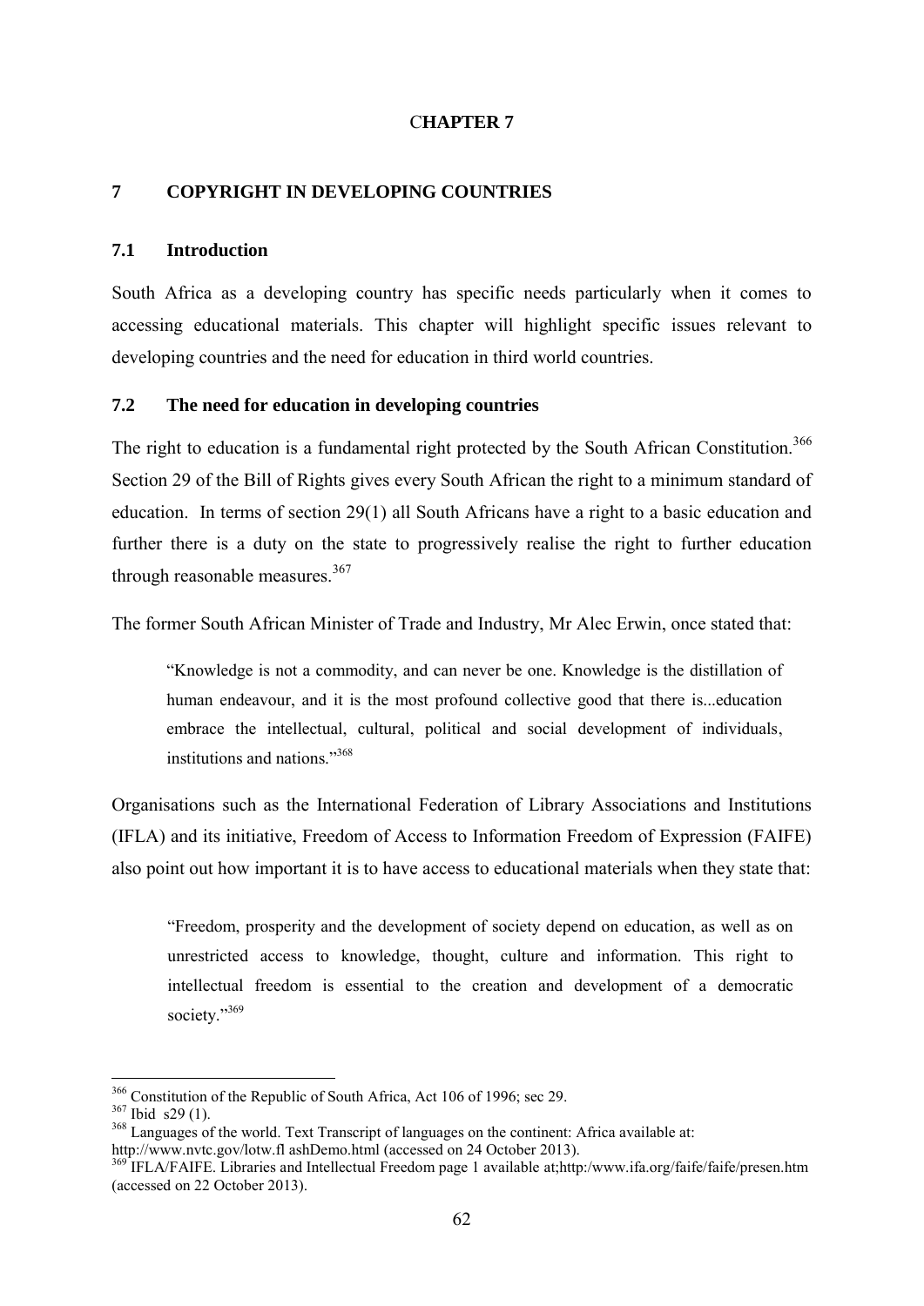# CHAPTER 7

## 7 COPYRIGHT IN DEVELOPING COUNTRIES

### 7.1 Introduction

South Africa as a developing country has specific needs particularly when it comes to accessing educational materials. This chapter will highlight specific issues relevant to developing countries and the need for education in third world countries.

### 7.2 The need for education in developing countries

The right to education is a fundamental right protected by the South African Constitution.[366] Section 29 of the Bill of Rights gives every South African the right to a minimum standard of education. In terms of section 29(1) all South Africans have a right to a basic education and further there is a duty on the state to progressively realise the right to further education through reasonable measures.[367]

The former South African Minister of Trade and Industry, Mr Alec Erwin, once stated that:

> "Knowledge is not a commodity, and can never be one. Knowledge is the distillation of human endeavour, and it is the most profound collective good that there is...education embrace the intellectual, cultural, political and social development of individuals, institutions and nations."[368]

Organisations such as the International Federation of Library Associations and Institutions (IFLA) and its initiative, Freedom of Access to Information Freedom of Expression (FAIFE) also point out how important it is to have access to educational materials when they state that:

> "Freedom, prosperity and the development of society depend on education, as well as on unrestricted access to knowledge, thought, culture and information. This right to intellectual freedom is essential to the creation and development of a democratic society."[369]

---

[366] Constitution of the Republic of South Africa, Act 106 of 1996; sec 29.

[367] Ibid s29 (1).

[368] Languages of the world. Text Transcript of languages on the continent: Africa available at: http://www.nvtc.gov/lotw.fl ashDemo.html (accessed on 24 October 2013).

[369] IFLA/FAIFE. Libraries and Intellectual Freedom page 1 available at;http:/www.ifa.org/faife/faife/presen.htm (accessed on 22 October 2013).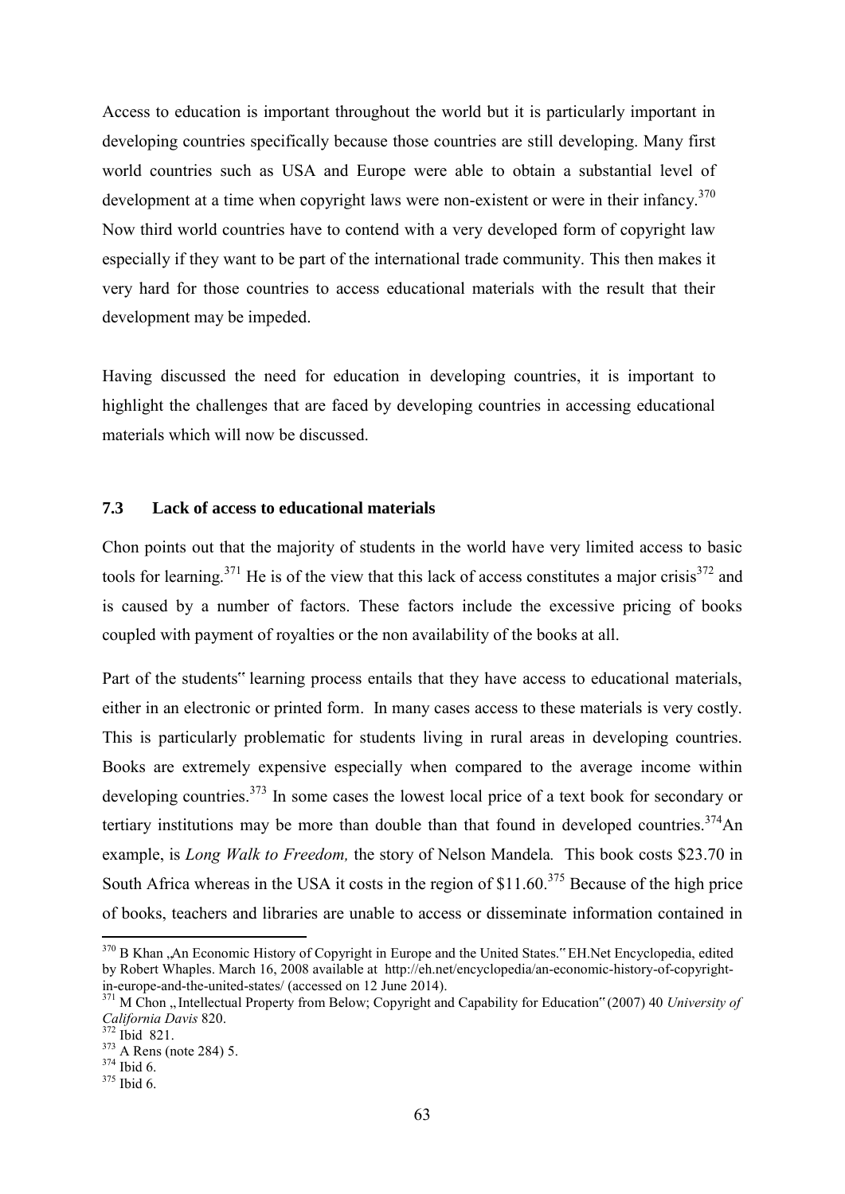Access to education is important throughout the world but it is particularly important in developing countries specifically because those countries are still developing. Many first world countries such as USA and Europe were able to obtain a substantial level of development at a time when copyright laws were non-existent or were in their infancy.[370] Now third world countries have to contend with a very developed form of copyright law especially if they want to be part of the international trade community. This then makes it very hard for those countries to access educational materials with the result that their development may be impeded.

Having discussed the need for education in developing countries, it is important to highlight the challenges that are faced by developing countries in accessing educational materials which will now be discussed.

### 7.3 Lack of access to educational materials

Chon points out that the majority of students in the world have very limited access to basic tools for learning.[371] He is of the view that this lack of access constitutes a major crisis[372] and is caused by a number of factors. These factors include the excessive pricing of books coupled with payment of royalties or the non availability of the books at all.

Part of the students" learning process entails that they have access to educational materials, either in an electronic or printed form. In many cases access to these materials is very costly. This is particularly problematic for students living in rural areas in developing countries. Books are extremely expensive especially when compared to the average income within developing countries.[373] In some cases the lowest local price of a text book for secondary or tertiary institutions may be more than double than that found in developed countries.[374] An example, is *Long Walk to Freedom,* the story of Nelson Mandela*.* This book costs \$23.70 in South Africa whereas in the USA it costs in the region of \$11.60.[375] Because of the high price of books, teachers and libraries are unable to access or disseminate information contained in

---

[370] B Khan „An Economic History of Copyright in Europe and the United States." EH.Net Encyclopedia, edited by Robert Whaples. March 16, 2008 available at http://eh.net/encyclopedia/an-economic-history-of-copyright-in-europe-and-the-united-states/ (accessed on 12 June 2014).

[371] M Chon „ Intellectual Property from Below; Copyright and Capability for Education" (2007) 40 *University of California Davis* 820.

[372] Ibid 821.

[373] A Rens (note 284) 5.

[374] Ibid 6.

[375] Ibid 6.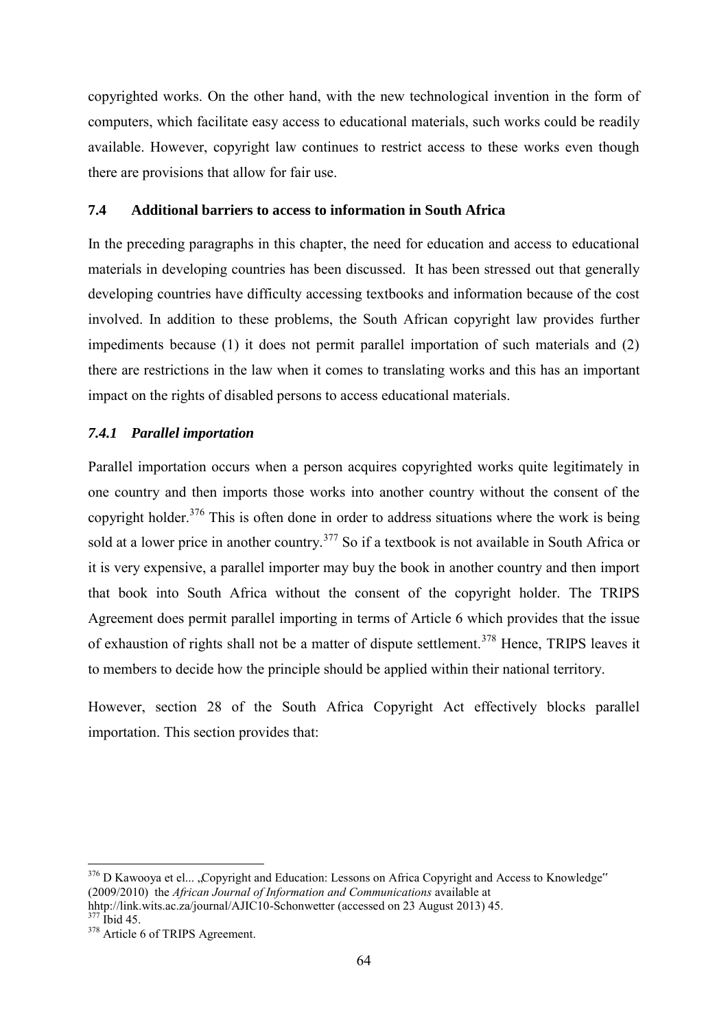copyrighted works. On the other hand, with the new technological invention in the form of computers, which facilitate easy access to educational materials, such works could be readily available. However, copyright law continues to restrict access to these works even though there are provisions that allow for fair use.

## 7.4 Additional barriers to access to information in South Africa

In the preceding paragraphs in this chapter, the need for education and access to educational materials in developing countries has been discussed. It has been stressed out that generally developing countries have difficulty accessing textbooks and information because of the cost involved. In addition to these problems, the South African copyright law provides further impediments because (1) it does not permit parallel importation of such materials and (2) there are restrictions in the law when it comes to translating works and this has an important impact on the rights of disabled persons to access educational materials.

### *7.4.1 Parallel importation*

Parallel importation occurs when a person acquires copyrighted works quite legitimately in one country and then imports those works into another country without the consent of the copyright holder.[376] This is often done in order to address situations where the work is being sold at a lower price in another country.[377] So if a textbook is not available in South Africa or it is very expensive, a parallel importer may buy the book in another country and then import that book into South Africa without the consent of the copyright holder. The TRIPS Agreement does permit parallel importing in terms of Article 6 which provides that the issue of exhaustion of rights shall not be a matter of dispute settlement.[378] Hence, TRIPS leaves it to members to decide how the principle should be applied within their national territory.

However, section 28 of the South Africa Copyright Act effectively blocks parallel importation. This section provides that:

---

[376] D Kawooya et el... „Copyright and Education: Lessons on Africa Copyright and Access to Knowledge" (2009/2010) the *African Journal of Information and Communications* available at hhtp://link.wits.ac.za/journal/AJIC10-Schonwetter (accessed on 23 August 2013) 45.

[377] Ibid 45.

[378] Article 6 of TRIPS Agreement.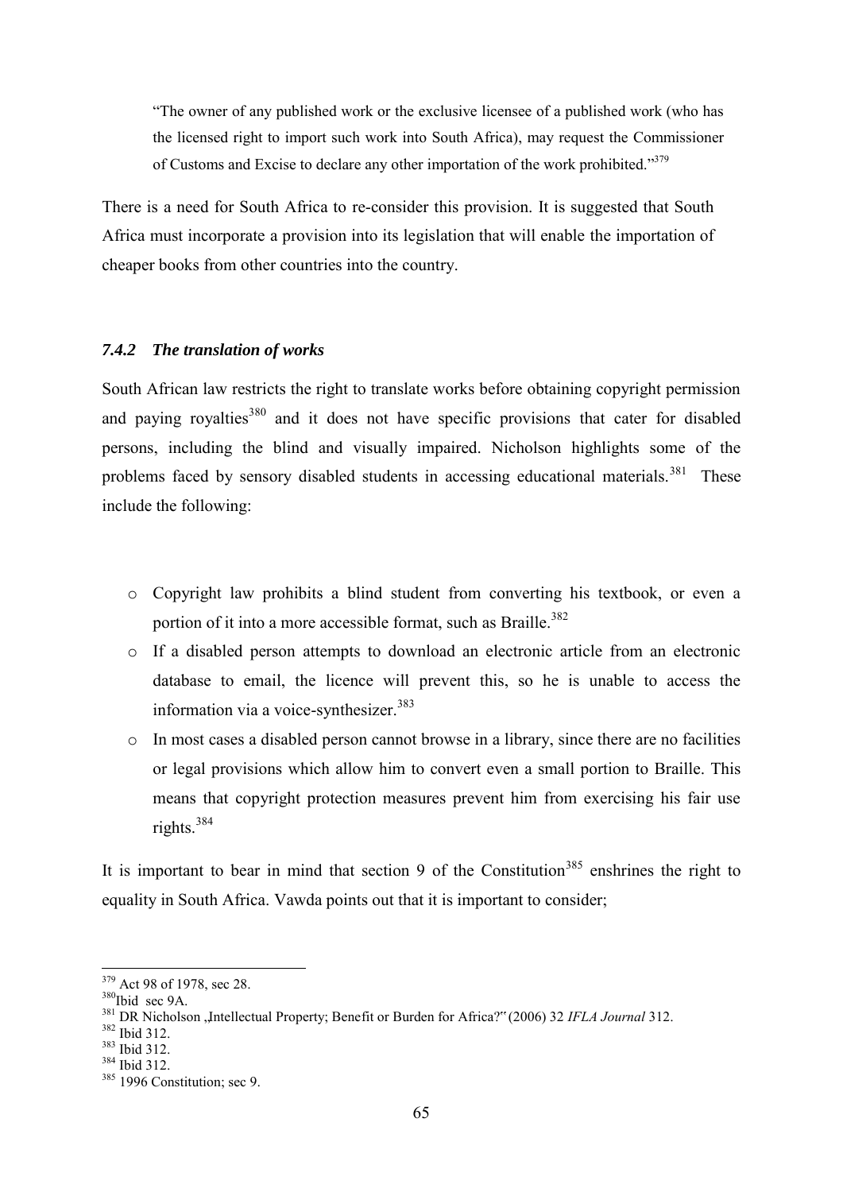> "The owner of any published work or the exclusive licensee of a published work (who has the licensed right to import such work into South Africa), may request the Commissioner of Customs and Excise to declare any other importation of the work prohibited."[379]

There is a need for South Africa to re-consider this provision. It is suggested that South Africa must incorporate a provision into its legislation that will enable the importation of cheaper books from other countries into the country.

### *7.4.2 The translation of works*

South African law restricts the right to translate works before obtaining copyright permission and paying royalties[380] and it does not have specific provisions that cater for disabled persons, including the blind and visually impaired. Nicholson highlights some of the problems faced by sensory disabled students in accessing educational materials.[381] These include the following:

- Copyright law prohibits a blind student from converting his textbook, or even a portion of it into a more accessible format, such as Braille.[382]
- If a disabled person attempts to download an electronic article from an electronic database to email, the licence will prevent this, so he is unable to access the information via a voice-synthesizer.[383]
- In most cases a disabled person cannot browse in a library, since there are no facilities or legal provisions which allow him to convert even a small portion to Braille. This means that copyright protection measures prevent him from exercising his fair use rights.[384]

It is important to bear in mind that section 9 of the Constitution[385] enshrines the right to equality in South Africa. Vawda points out that it is important to consider;

---

[379] Act 98 of 1978, sec 28.
[380] Ibid sec 9A.
[381] DR Nicholson „Intellectual Property; Benefit or Burden for Africa?" (2006) 32 *IFLA Journal* 312.
[382] Ibid 312.
[383] Ibid 312.
[384] Ibid 312.
[385] 1996 Constitution; sec 9.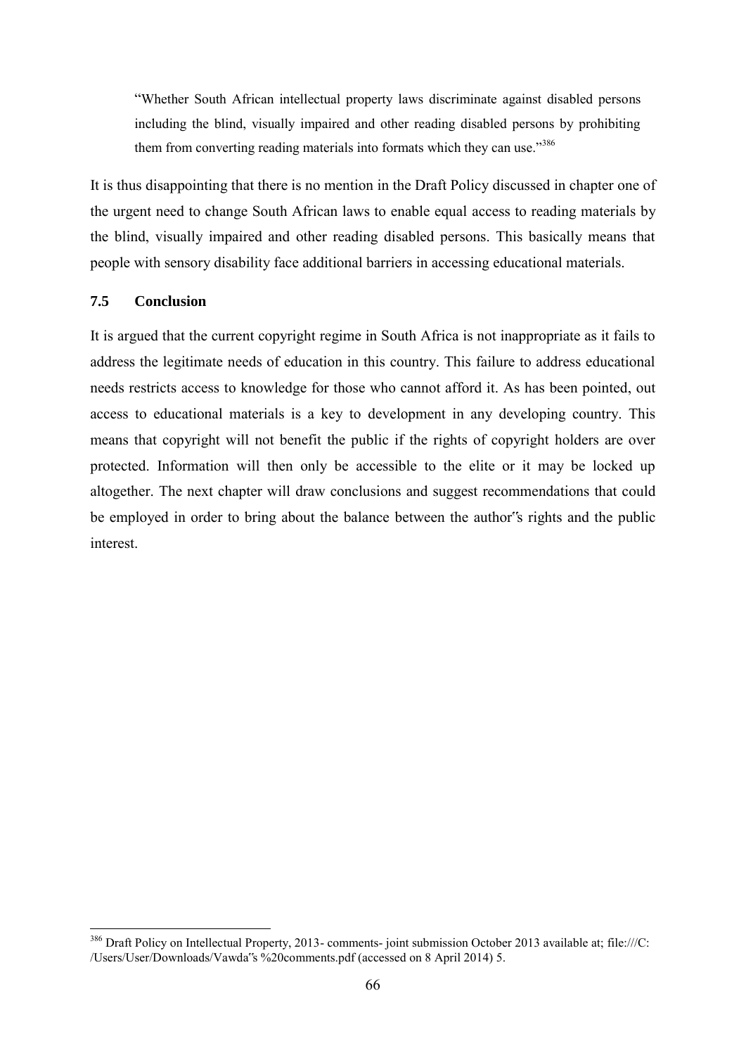> "Whether South African intellectual property laws discriminate against disabled persons including the blind, visually impaired and other reading disabled persons by prohibiting them from converting reading materials into formats which they can use."[386]

It is thus disappointing that there is no mention in the Draft Policy discussed in chapter one of the urgent need to change South African laws to enable equal access to reading materials by the blind, visually impaired and other reading disabled persons. This basically means that people with sensory disability face additional barriers in accessing educational materials.

### 7.5 Conclusion

It is argued that the current copyright regime in South Africa is not inappropriate as it fails to address the legitimate needs of education in this country. This failure to address educational needs restricts access to knowledge for those who cannot afford it. As has been pointed, out access to educational materials is a key to development in any developing country. This means that copyright will not benefit the public if the rights of copyright holders are over protected. Information will then only be accessible to the elite or it may be locked up altogether. The next chapter will draw conclusions and suggest recommendations that could be employed in order to bring about the balance between the author"s rights and the public interest.

---

[386] Draft Policy on Intellectual Property, 2013- comments- joint submission October 2013 available at; file:///C: /Users/User/Downloads/Vawda"s %20comments.pdf (accessed on 8 April 2014) 5.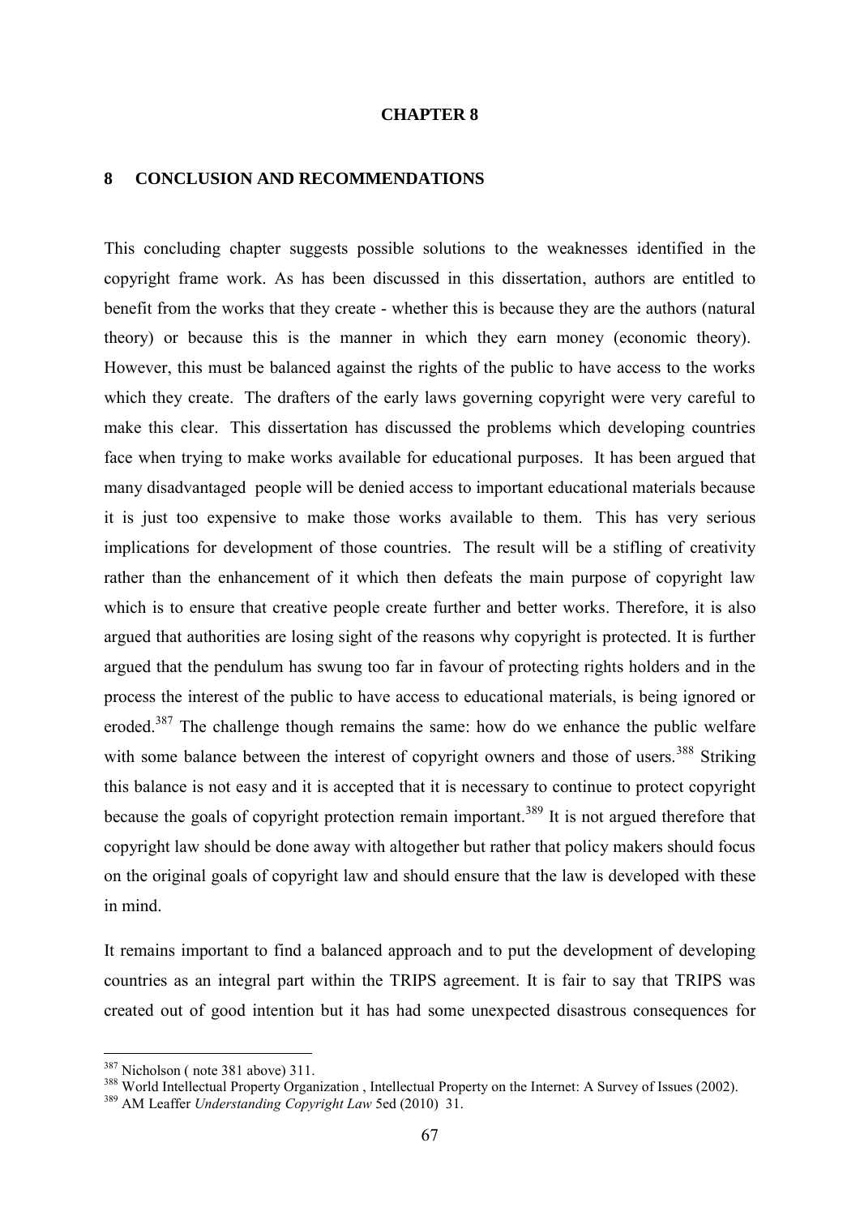**CHAPTER 8**

## 8 CONCLUSION AND RECOMMENDATIONS

This concluding chapter suggests possible solutions to the weaknesses identified in the copyright frame work. As has been discussed in this dissertation, authors are entitled to benefit from the works that they create - whether this is because they are the authors (natural theory) or because this is the manner in which they earn money (economic theory). However, this must be balanced against the rights of the public to have access to the works which they create. The drafters of the early laws governing copyright were very careful to make this clear. This dissertation has discussed the problems which developing countries face when trying to make works available for educational purposes. It has been argued that many disadvantaged people will be denied access to important educational materials because it is just too expensive to make those works available to them. This has very serious implications for development of those countries. The result will be a stifling of creativity rather than the enhancement of it which then defeats the main purpose of copyright law which is to ensure that creative people create further and better works. Therefore, it is also argued that authorities are losing sight of the reasons why copyright is protected. It is further argued that the pendulum has swung too far in favour of protecting rights holders and in the process the interest of the public to have access to educational materials, is being ignored or eroded.[387] The challenge though remains the same: how do we enhance the public welfare with some balance between the interest of copyright owners and those of users.[388] Striking this balance is not easy and it is accepted that it is necessary to continue to protect copyright because the goals of copyright protection remain important.[389] It is not argued therefore that copyright law should be done away with altogether but rather that policy makers should focus on the original goals of copyright law and should ensure that the law is developed with these in mind.

It remains important to find a balanced approach and to put the development of developing countries as an integral part within the TRIPS agreement. It is fair to say that TRIPS was created out of good intention but it has had some unexpected disastrous consequences for

---

[387] Nicholson ( note 381 above) 311.

[388] World Intellectual Property Organization , Intellectual Property on the Internet: A Survey of Issues (2002).

[389] AM Leaffer *Understanding Copyright Law* 5ed (2010) 31.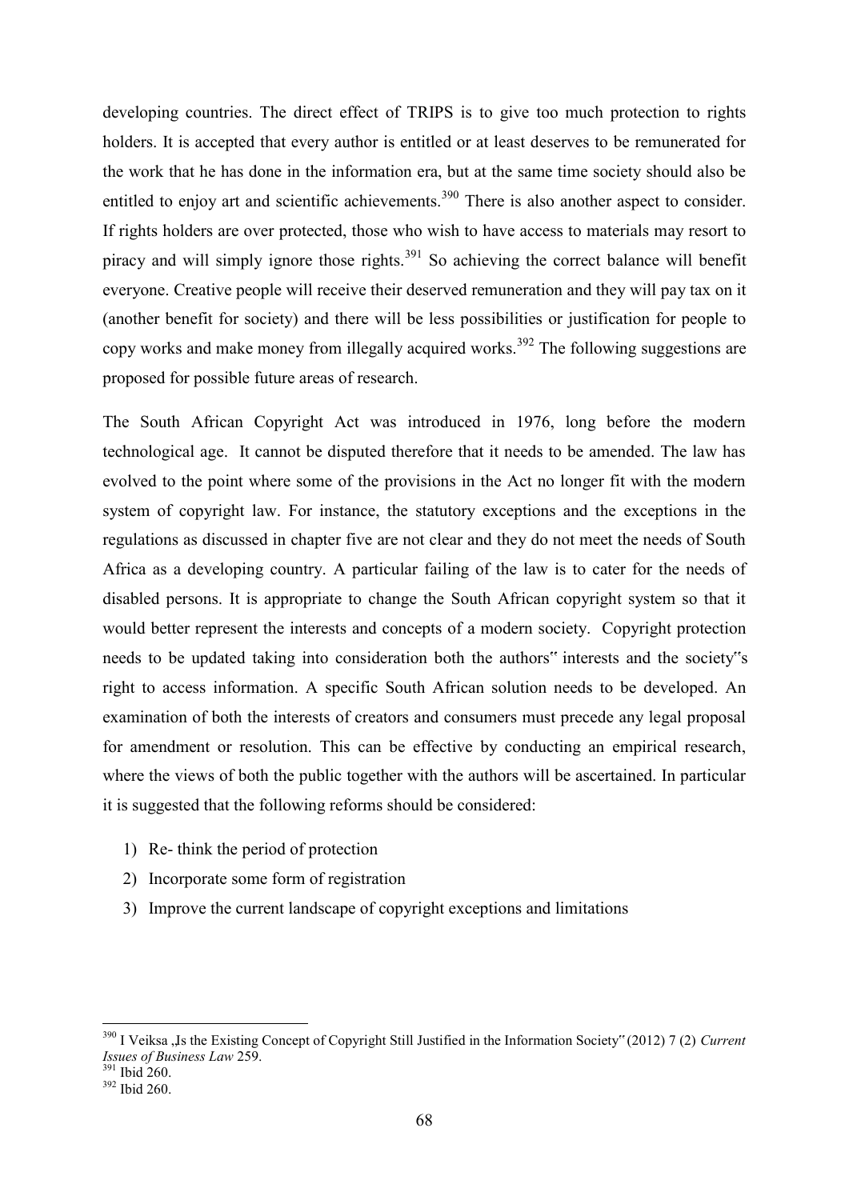developing countries. The direct effect of TRIPS is to give too much protection to rights holders. It is accepted that every author is entitled or at least deserves to be remunerated for the work that he has done in the information era, but at the same time society should also be entitled to enjoy art and scientific achievements.[390] There is also another aspect to consider. If rights holders are over protected, those who wish to have access to materials may resort to piracy and will simply ignore those rights.[391] So achieving the correct balance will benefit everyone. Creative people will receive their deserved remuneration and they will pay tax on it (another benefit for society) and there will be less possibilities or justification for people to copy works and make money from illegally acquired works.[392] The following suggestions are proposed for possible future areas of research.

The South African Copyright Act was introduced in 1976, long before the modern technological age. It cannot be disputed therefore that it needs to be amended. The law has evolved to the point where some of the provisions in the Act no longer fit with the modern system of copyright law. For instance, the statutory exceptions and the exceptions in the regulations as discussed in chapter five are not clear and they do not meet the needs of South Africa as a developing country. A particular failing of the law is to cater for the needs of disabled persons. It is appropriate to change the South African copyright system so that it would better represent the interests and concepts of a modern society. Copyright protection needs to be updated taking into consideration both the authors" interests and the society"s right to access information. A specific South African solution needs to be developed. An examination of both the interests of creators and consumers must precede any legal proposal for amendment or resolution. This can be effective by conducting an empirical research, where the views of both the public together with the authors will be ascertained. In particular it is suggested that the following reforms should be considered:

1) Re- think the period of protection
2) Incorporate some form of registration
3) Improve the current landscape of copyright exceptions and limitations

---

[390] I Veiksa „Is the Existing Concept of Copyright Still Justified in the Information Society" (2012) 7 (2) *Current Issues of Business Law* 259.

[391] Ibid 260.

[392] Ibid 260.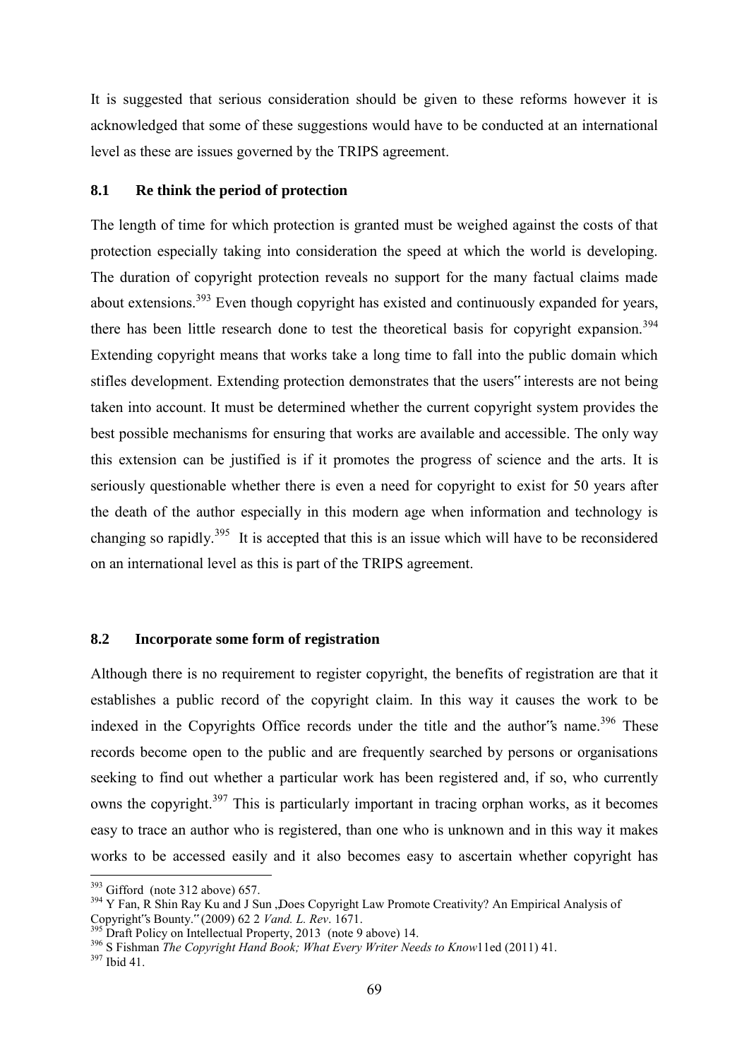It is suggested that serious consideration should be given to these reforms however it is acknowledged that some of these suggestions would have to be conducted at an international level as these are issues governed by the TRIPS agreement.

## 8.1 Re think the period of protection

The length of time for which protection is granted must be weighed against the costs of that protection especially taking into consideration the speed at which the world is developing. The duration of copyright protection reveals no support for the many factual claims made about extensions.[393] Even though copyright has existed and continuously expanded for years, there has been little research done to test the theoretical basis for copyright expansion.[394] Extending copyright means that works take a long time to fall into the public domain which stifles development. Extending protection demonstrates that the users‟ interests are not being taken into account. It must be determined whether the current copyright system provides the best possible mechanisms for ensuring that works are available and accessible. The only way this extension can be justified is if it promotes the progress of science and the arts. It is seriously questionable whether there is even a need for copyright to exist for 50 years after the death of the author especially in this modern age when information and technology is changing so rapidly.[395] It is accepted that this is an issue which will have to be reconsidered on an international level as this is part of the TRIPS agreement.

## 8.2 Incorporate some form of registration

Although there is no requirement to register copyright, the benefits of registration are that it establishes a public record of the copyright claim. In this way it causes the work to be indexed in the Copyrights Office records under the title and the author‟s name.[396] These records become open to the public and are frequently searched by persons or organisations seeking to find out whether a particular work has been registered and, if so, who currently owns the copyright.[397] This is particularly important in tracing orphan works, as it becomes easy to trace an author who is registered, than one who is unknown and in this way it makes works to be accessed easily and it also becomes easy to ascertain whether copyright has

---

[393] Gifford (note 312 above) 657.

[394] Y Fan, R Shin Ray Ku and J Sun „Does Copyright Law Promote Creativity? An Empirical Analysis of Copyright‟s Bounty.‟ (2009) 62 2 *Vand. L. Rev*. 1671.

[395] Draft Policy on Intellectual Property, 2013 (note 9 above) 14.

[396] S Fishman *The Copyright Hand Book; What Every Writer Needs to Know*11ed (2011) 41.

[397] Ibid 41.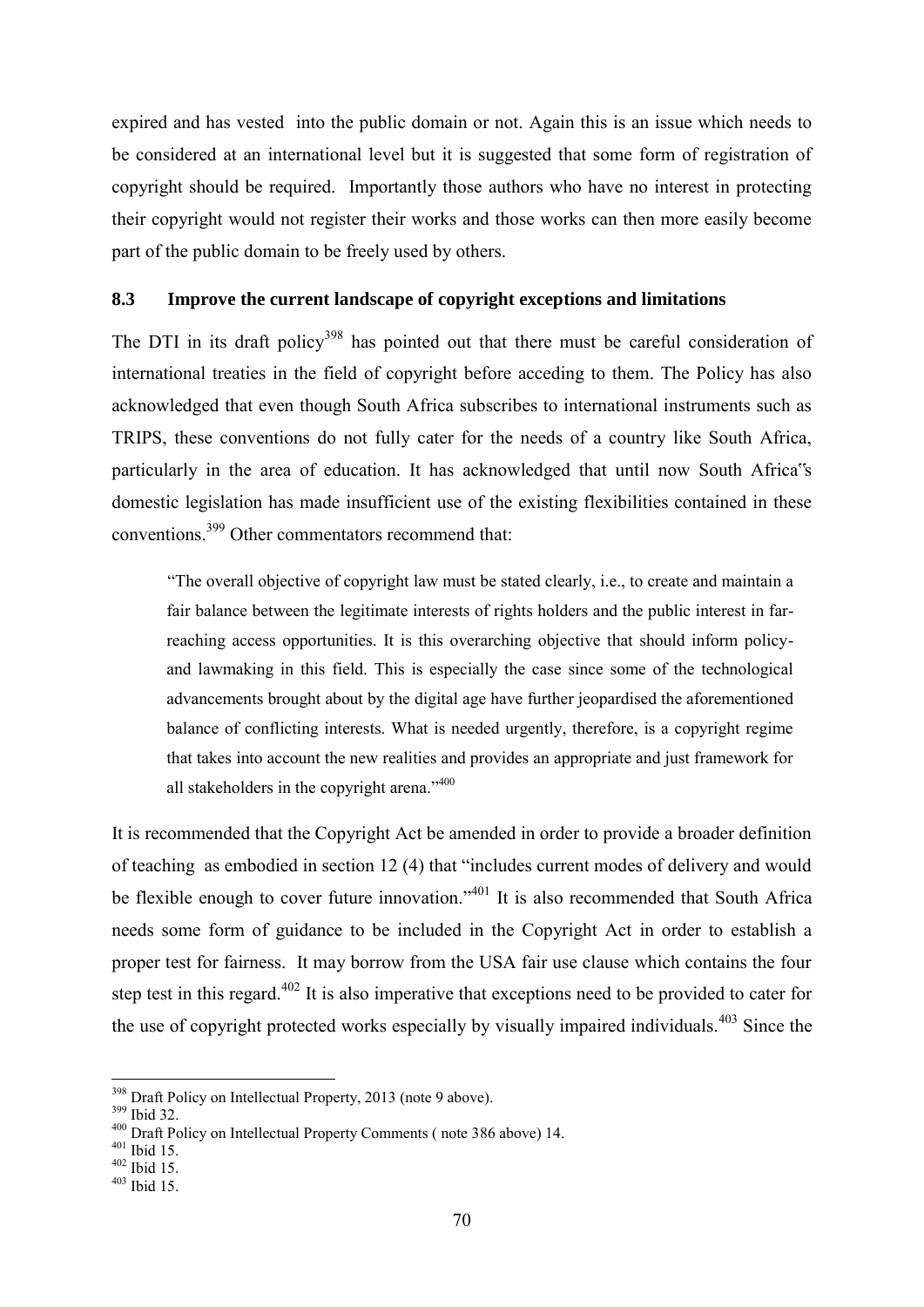expired and has vested into the public domain or not. Again this is an issue which needs to be considered at an international level but it is suggested that some form of registration of copyright should be required. Importantly those authors who have no interest in protecting their copyright would not register their works and those works can then more easily become part of the public domain to be freely used by others.

## 8.3 Improve the current landscape of copyright exceptions and limitations

The DTI in its draft policy[398] has pointed out that there must be careful consideration of international treaties in the field of copyright before acceding to them. The Policy has also acknowledged that even though South Africa subscribes to international instruments such as TRIPS, these conventions do not fully cater for the needs of a country like South Africa, particularly in the area of education. It has acknowledged that until now South Africa"s domestic legislation has made insufficient use of the existing flexibilities contained in these conventions.[399] Other commentators recommend that:

> "The overall objective of copyright law must be stated clearly, i.e., to create and maintain a fair balance between the legitimate interests of rights holders and the public interest in far-reaching access opportunities. It is this overarching objective that should inform policy- and lawmaking in this field. This is especially the case since some of the technological advancements brought about by the digital age have further jeopardised the aforementioned balance of conflicting interests. What is needed urgently, therefore, is a copyright regime that takes into account the new realities and provides an appropriate and just framework for all stakeholders in the copyright arena."[400]

It is recommended that the Copyright Act be amended in order to provide a broader definition of teaching as embodied in section 12 (4) that "includes current modes of delivery and would be flexible enough to cover future innovation."[401] It is also recommended that South Africa needs some form of guidance to be included in the Copyright Act in order to establish a proper test for fairness. It may borrow from the USA fair use clause which contains the four step test in this regard.[402] It is also imperative that exceptions need to be provided to cater for the use of copyright protected works especially by visually impaired individuals.[403] Since the

---

[398] Draft Policy on Intellectual Property, 2013 (note 9 above).
[399] Ibid 32.
[400] Draft Policy on Intellectual Property Comments ( note 386 above) 14.
[401] Ibid 15.
[402] Ibid 15.
[403] Ibid 15.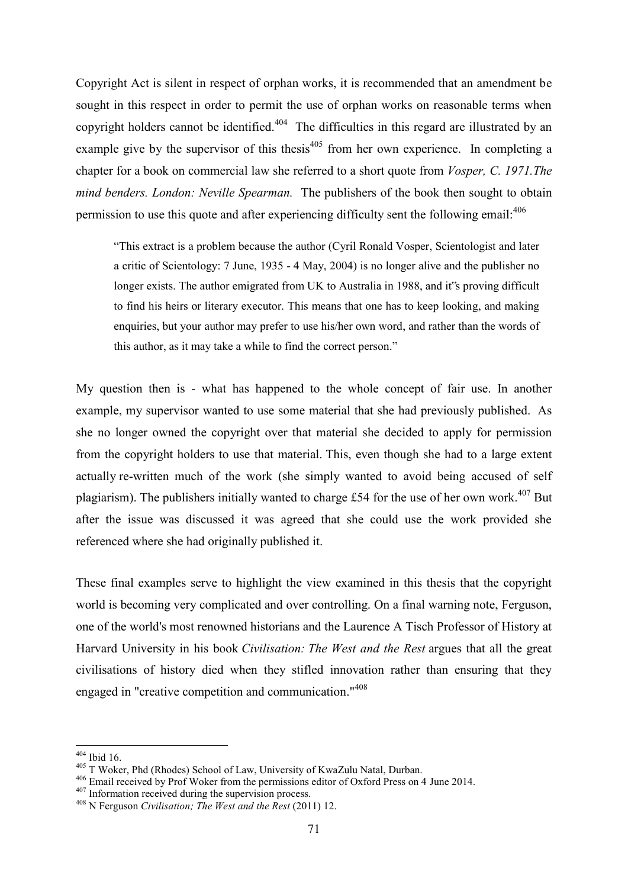Copyright Act is silent in respect of orphan works, it is recommended that an amendment be sought in this respect in order to permit the use of orphan works on reasonable terms when copyright holders cannot be identified.[404] The difficulties in this regard are illustrated by an example give by the supervisor of this thesis[405] from her own experience. In completing a chapter for a book on commercial law she referred to a short quote from *Vosper, C. 1971.The mind benders. London: Neville Spearman.* The publishers of the book then sought to obtain permission to use this quote and after experiencing difficulty sent the following email:[406]

> "This extract is a problem because the author (Cyril Ronald Vosper, Scientologist and later a critic of Scientology: 7 June, 1935 - 4 May, 2004) is no longer alive and the publisher no longer exists. The author emigrated from UK to Australia in 1988, and it"s proving difficult to find his heirs or literary executor. This means that one has to keep looking, and making enquiries, but your author may prefer to use his/her own word, and rather than the words of this author, as it may take a while to find the correct person."

My question then is - what has happened to the whole concept of fair use. In another example, my supervisor wanted to use some material that she had previously published. As she no longer owned the copyright over that material she decided to apply for permission from the copyright holders to use that material. This, even though she had to a large extent actually re-written much of the work (she simply wanted to avoid being accused of self plagiarism). The publishers initially wanted to charge £54 for the use of her own work.[407] But after the issue was discussed it was agreed that she could use the work provided she referenced where she had originally published it.

These final examples serve to highlight the view examined in this thesis that the copyright world is becoming very complicated and over controlling. On a final warning note, Ferguson, one of the world's most renowned historians and the Laurence A Tisch Professor of History at Harvard University in his book *Civilisation: The West and the Rest* argues that all the great civilisations of history died when they stifled innovation rather than ensuring that they engaged in "creative competition and communication."[408]

---

[404] Ibid 16.

[405] T Woker, Phd (Rhodes) School of Law, University of KwaZulu Natal, Durban.

[406] Email received by Prof Woker from the permissions editor of Oxford Press on 4 June 2014.

[407] Information received during the supervision process.

[408] N Ferguson *Civilisation; The West and the Rest* (2011) 12.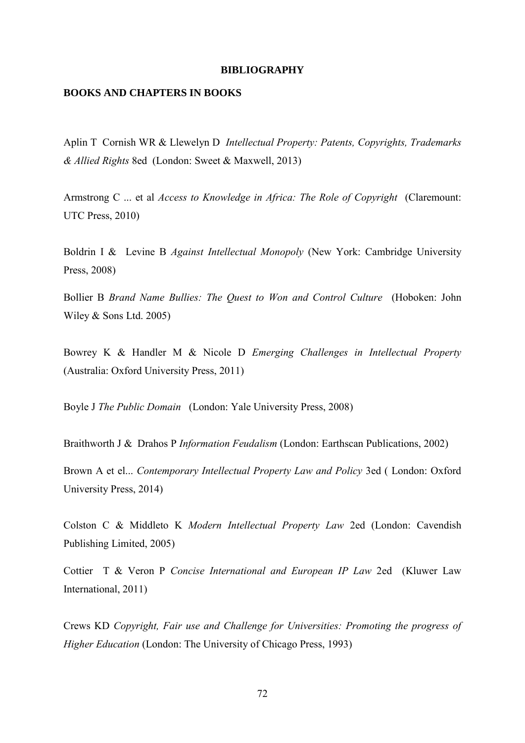# BIBLIOGRAPHY

## BOOKS AND CHAPTERS IN BOOKS

Aplin T Cornish WR & Llewelyn D *Intellectual Property: Patents, Copyrights, Trademarks & Allied Rights* 8ed (London: Sweet & Maxwell, 2013)

Armstrong C ... et al *Access to Knowledge in Africa: The Role of Copyright* (Claremount: UTC Press, 2010)

Boldrin I & Levine B *Against Intellectual Monopoly* (New York: Cambridge University Press, 2008)

Bollier B *Brand Name Bullies: The Quest to Won and Control Culture* (Hoboken: John Wiley & Sons Ltd. 2005)

Bowrey K & Handler M & Nicole D *Emerging Challenges in Intellectual Property* (Australia: Oxford University Press, 2011)

Boyle J *The Public Domain* (London: Yale University Press, 2008)

Braithworth J & Drahos P *Information Feudalism* (London: Earthscan Publications, 2002)

Brown A et el... *Contemporary Intellectual Property Law and Policy* 3ed ( London: Oxford University Press, 2014)

Colston C & Middleto K *Modern Intellectual Property Law* 2ed (London: Cavendish Publishing Limited, 2005)

Cottier T & Veron P *Concise International and European IP Law* 2ed (Kluwer Law International, 2011)

Crews KD *Copyright, Fair use and Challenge for Universities: Promoting the progress of Higher Education* (London: The University of Chicago Press, 1993)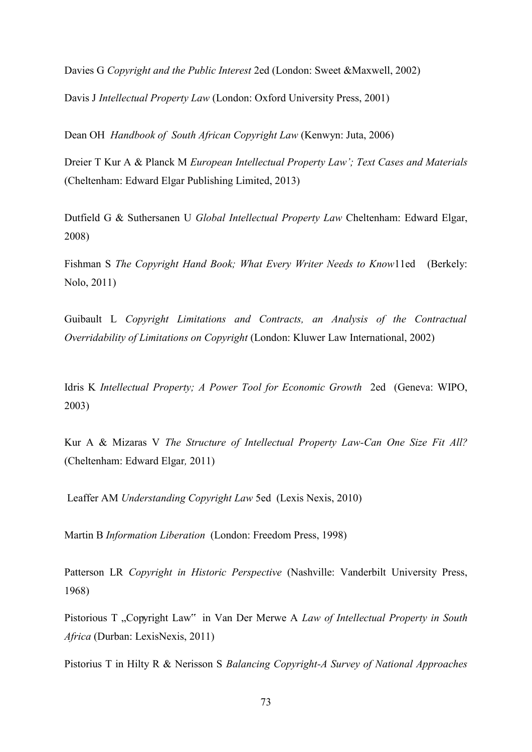Davies G *Copyright and the Public Interest* 2ed (London: Sweet &Maxwell, 2002)

Davis J *Intellectual Property Law* (London: Oxford University Press, 2001)

Dean OH *Handbook of South African Copyright Law* (Kenwyn: Juta, 2006)

Dreier T Kur A & Planck M *European Intellectual Property Law'; Text Cases and Materials* (Cheltenham: Edward Elgar Publishing Limited, 2013)

Dutfield G & Suthersanen U *Global Intellectual Property Law* Cheltenham: Edward Elgar, 2008)

Fishman S *The Copyright Hand Book; What Every Writer Needs to Know*11ed (Berkely: Nolo, 2011)

Guibault L *Copyright Limitations and Contracts, an Analysis of the Contractual Overridability of Limitations on Copyright* (London: Kluwer Law International, 2002)

Idris K *Intellectual Property; A Power Tool for Economic Growth* 2ed (Geneva: WIPO, 2003)

Kur A & Mizaras V *The Structure of Intellectual Property Law-Can One Size Fit All?* (Cheltenham: Edward Elgar, 2011)

Leaffer AM *Understanding Copyright Law* 5ed (Lexis Nexis, 2010)

Martin B *Information Liberation* (London: Freedom Press, 1998)

Patterson LR *Copyright in Historic Perspective* (Nashville: Vanderbilt University Press, 1968)

Pistorious T „Copyright Law" in Van Der Merwe A *Law of Intellectual Property in South Africa* (Durban: LexisNexis, 2011)

Pistorius T in Hilty R & Nerisson S *Balancing Copyright-A Survey of National Approaches*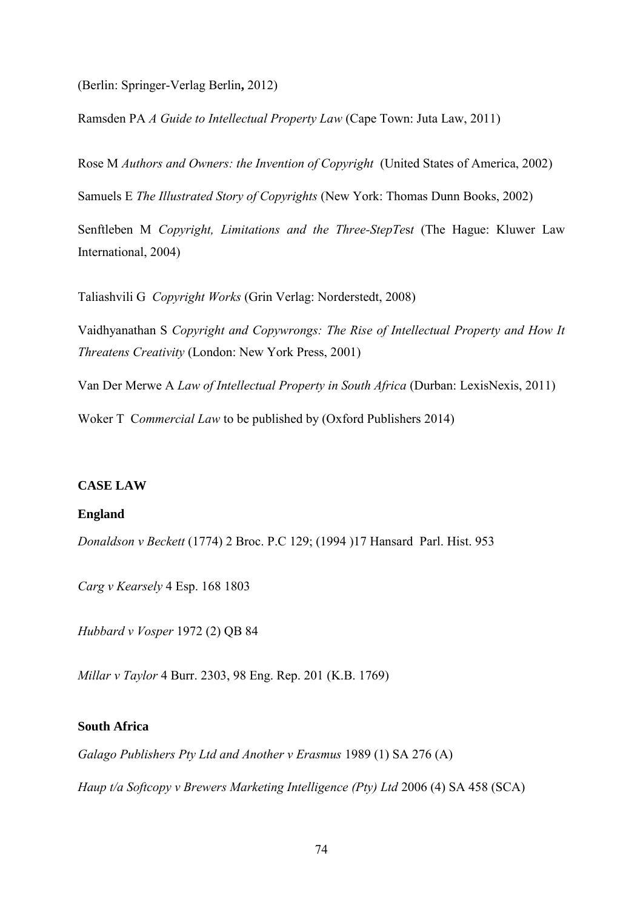(Berlin: Springer-Verlag Berlin**,** 2012)

Ramsden PA *A Guide to Intellectual Property Law* (Cape Town: Juta Law, 2011)

Rose M *Authors and Owners: the Invention of Copyright* (United States of America, 2002)

Samuels E *The Illustrated Story of Copyrights* (New York: Thomas Dunn Books, 2002)

Senftleben M *Copyright, Limitations and the Three-StepTest* (The Hague: Kluwer Law International, 2004)

Taliashvili G *Copyright Works* (Grin Verlag: Norderstedt, 2008)

Vaidhyanathan S *Copyright and Copywrongs: The Rise of Intellectual Property and How It Threatens Creativity* (London: New York Press, 2001)

Van Der Merwe A *Law of Intellectual Property in South Africa* (Durban: LexisNexis, 2011)

Woker T C*ommercial Law* to be published by (Oxford Publishers 2014)

**CASE LAW**

**England**

*Donaldson v Beckett* (1774) 2 Broc. P.C 129; (1994 )17 Hansard Parl. Hist. 953

*Carg v Kearsely* 4 Esp. 168 1803

*Hubbard v Vosper* 1972 (2) QB 84

*Millar v Taylor* 4 Burr. 2303, 98 Eng. Rep. 201 (K.B. 1769)

**South Africa**

*Galago Publishers Pty Ltd and Another v Erasmus* 1989 (1) SA 276 (A)

*Haup t/a Softcopy v Brewers Marketing Intelligence (Pty) Ltd* 2006 (4) SA 458 (SCA)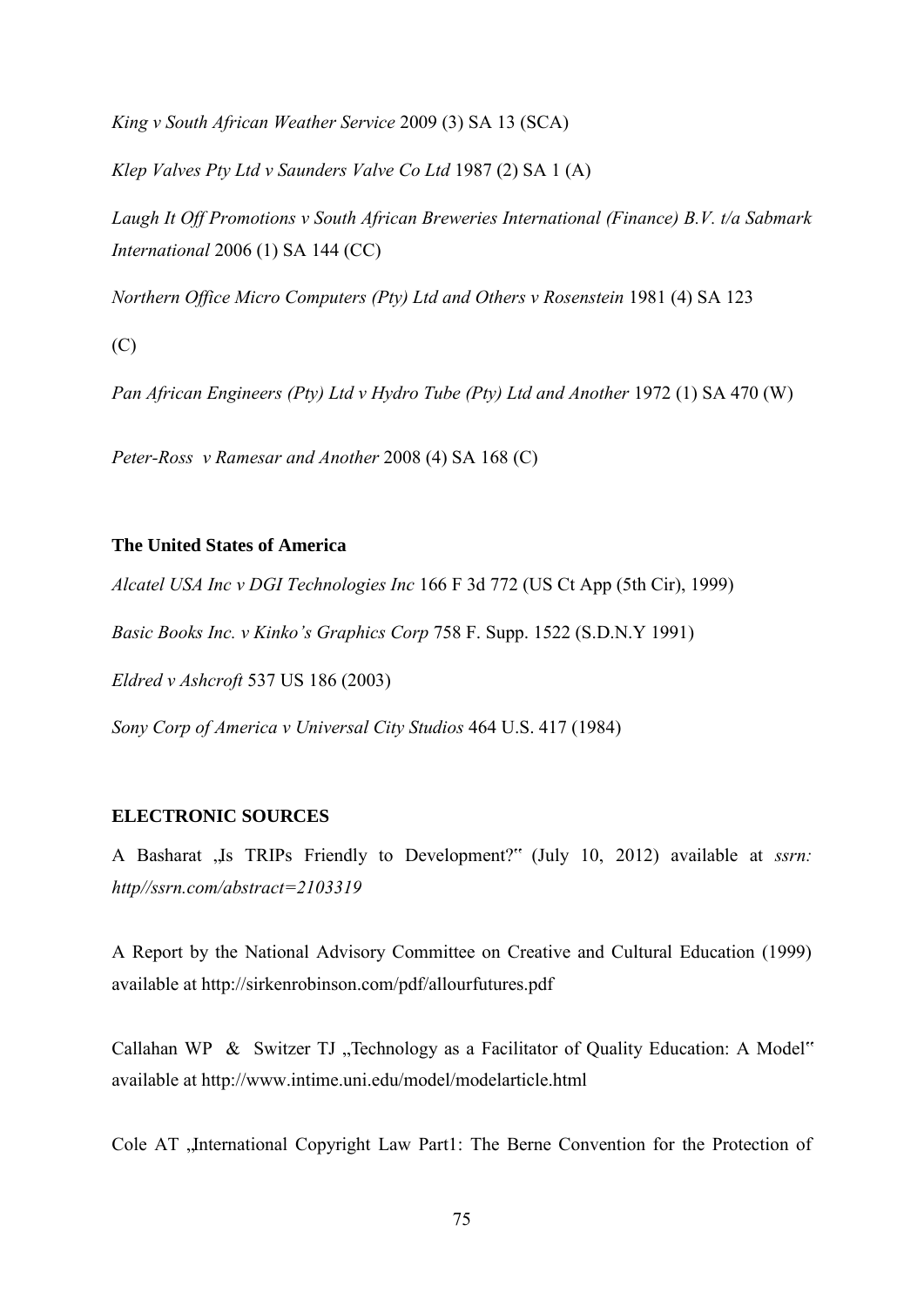*King v South African Weather Service* 2009 (3) SA 13 (SCA)

*Klep Valves Pty Ltd v Saunders Valve Co Ltd* 1987 (2) SA 1 (A)

*Laugh It Off Promotions v South African Breweries International (Finance) B.V. t/a Sabmark International* 2006 (1) SA 144 (CC)

*Northern Office Micro Computers (Pty) Ltd and Others v Rosenstein* 1981 (4) SA 123 (C)

*Pan African Engineers (Pty) Ltd v Hydro Tube (Pty) Ltd and Another* 1972 (1) SA 470 (W)

*Peter-Ross v Ramesar and Another* 2008 (4) SA 168 (C)

**The United States of America**

*Alcatel USA Inc v DGI Technologies Inc* 166 F 3d 772 (US Ct App (5th Cir), 1999)

*Basic Books Inc. v Kinko's Graphics Corp* 758 F. Supp. 1522 (S.D.N.Y 1991)

*Eldred v Ashcroft* 537 US 186 (2003)

*Sony Corp of America v Universal City Studios* 464 U.S. 417 (1984)

**ELECTRONIC SOURCES**

A Basharat „Is TRIPs Friendly to Development?" (July 10, 2012) available at *ssrn: http//ssrn.com/abstract=2103319*

A Report by the National Advisory Committee on Creative and Cultural Education (1999) available at http://sirkenrobinson.com/pdf/allourfutures.pdf

Callahan WP & Switzer TJ „Technology as a Facilitator of Quality Education: A Model" available at http://www.intime.uni.edu/model/modelarticle.html

Cole AT „International Copyright Law Part1: The Berne Convention for the Protection of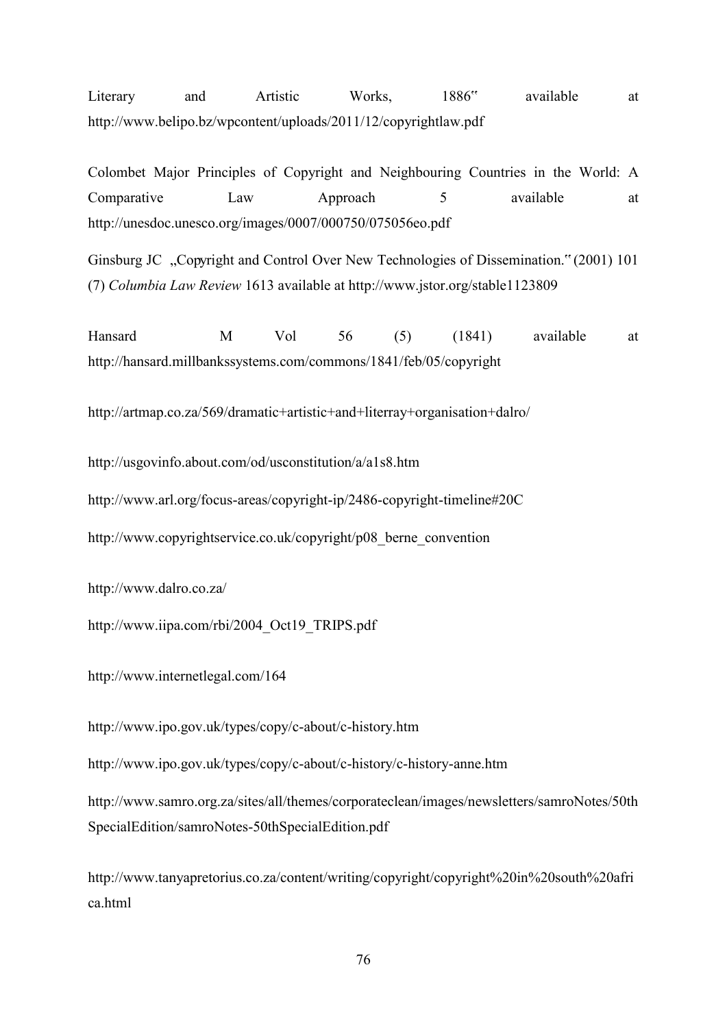Literary and Artistic Works, 1886" available at http://www.belipo.bz/wpcontent/uploads/2011/12/copyrightlaw.pdf

Colombet Major Principles of Copyright and Neighbouring Countries in the World: A Comparative Law Approach 5 available at http://unesdoc.unesco.org/images/0007/000750/075056eo.pdf

Ginsburg JC „Copyright and Control Over New Technologies of Dissemination." (2001) 101 (7) *Columbia Law Review* 1613 available at http://www.jstor.org/stable1123809

Hansard M Vol 56 (5) (1841) available at http://hansard.millbankssystems.com/commons/1841/feb/05/copyright

http://artmap.co.za/569/dramatic+artistic+and+literray+organisation+dalro/

http://usgovinfo.about.com/od/usconstitution/a/a1s8.htm

http://www.arl.org/focus-areas/copyright-ip/2486-copyright-timeline#20C

http://www.copyrightservice.co.uk/copyright/p08_berne_convention

http://www.dalro.co.za/

http://www.iipa.com/rbi/2004_Oct19_TRIPS.pdf

http://www.internetlegal.com/164

http://www.ipo.gov.uk/types/copy/c-about/c-history.htm

http://www.ipo.gov.uk/types/copy/c-about/c-history/c-history-anne.htm

http://www.samro.org.za/sites/all/themes/corporateclean/images/newsletters/samroNotes/50thSpecialEdition/samroNotes-50thSpecialEdition.pdf

http://www.tanyapretorius.co.za/content/writing/copyright/copyright%20in%20south%20africa.html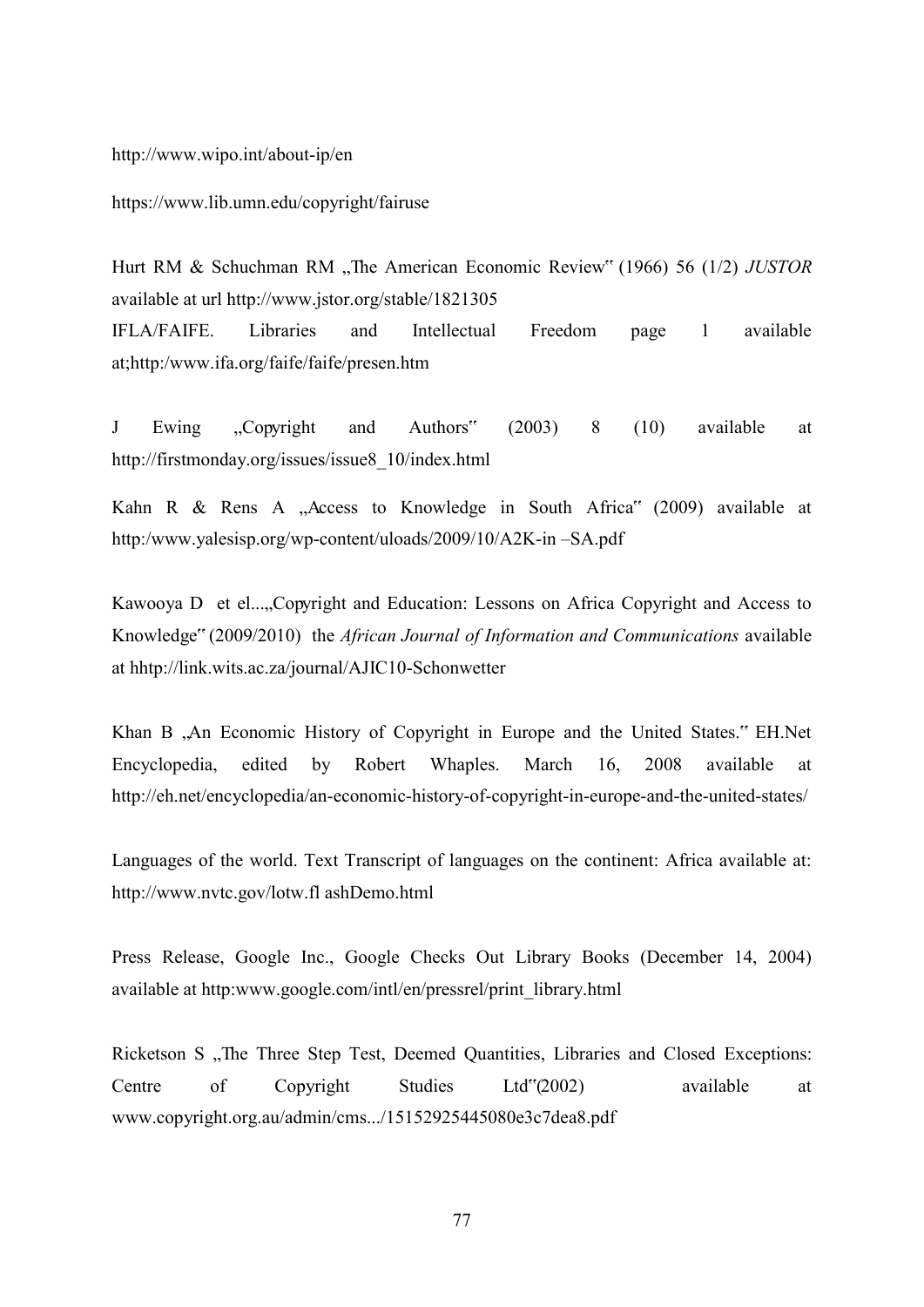http://www.wipo.int/about-ip/en

https://www.lib.umn.edu/copyright/fairuse

Hurt RM & Schuchman RM „The American Economic Review" (1966) 56 (1/2) *JUSTOR* available at url http://www.jstor.org/stable/1821305

IFLA/FAIFE. Libraries and Intellectual Freedom page 1 available at;http:/www.ifa.org/faife/faife/presen.htm

J Ewing „Copyright and Authors" (2003) 8 (10) available at http://firstmonday.org/issues/issue8_10/index.html

Kahn R & Rens A „Access to Knowledge in South Africa" (2009) available at http:/www.yalesisp.org/wp-content/uloads/2009/10/A2K-in –SA.pdf

Kawooya D et el...„Copyright and Education: Lessons on Africa Copyright and Access to Knowledge" (2009/2010) the *African Journal of Information and Communications* available at hhtp://link.wits.ac.za/journal/AJIC10-Schonwetter

Khan B „An Economic History of Copyright in Europe and the United States." EH.Net Encyclopedia, edited by Robert Whaples. March 16, 2008 available at http://eh.net/encyclopedia/an-economic-history-of-copyright-in-europe-and-the-united-states/

Languages of the world. Text Transcript of languages on the continent: Africa available at: http://www.nvtc.gov/lotw.fl ashDemo.html

Press Release, Google Inc., Google Checks Out Library Books (December 14, 2004) available at http:www.google.com/intl/en/pressrel/print_library.html

Ricketson S „The Three Step Test, Deemed Quantities, Libraries and Closed Exceptions: Centre of Copyright Studies Ltd"(2002) available at www.copyright.org.au/admin/cms.../15152925445080e3c7dea8.pdf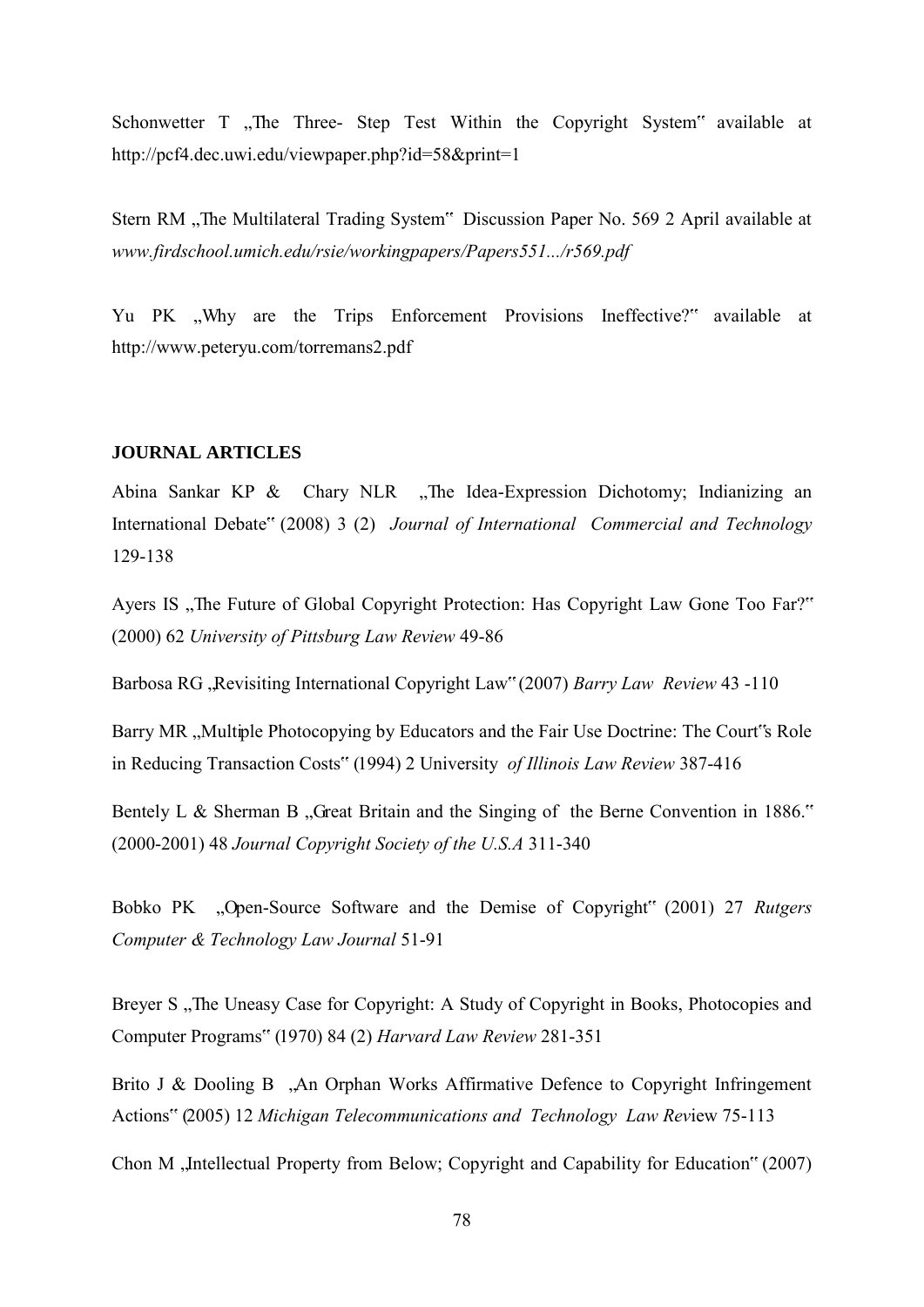Schonwetter T „The Three- Step Test Within the Copyright System" available at http://pcf4.dec.uwi.edu/viewpaper.php?id=58&print=1

Stern RM „The Multilateral Trading System" Discussion Paper No. 569 2 April available at *www.firdschool.umich.edu/rsie/workingpapers/Papers551.../r569.pdf*

Yu PK „Why are the Trips Enforcement Provisions Ineffective?" available at http://www.peteryu.com/torremans2.pdf

**JOURNAL ARTICLES**

Abina Sankar KP & Chary NLR „The Idea-Expression Dichotomy; Indianizing an International Debate" (2008) 3 (2) *Journal of International Commercial and Technology* 129-138

Ayers IS „The Future of Global Copyright Protection: Has Copyright Law Gone Too Far?" (2000) 62 *University of Pittsburg Law Review* 49-86

Barbosa RG „Revisiting International Copyright Law" (2007) *Barry Law Review* 43 -110

Barry MR „Multiple Photocopying by Educators and the Fair Use Doctrine: The Court"s Role in Reducing Transaction Costs" (1994) 2 University *of Illinois Law Review* 387-416

Bentely L & Sherman B „Great Britain and the Singing of the Berne Convention in 1886." (2000-2001) 48 *Journal Copyright Society of the U.S.A* 311-340

Bobko PK „Open-Source Software and the Demise of Copyright" (2001) 27 *Rutgers Computer & Technology Law Journal* 51-91

Breyer S „The Uneasy Case for Copyright: A Study of Copyright in Books, Photocopies and Computer Programs" (1970) 84 (2) *Harvard Law Review* 281-351

Brito J & Dooling B „An Orphan Works Affirmative Defence to Copyright Infringement Actions" (2005) 12 *Michigan Telecommunications and Technology Law Rev*iew 75-113

Chon M „Intellectual Property from Below; Copyright and Capability for Education" (2007)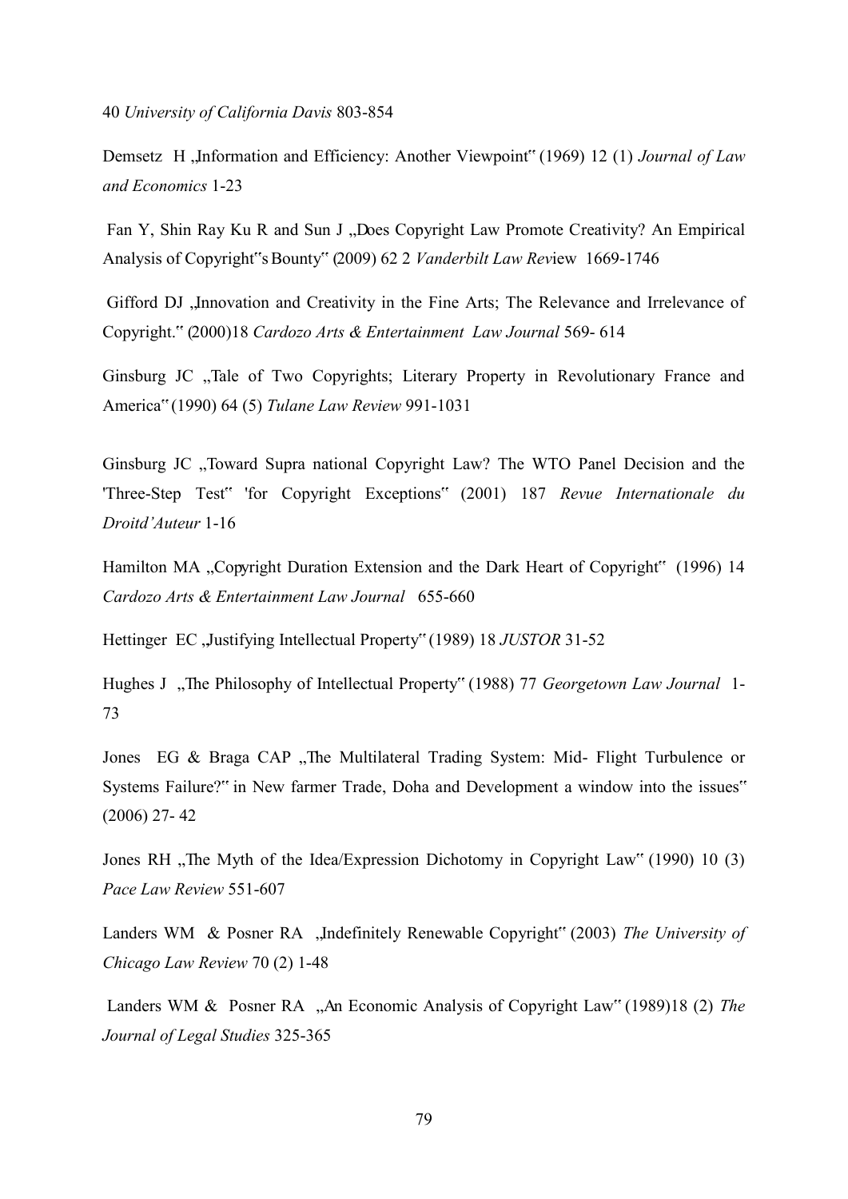40 *University of California Davis* 803-854

Demsetz H „Information and Efficiency: Another Viewpoint‟ (1969) 12 (1) *Journal of Law and Economics* 1-23

Fan Y, Shin Ray Ku R and Sun J „Does Copyright Law Promote Creativity? An Empirical Analysis of Copyright‟s Bounty‟ (2009) 62 2 *Vanderbilt Law Rev*iew 1669-1746

Gifford DJ „Innovation and Creativity in the Fine Arts; The Relevance and Irrelevance of Copyright.‟ (2000)18 *Cardozo Arts & Entertainment Law Journal* 569- 614

Ginsburg JC „Tale of Two Copyrights; Literary Property in Revolutionary France and America‟ (1990) 64 (5) *Tulane Law Review* 991-1031

Ginsburg JC „Toward Supra national Copyright Law? The WTO Panel Decision and the 'Three-Step Test‟ 'for Copyright Exceptions‟ (2001) 187 *Revue Internationale du Droitd'Auteur* 1-16

Hamilton MA „Copyright Duration Extension and the Dark Heart of Copyright‟ (1996) 14 *Cardozo Arts & Entertainment Law Journal* 655-660

Hettinger EC „Justifying Intellectual Property‟ (1989) 18 *JUSTOR* 31-52

Hughes J „The Philosophy of Intellectual Property‟ (1988) 77 *Georgetown Law Journal* 1-73

Jones EG & Braga CAP „The Multilateral Trading System: Mid- Flight Turbulence or Systems Failure?‟ in New farmer Trade, Doha and Development a window into the issues‟ (2006) 27- 42

Jones RH „The Myth of the Idea/Expression Dichotomy in Copyright Law‟ (1990) 10 (3) *Pace Law Review* 551-607

Landers WM & Posner RA „Indefinitely Renewable Copyright‟ (2003) *The University of Chicago Law Review* 70 (2) 1-48

Landers WM & Posner RA „An Economic Analysis of Copyright Law‟ (1989)18 (2) *The Journal of Legal Studies* 325-365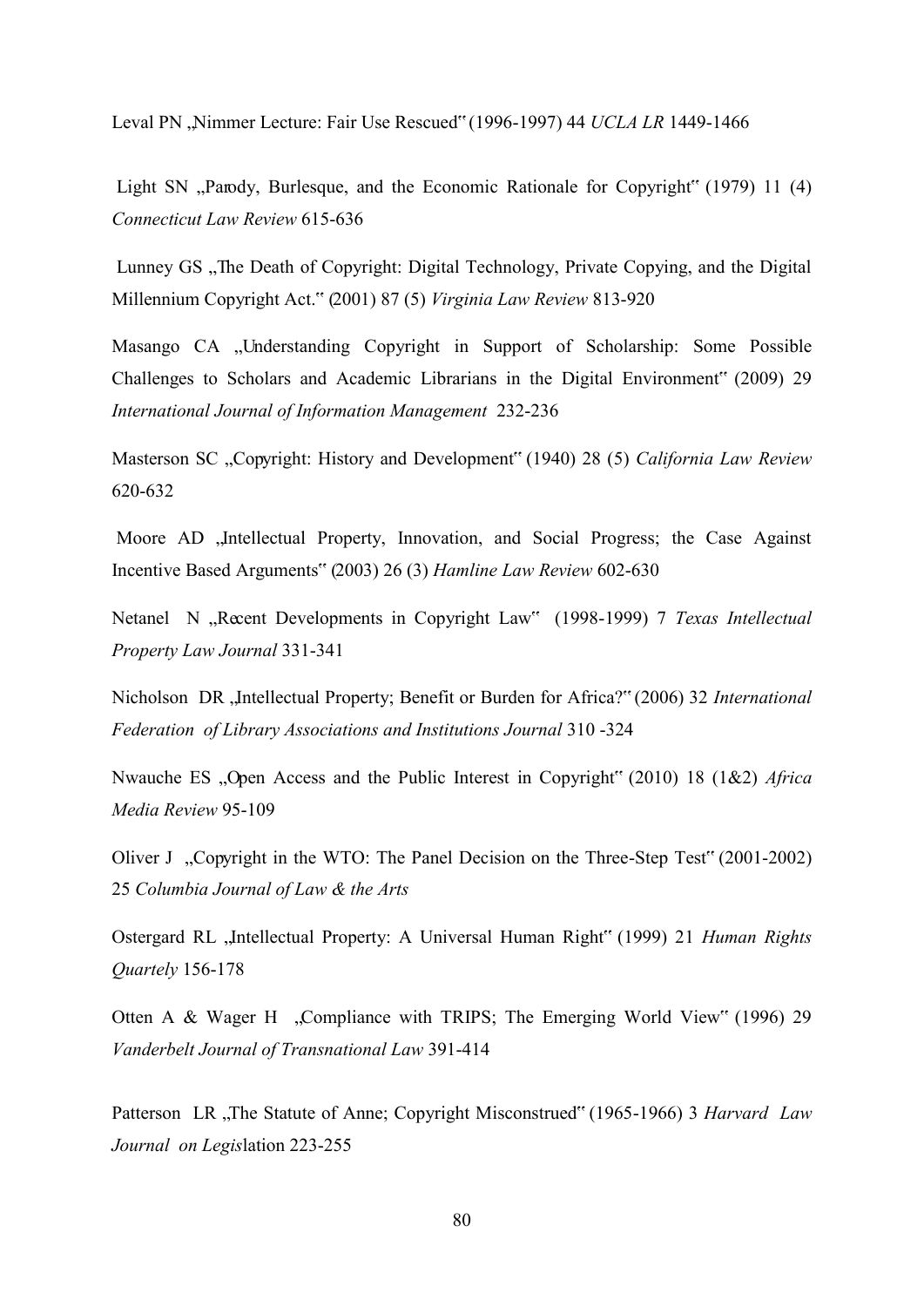Leval PN „Nimmer Lecture: Fair Use Rescued" (1996-1997) 44 *UCLA LR* 1449-1466

Light SN „Parody, Burlesque, and the Economic Rationale for Copyright" (1979) 11 (4) *Connecticut Law Review* 615-636

Lunney GS „The Death of Copyright: Digital Technology, Private Copying, and the Digital Millennium Copyright Act." (2001) 87 (5) *Virginia Law Review* 813-920

Masango CA „Understanding Copyright in Support of Scholarship: Some Possible Challenges to Scholars and Academic Librarians in the Digital Environment" (2009) 29 *International Journal of Information Management* 232-236

Masterson SC „Copyright: History and Development" (1940) 28 (5) *California Law Review* 620-632

Moore AD „Intellectual Property, Innovation, and Social Progress; the Case Against Incentive Based Arguments" (2003) 26 (3) *Hamline Law Review* 602-630

Netanel N „Recent Developments in Copyright Law" (1998-1999) 7 *Texas Intellectual Property Law Journal* 331-341

Nicholson DR „Intellectual Property; Benefit or Burden for Africa?" (2006) 32 *International Federation of Library Associations and Institutions Journal* 310 -324

Nwauche ES „Open Access and the Public Interest in Copyright" (2010) 18 (1&2) *Africa Media Review* 95-109

Oliver J „Copyright in the WTO: The Panel Decision on the Three-Step Test" (2001-2002) 25 *Columbia Journal of Law & the Arts*

Ostergard RL „Intellectual Property: A Universal Human Right" (1999) 21 *Human Rights Quartely* 156-178

Otten A & Wager H „Compliance with TRIPS; The Emerging World View" (1996) 29 *Vanderbelt Journal of Transnational Law* 391-414

Patterson LR „The Statute of Anne; Copyright Misconstrued" (1965-1966) 3 *Harvard Law Journal on Legislation* 223-255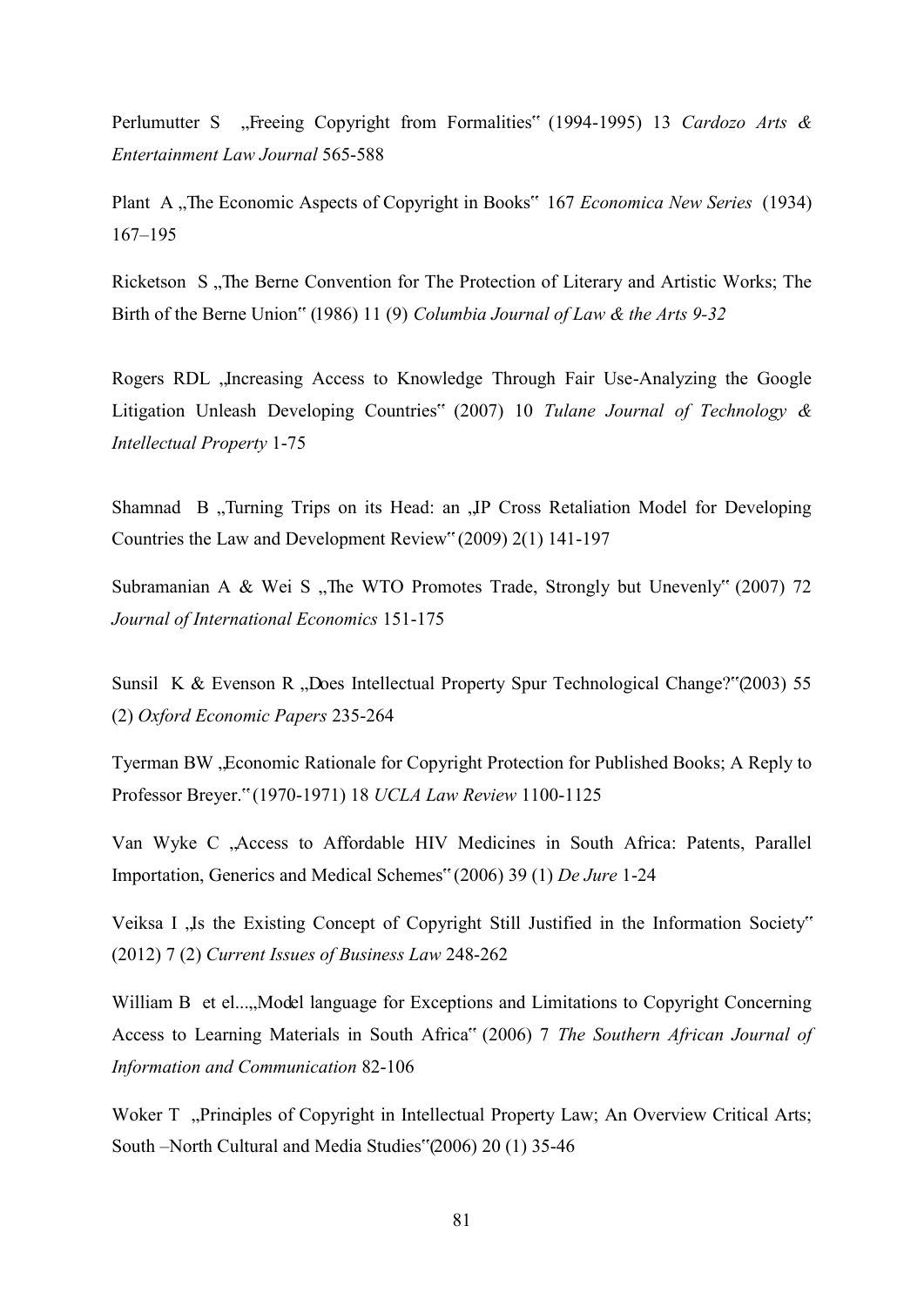Perlumutter S „Freeing Copyright from Formalities" (1994-1995) 13 *Cardozo Arts & Entertainment Law Journal* 565-588

Plant A „The Economic Aspects of Copyright in Books" 167 *Economica New Series* (1934) 167–195

Ricketson S „The Berne Convention for The Protection of Literary and Artistic Works; The Birth of the Berne Union" (1986) 11 (9) *Columbia Journal of Law & the Arts 9-32*

Rogers RDL „Increasing Access to Knowledge Through Fair Use-Analyzing the Google Litigation Unleash Developing Countries" (2007) 10 *Tulane Journal of Technology & Intellectual Property* 1-75

Shamnad B „Turning Trips on its Head: an „IP Cross Retaliation Model for Developing Countries the Law and Development Review" (2009) 2(1) 141-197

Subramanian A & Wei S „The WTO Promotes Trade, Strongly but Unevenly" (2007) 72 *Journal of International Economics* 151-175

Sunsil K & Evenson R „Does Intellectual Property Spur Technological Change?"(2003) 55 (2) *Oxford Economic Papers* 235-264

Tyerman BW „Economic Rationale for Copyright Protection for Published Books; A Reply to Professor Breyer." (1970-1971) 18 *UCLA Law Review* 1100-1125

Van Wyke C „Access to Affordable HIV Medicines in South Africa: Patents, Parallel Importation, Generics and Medical Schemes" (2006) 39 (1) *De Jure* 1-24

Veiksa I „Is the Existing Concept of Copyright Still Justified in the Information Society" (2012) 7 (2) *Current Issues of Business Law* 248-262

William B et el...„Model language for Exceptions and Limitations to Copyright Concerning Access to Learning Materials in South Africa" (2006) 7 *The Southern African Journal of Information and Communication* 82-106

Woker T „Principles of Copyright in Intellectual Property Law; An Overview Critical Arts; South –North Cultural and Media Studies"(2006) 20 (1) 35-46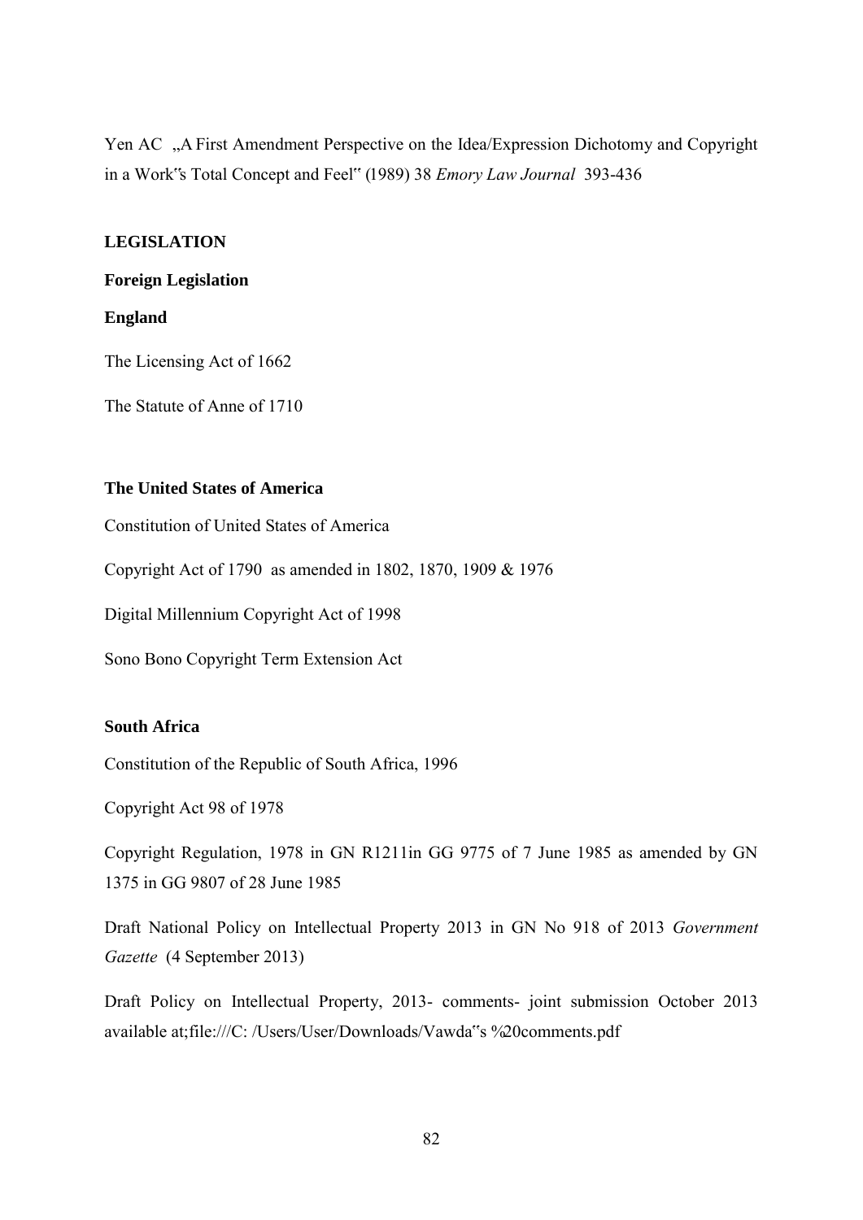Yen AC „A First Amendment Perspective on the Idea/Expression Dichotomy and Copyright in a Work"s Total Concept and Feel" (1989) 38 *Emory Law Journal* 393-436

## LEGISLATION

### Foreign Legislation

#### England

The Licensing Act of 1662

The Statute of Anne of 1710

#### The United States of America

Constitution of United States of America

Copyright Act of 1790 as amended in 1802, 1870, 1909 & 1976

Digital Millennium Copyright Act of 1998

Sono Bono Copyright Term Extension Act

#### South Africa

Constitution of the Republic of South Africa, 1996

Copyright Act 98 of 1978

Copyright Regulation, 1978 in GN R1211in GG 9775 of 7 June 1985 as amended by GN 1375 in GG 9807 of 28 June 1985

Draft National Policy on Intellectual Property 2013 in GN No 918 of 2013 *Government Gazette* (4 September 2013)

Draft Policy on Intellectual Property, 2013- comments- joint submission October 2013 available at;file:///C: /Users/User/Downloads/Vawda"s %20comments.pdf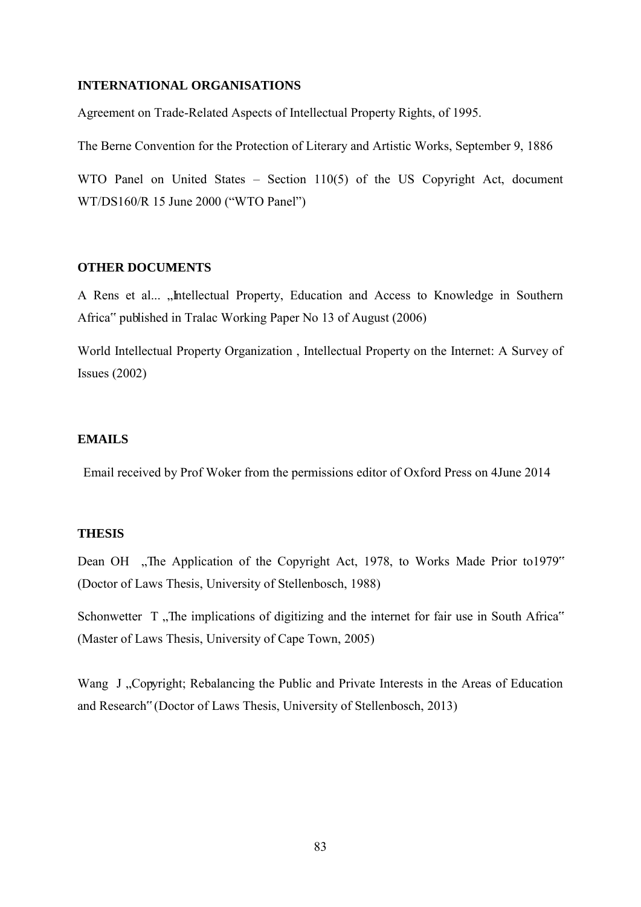## INTERNATIONAL ORGANISATIONS

Agreement on Trade-Related Aspects of Intellectual Property Rights, of 1995.

The Berne Convention for the Protection of Literary and Artistic Works, September 9, 1886

WTO Panel on United States – Section 110(5) of the US Copyright Act, document WT/DS160/R 15 June 2000 ("WTO Panel")

## OTHER DOCUMENTS

A Rens et al... „Intellectual Property, Education and Access to Knowledge in Southern Africa" published in Tralac Working Paper No 13 of August (2006)

World Intellectual Property Organization , Intellectual Property on the Internet: A Survey of Issues (2002)

## EMAILS

Email received by Prof Woker from the permissions editor of Oxford Press on 4June 2014

## THESIS

Dean OH „The Application of the Copyright Act, 1978, to Works Made Prior to1979" (Doctor of Laws Thesis, University of Stellenbosch, 1988)

Schonwetter T „The implications of digitizing and the internet for fair use in South Africa" (Master of Laws Thesis, University of Cape Town, 2005)

Wang J „Copyright; Rebalancing the Public and Private Interests in the Areas of Education and Research" (Doctor of Laws Thesis, University of Stellenbosch, 2013)